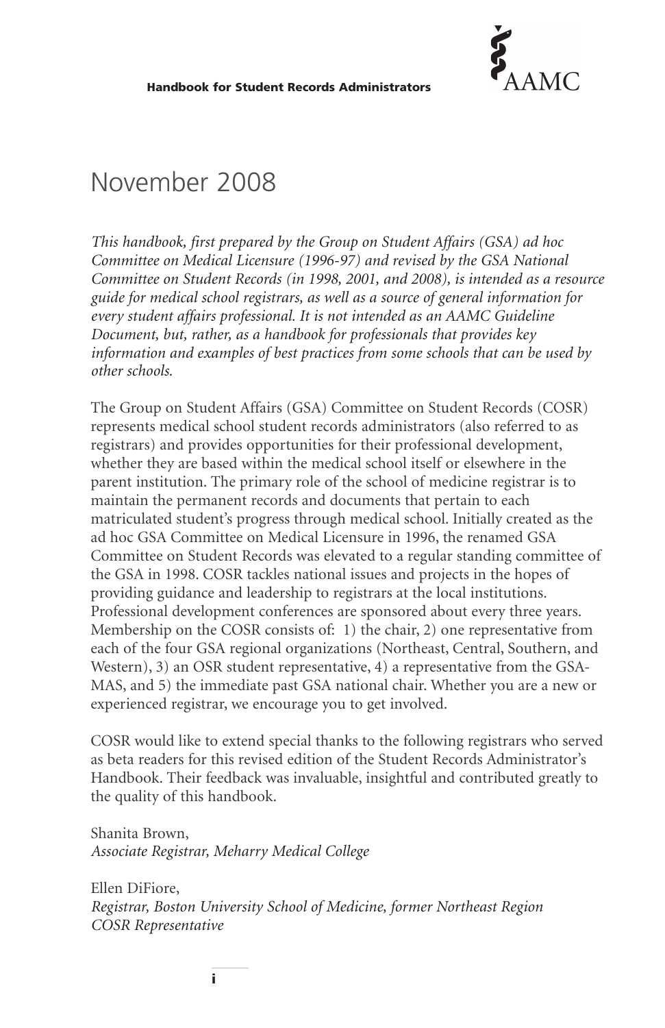# November 2008

*This handbook, first prepared by the Group on Student Affairs (GSA) ad hoc Committee on Medical Licensure (1996-97) and revised by the GSA National Committee on Student Records (in 1998, 2001, and 2008), is intended as a resource guide for medical school registrars, as well as a source of general information for every student affairs professional. It is not intended as an AAMC Guideline Document, but, rather, as a handbook for professionals that provides key information and examples of best practices from some schools that can be used by other schools.*

The Group on Student Affairs (GSA) Committee on Student Records (COSR) represents medical school student records administrators (also referred to as registrars) and provides opportunities for their professional development, whether they are based within the medical school itself or elsewhere in the parent institution. The primary role of the school of medicine registrar is to maintain the permanent records and documents that pertain to each matriculated student's progress through medical school. Initially created as the ad hoc GSA Committee on Medical Licensure in 1996, the renamed GSA Committee on Student Records was elevated to a regular standing committee of the GSA in 1998. COSR tackles national issues and projects in the hopes of providing guidance and leadership to registrars at the local institutions. Professional development conferences are sponsored about every three years. Membership on the COSR consists of: 1) the chair, 2) one representative from each of the four GSA regional organizations (Northeast, Central, Southern, and Western), 3) an OSR student representative, 4) a representative from the GSA-MAS, and 5) the immediate past GSA national chair. Whether you are a new or experienced registrar, we encourage you to get involved.

COSR would like to extend special thanks to the following registrars who served as beta readers for this revised edition of the Student Records Administrator's Handbook. Their feedback was invaluable, insightful and contributed greatly to the quality of this handbook.

Shanita Brown,
*Associate Registrar, Meharry Medical College*

Ellen DiFiore,
*Registrar, Boston University School of Medicine, former Northeast Region COSR Representative*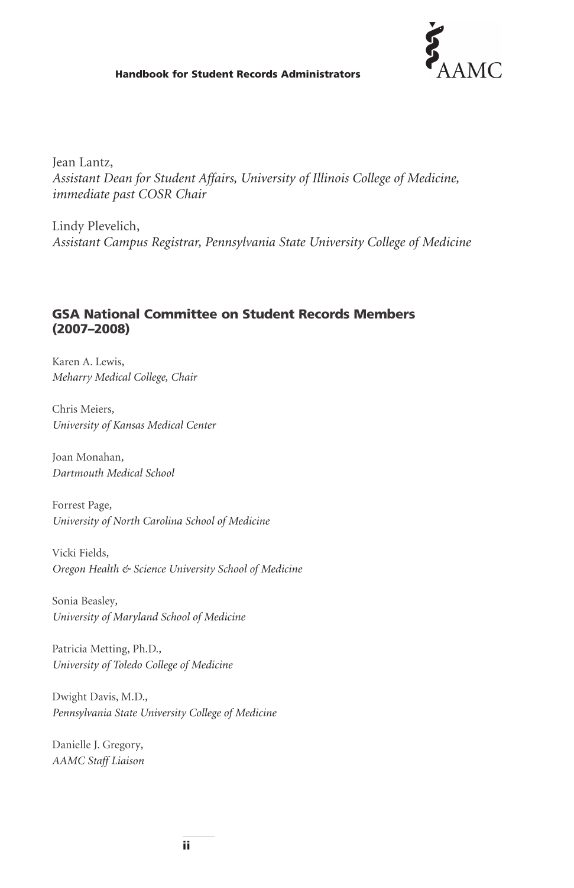Jean Lantz,
*Assistant Dean for Student Affairs, University of Illinois College of Medicine, immediate past COSR Chair*

Lindy Plevelich,
*Assistant Campus Registrar, Pennsylvania State University College of Medicine*

## GSA National Committee on Student Records Members (2007–2008)

Karen A. Lewis,
*Meharry Medical College, Chair*

Chris Meiers,
*University of Kansas Medical Center*

Joan Monahan,
*Dartmouth Medical School*

Forrest Page,
*University of North Carolina School of Medicine*

Vicki Fields,
*Oregon Health & Science University School of Medicine*

Sonia Beasley,
*University of Maryland School of Medicine*

Patricia Metting, Ph.D.,
*University of Toledo College of Medicine*

Dwight Davis, M.D.,
*Pennsylvania State University College of Medicine*

Danielle J. Gregory,
*AAMC Staff Liaison*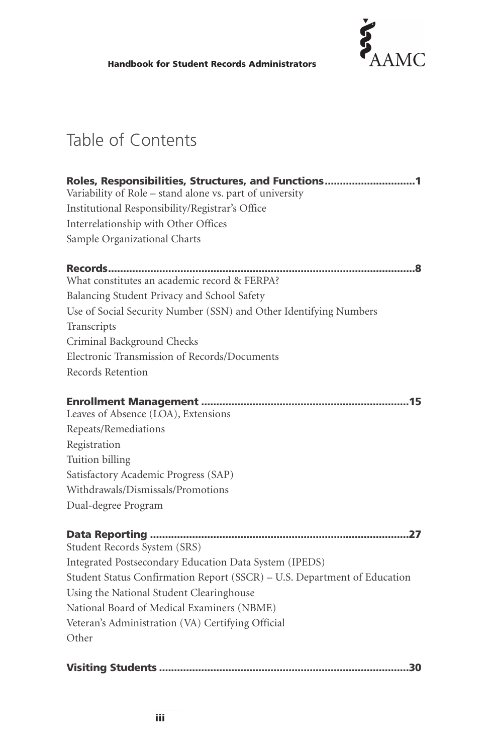# Table of Contents

**Roles, Responsibilities, Structures, and Functions............................1**

Variability of Role – stand alone vs. part of university

Institutional Responsibility/Registrar's Office

Interrelationship with Other Offices

Sample Organizational Charts

**Records.......................................................................................8**

What constitutes an academic record & FERPA?

Balancing Student Privacy and School Safety

Use of Social Security Number (SSN) and Other Identifying Numbers

Transcripts

Criminal Background Checks

Electronic Transmission of Records/Documents

Records Retention

**Enrollment Management ...................................................................15**

Leaves of Absence (LOA), Extensions

Repeats/Remediations

Registration

Tuition billing

Satisfactory Academic Progress (SAP)

Withdrawals/Dismissals/Promotions

Dual-degree Program

**Data Reporting ..............................................................................27**

Student Records System (SRS)

Integrated Postsecondary Education Data System (IPEDS)

Student Status Confirmation Report (SSCR) – U.S. Department of Education

Using the National Student Clearinghouse

National Board of Medical Examiners (NBME)

Veteran's Administration (VA) Certifying Official

Other

**Visiting Students ..........................................................................30**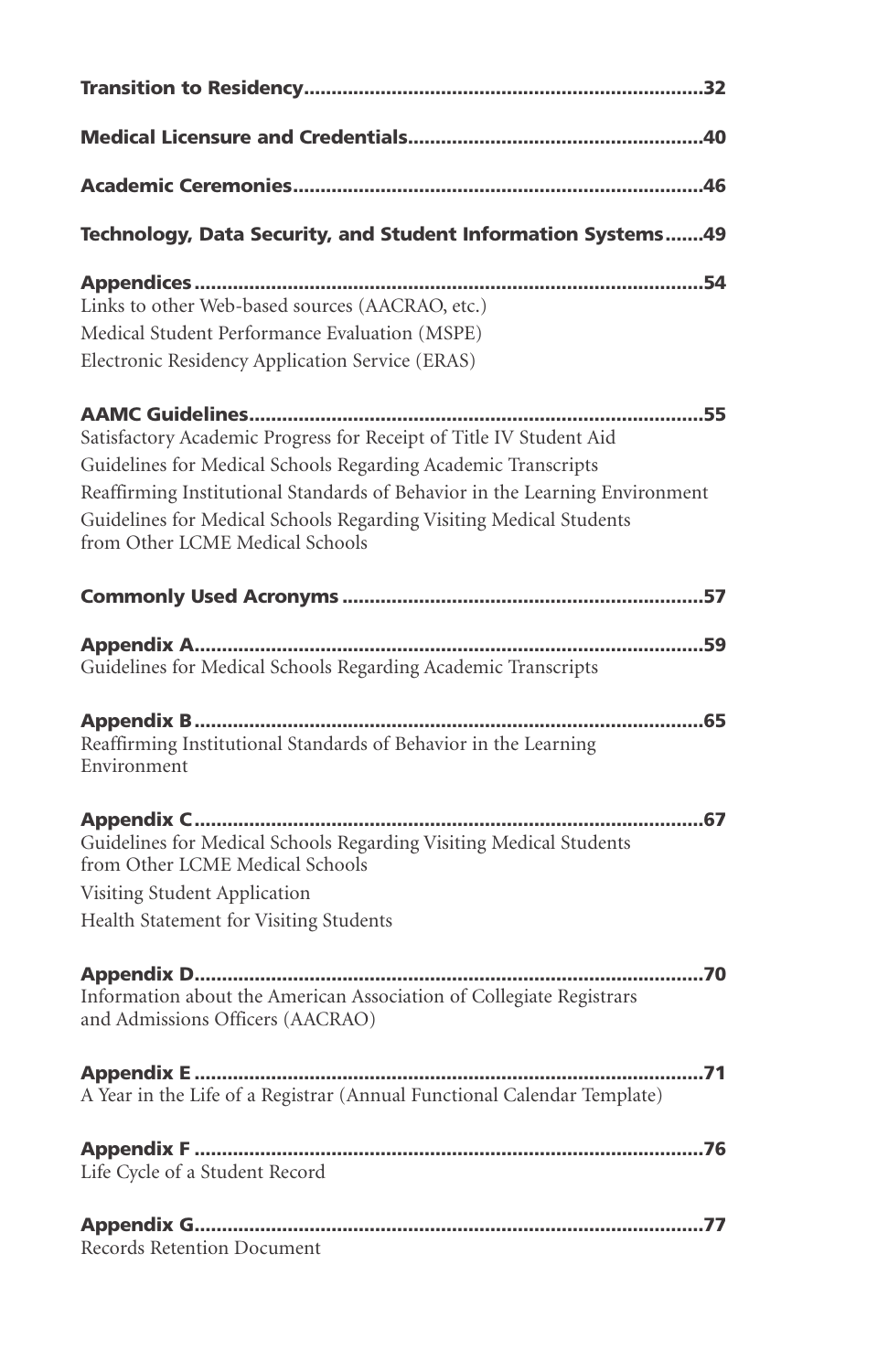**Transition to Residency**........................................................................32

**Medical Licensure and Credentials**.....................................................40

**Academic Ceremonies**..........................................................................46

**Technology, Data Security, and Student Information Systems**.......49

**Appendices**..........................................................................................54

Links to other Web-based sources (AACRAO, etc.)

Medical Student Performance Evaluation (MSPE)

Electronic Residency Application Service (ERAS)

**AAMC Guidelines**..................................................................................55

Satisfactory Academic Progress for Receipt of Title IV Student Aid

Guidelines for Medical Schools Regarding Academic Transcripts

Reaffirming Institutional Standards of Behavior in the Learning Environment

Guidelines for Medical Schools Regarding Visiting Medical Students from Other LCME Medical Schools

**Commonly Used Acronyms**.................................................................57

**Appendix A**...........................................................................................59

Guidelines for Medical Schools Regarding Academic Transcripts

**Appendix B**...........................................................................................65

Reaffirming Institutional Standards of Behavior in the Learning Environment

**Appendix C**...........................................................................................67

Guidelines for Medical Schools Regarding Visiting Medical Students from Other LCME Medical Schools

Visiting Student Application

Health Statement for Visiting Students

**Appendix D**...........................................................................................70

Information about the American Association of Collegiate Registrars and Admissions Officers (AACRAO)

**Appendix E**...........................................................................................71

A Year in the Life of a Registrar (Annual Functional Calendar Template)

**Appendix F**...........................................................................................76

Life Cycle of a Student Record

**Appendix G**...........................................................................................77

Records Retention Document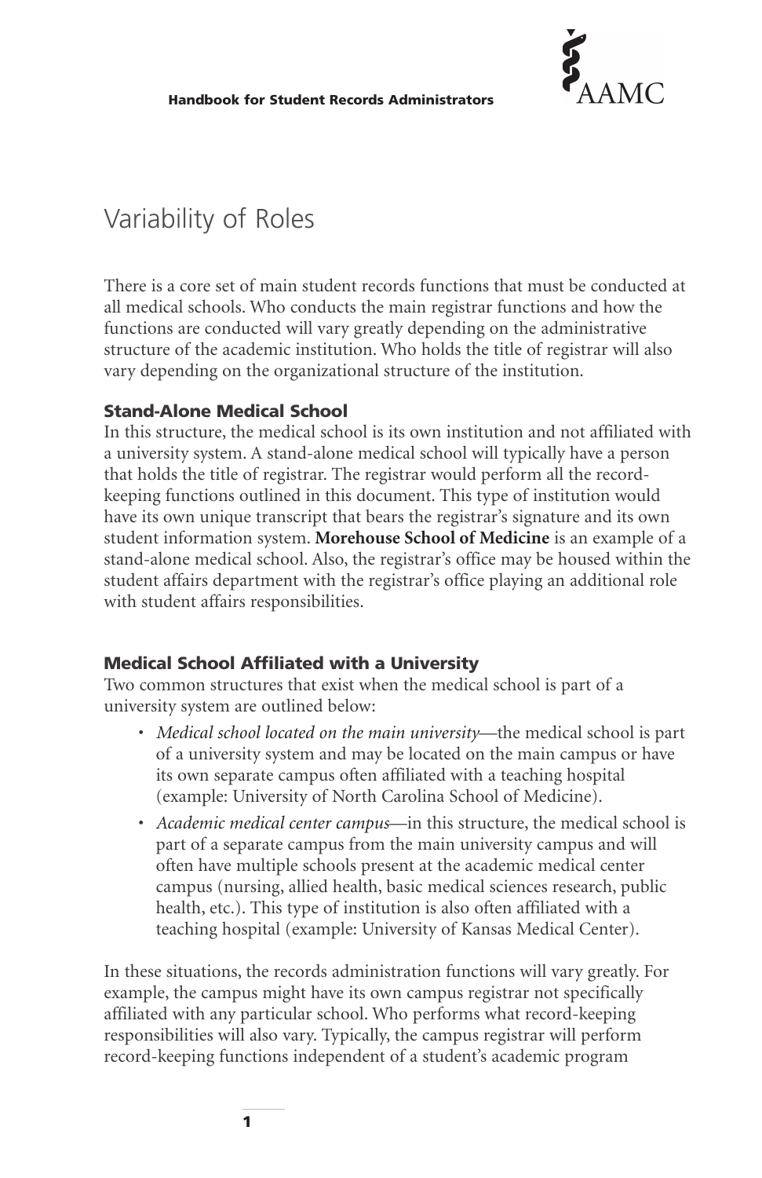# Variability of Roles

There is a core set of main student records functions that must be conducted at all medical schools. Who conducts the main registrar functions and how the functions are conducted will vary greatly depending on the administrative structure of the academic institution. Who holds the title of registrar will also vary depending on the organizational structure of the institution.

### Stand-Alone Medical School

In this structure, the medical school is its own institution and not affiliated with a university system. A stand-alone medical school will typically have a person that holds the title of registrar. The registrar would perform all the record-keeping functions outlined in this document. This type of institution would have its own unique transcript that bears the registrar's signature and its own student information system. **Morehouse School of Medicine** is an example of a stand-alone medical school. Also, the registrar's office may be housed within the student affairs department with the registrar's office playing an additional role with student affairs responsibilities.

### Medical School Affiliated with a University

Two common structures that exist when the medical school is part of a university system are outlined below:

- *Medical school located on the main university*—the medical school is part of a university system and may be located on the main campus or have its own separate campus often affiliated with a teaching hospital (example: University of North Carolina School of Medicine).
- *Academic medical center campus*—in this structure, the medical school is part of a separate campus from the main university campus and will often have multiple schools present at the academic medical center campus (nursing, allied health, basic medical sciences research, public health, etc.). This type of institution is also often affiliated with a teaching hospital (example: University of Kansas Medical Center).

In these situations, the records administration functions will vary greatly. For example, the campus might have its own campus registrar not specifically affiliated with any particular school. Who performs what record-keeping responsibilities will also vary. Typically, the campus registrar will perform record-keeping functions independent of a student's academic program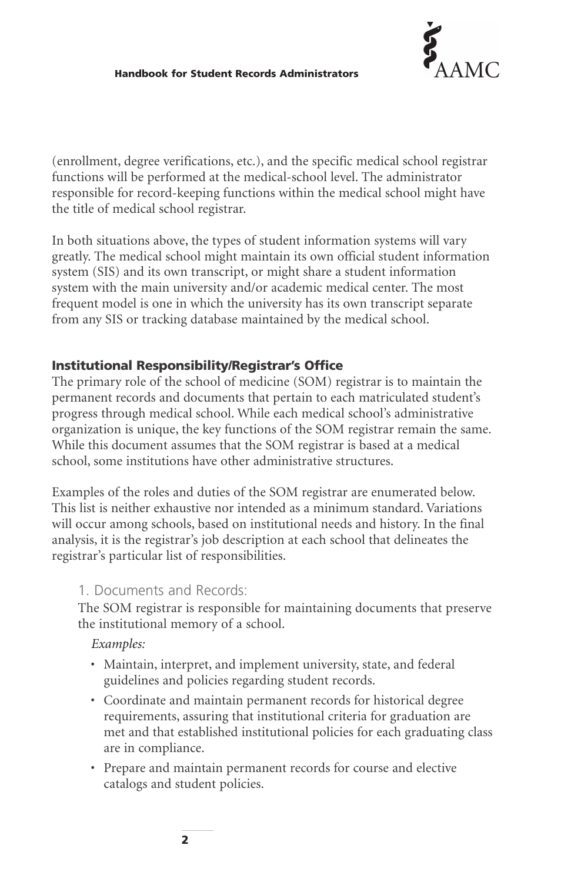(enrollment, degree verifications, etc.), and the specific medical school registrar functions will be performed at the medical-school level. The administrator responsible for record-keeping functions within the medical school might have the title of medical school registrar.

In both situations above, the types of student information systems will vary greatly. The medical school might maintain its own official student information system (SIS) and its own transcript, or might share a student information system with the main university and/or academic medical center. The most frequent model is one in which the university has its own transcript separate from any SIS or tracking database maintained by the medical school.

## Institutional Responsibility/Registrar's Office

The primary role of the school of medicine (SOM) registrar is to maintain the permanent records and documents that pertain to each matriculated student's progress through medical school. While each medical school's administrative organization is unique, the key functions of the SOM registrar remain the same. While this document assumes that the SOM registrar is based at a medical school, some institutions have other administrative structures.

Examples of the roles and duties of the SOM registrar are enumerated below. This list is neither exhaustive nor intended as a minimum standard. Variations will occur among schools, based on institutional needs and history. In the final analysis, it is the registrar's job description at each school that delineates the registrar's particular list of responsibilities.

### 1. Documents and Records:

The SOM registrar is responsible for maintaining documents that preserve the institutional memory of a school.

*Examples:*

- Maintain, interpret, and implement university, state, and federal guidelines and policies regarding student records.
- Coordinate and maintain permanent records for historical degree requirements, assuring that institutional criteria for graduation are met and that established institutional policies for each graduating class are in compliance.
- Prepare and maintain permanent records for course and elective catalogs and student policies.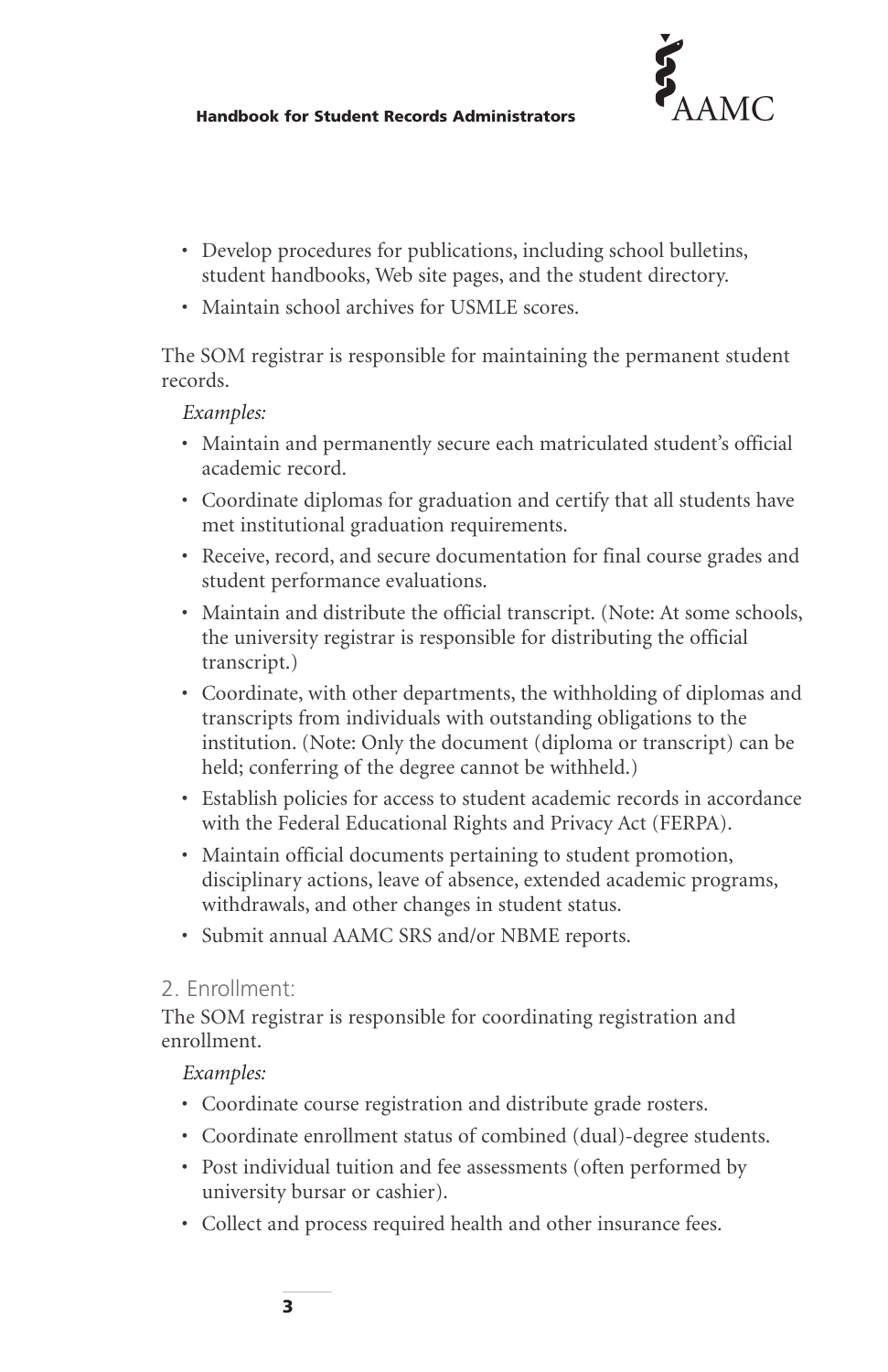- Develop procedures for publications, including school bulletins, student handbooks, Web site pages, and the student directory.
- Maintain school archives for USMLE scores.

The SOM registrar is responsible for maintaining the permanent student records.

*Examples:*

- Maintain and permanently secure each matriculated student's official academic record.
- Coordinate diplomas for graduation and certify that all students have met institutional graduation requirements.
- Receive, record, and secure documentation for final course grades and student performance evaluations.
- Maintain and distribute the official transcript. (Note: At some schools, the university registrar is responsible for distributing the official transcript.)
- Coordinate, with other departments, the withholding of diplomas and transcripts from individuals with outstanding obligations to the institution. (Note: Only the document (diploma or transcript) can be held; conferring of the degree cannot be withheld.)
- Establish policies for access to student academic records in accordance with the Federal Educational Rights and Privacy Act (FERPA).
- Maintain official documents pertaining to student promotion, disciplinary actions, leave of absence, extended academic programs, withdrawals, and other changes in student status.
- Submit annual AAMC SRS and/or NBME reports.

## 2. Enrollment:

The SOM registrar is responsible for coordinating registration and enrollment.

*Examples:*

- Coordinate course registration and distribute grade rosters.
- Coordinate enrollment status of combined (dual)-degree students.
- Post individual tuition and fee assessments (often performed by university bursar or cashier).
- Collect and process required health and other insurance fees.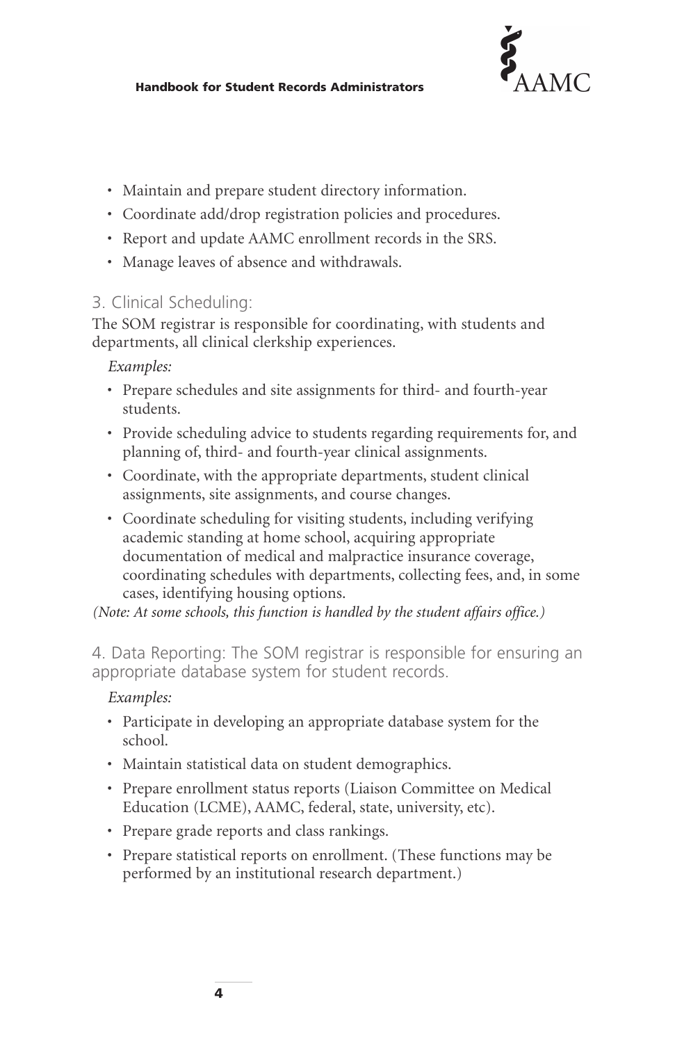- Maintain and prepare student directory information.
- Coordinate add/drop registration policies and procedures.
- Report and update AAMC enrollment records in the SRS.
- Manage leaves of absence and withdrawals.

### 3. Clinical Scheduling:

The SOM registrar is responsible for coordinating, with students and departments, all clinical clerkship experiences.

*Examples:*

- Prepare schedules and site assignments for third- and fourth-year students.
- Provide scheduling advice to students regarding requirements for, and planning of, third- and fourth-year clinical assignments.
- Coordinate, with the appropriate departments, student clinical assignments, site assignments, and course changes.
- Coordinate scheduling for visiting students, including verifying academic standing at home school, acquiring appropriate documentation of medical and malpractice insurance coverage, coordinating schedules with departments, collecting fees, and, in some cases, identifying housing options.

*(Note: At some schools, this function is handled by the student affairs office.)*

### 4. Data Reporting: The SOM registrar is responsible for ensuring an appropriate database system for student records.

*Examples:*

- Participate in developing an appropriate database system for the school.
- Maintain statistical data on student demographics.
- Prepare enrollment status reports (Liaison Committee on Medical Education (LCME), AAMC, federal, state, university, etc).
- Prepare grade reports and class rankings.
- Prepare statistical reports on enrollment. (These functions may be performed by an institutional research department.)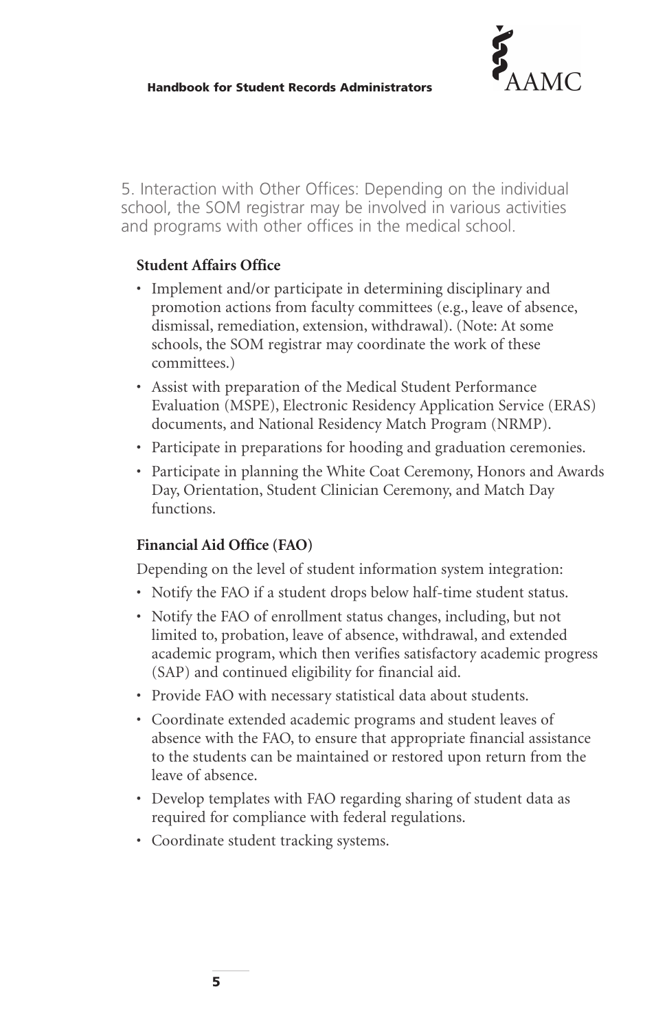5. Interaction with Other Offices: Depending on the individual school, the SOM registrar may be involved in various activities and programs with other offices in the medical school.

**Student Affairs Office**

- Implement and/or participate in determining disciplinary and promotion actions from faculty committees (e.g., leave of absence, dismissal, remediation, extension, withdrawal). (Note: At some schools, the SOM registrar may coordinate the work of these committees.)
- Assist with preparation of the Medical Student Performance Evaluation (MSPE), Electronic Residency Application Service (ERAS) documents, and National Residency Match Program (NRMP).
- Participate in preparations for hooding and graduation ceremonies.
- Participate in planning the White Coat Ceremony, Honors and Awards Day, Orientation, Student Clinician Ceremony, and Match Day functions.

**Financial Aid Office (FAO)**

Depending on the level of student information system integration:

- Notify the FAO if a student drops below half-time student status.
- Notify the FAO of enrollment status changes, including, but not limited to, probation, leave of absence, withdrawal, and extended academic program, which then verifies satisfactory academic progress (SAP) and continued eligibility for financial aid.
- Provide FAO with necessary statistical data about students.
- Coordinate extended academic programs and student leaves of absence with the FAO, to ensure that appropriate financial assistance to the students can be maintained or restored upon return from the leave of absence.
- Develop templates with FAO regarding sharing of student data as required for compliance with federal regulations.
- Coordinate student tracking systems.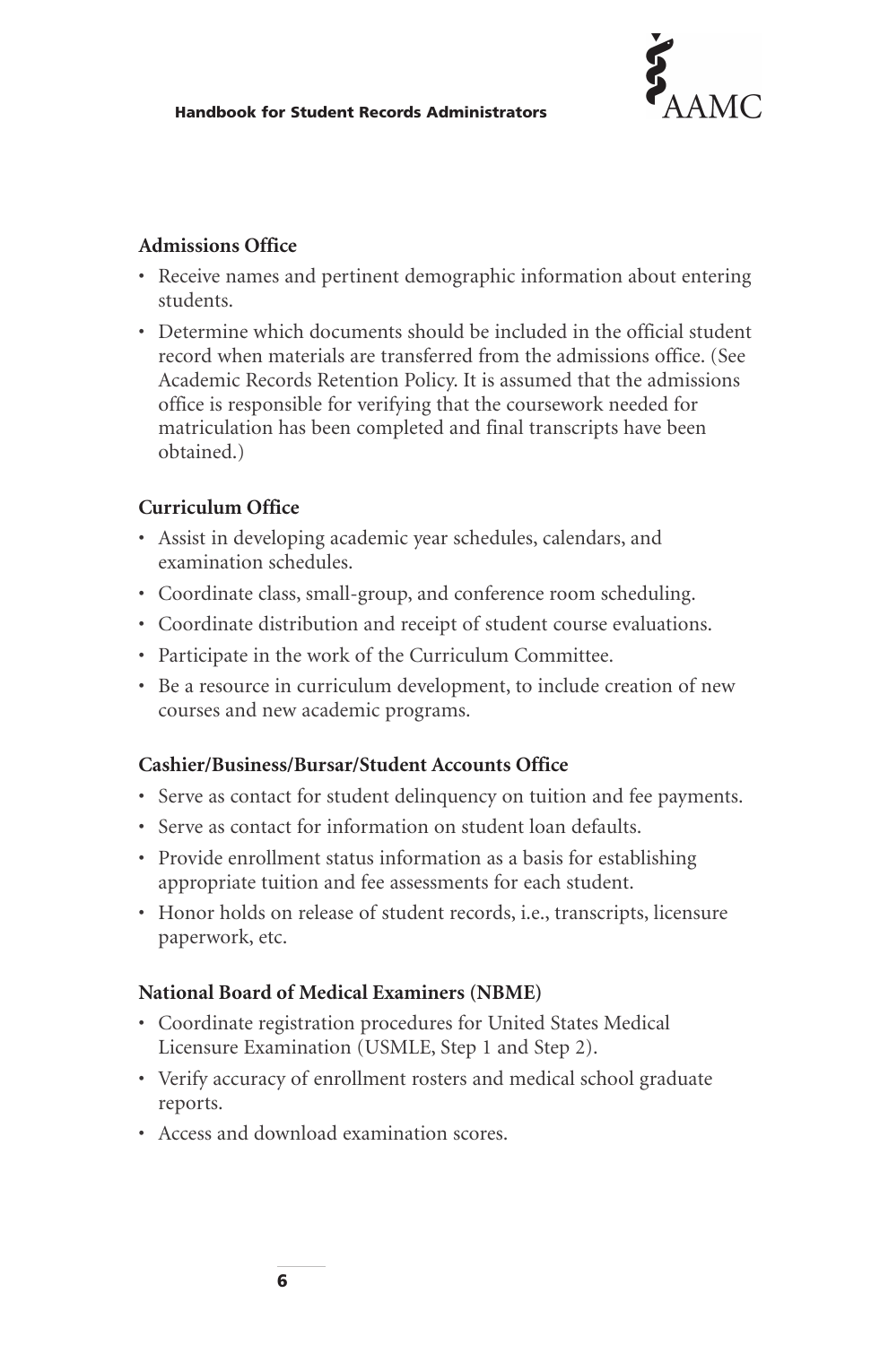**Admissions Office**

- Receive names and pertinent demographic information about entering students.
- Determine which documents should be included in the official student record when materials are transferred from the admissions office. (See Academic Records Retention Policy. It is assumed that the admissions office is responsible for verifying that the coursework needed for matriculation has been completed and final transcripts have been obtained.)

**Curriculum Office**

- Assist in developing academic year schedules, calendars, and examination schedules.
- Coordinate class, small-group, and conference room scheduling.
- Coordinate distribution and receipt of student course evaluations.
- Participate in the work of the Curriculum Committee.
- Be a resource in curriculum development, to include creation of new courses and new academic programs.

**Cashier/Business/Bursar/Student Accounts Office**

- Serve as contact for student delinquency on tuition and fee payments.
- Serve as contact for information on student loan defaults.
- Provide enrollment status information as a basis for establishing appropriate tuition and fee assessments for each student.
- Honor holds on release of student records, i.e., transcripts, licensure paperwork, etc.

**National Board of Medical Examiners (NBME)**

- Coordinate registration procedures for United States Medical Licensure Examination (USMLE, Step 1 and Step 2).
- Verify accuracy of enrollment rosters and medical school graduate reports.
- Access and download examination scores.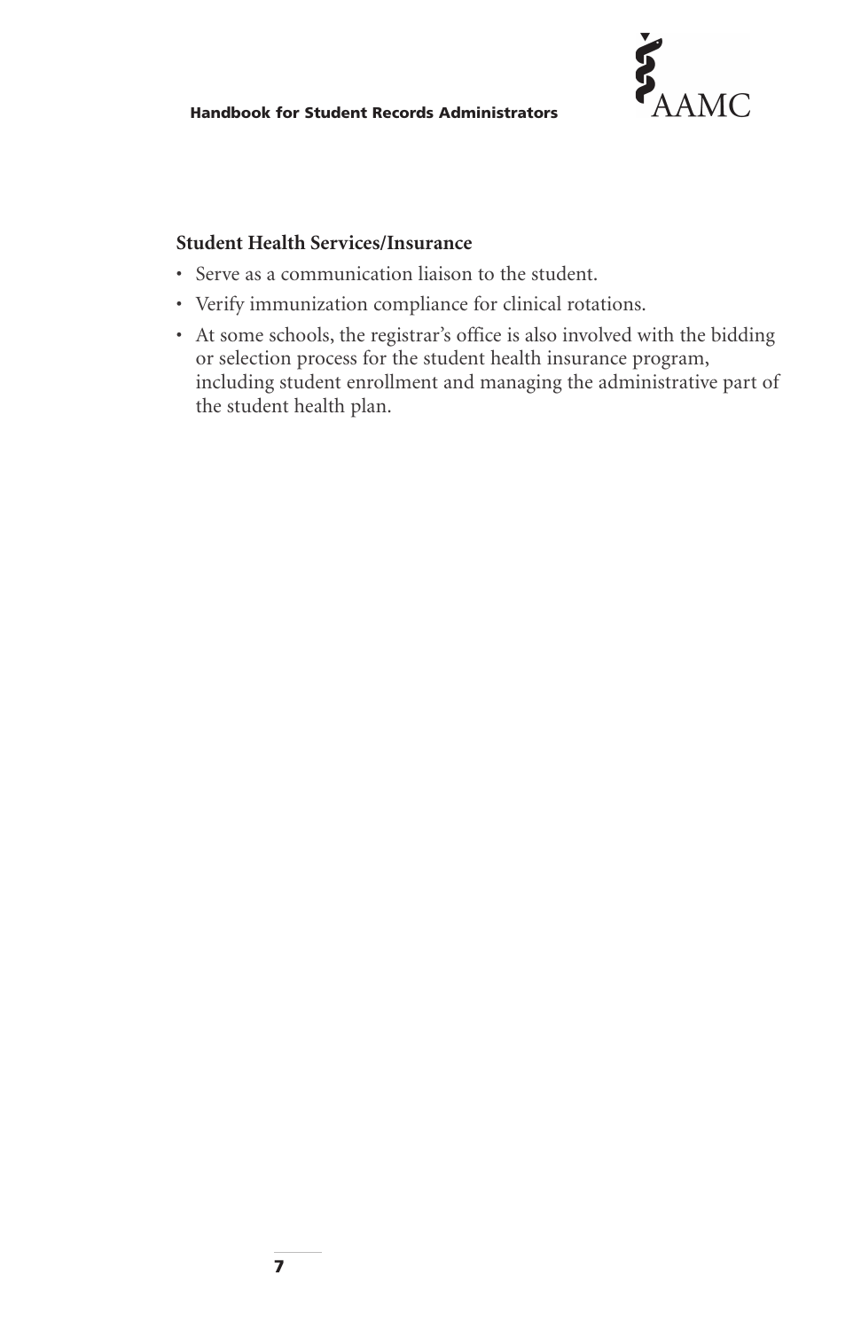**Student Health Services/Insurance**

- Serve as a communication liaison to the student.
- Verify immunization compliance for clinical rotations.
- At some schools, the registrar's office is also involved with the bidding or selection process for the student health insurance program, including student enrollment and managing the administrative part of the student health plan.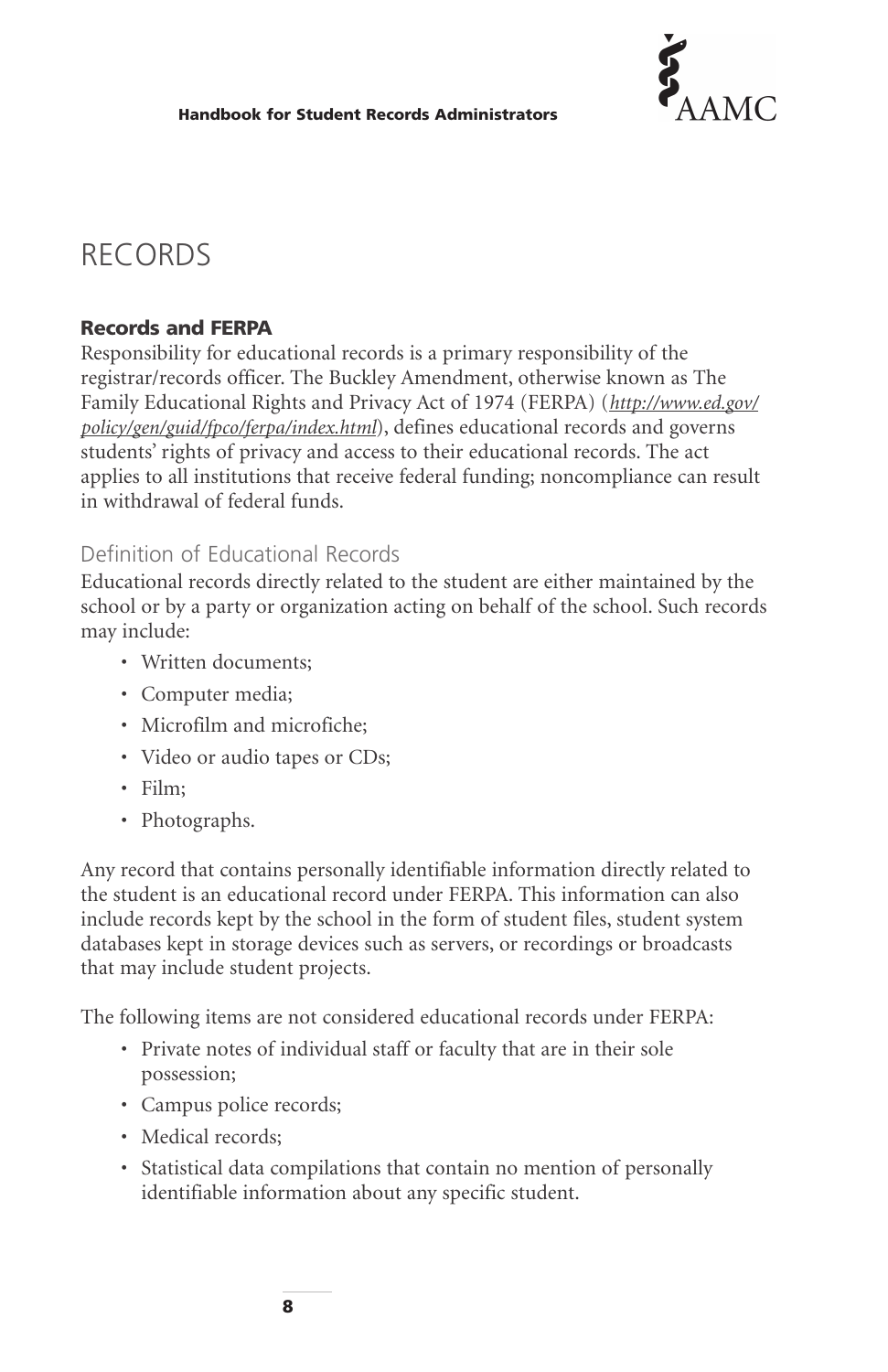# RECORDS

## Records and FERPA

Responsibility for educational records is a primary responsibility of the registrar/records officer. The Buckley Amendment, otherwise known as The Family Educational Rights and Privacy Act of 1974 (FERPA) (*http://www.ed.gov/policy/gen/guid/fpco/ferpa/index.html*), defines educational records and governs students' rights of privacy and access to their educational records. The act applies to all institutions that receive federal funding; noncompliance can result in withdrawal of federal funds.

### Definition of Educational Records

Educational records directly related to the student are either maintained by the school or by a party or organization acting on behalf of the school. Such records may include:

- Written documents;
- Computer media;
- Microfilm and microfiche;
- Video or audio tapes or CDs;
- Film;
- Photographs.

Any record that contains personally identifiable information directly related to the student is an educational record under FERPA. This information can also include records kept by the school in the form of student files, student system databases kept in storage devices such as servers, or recordings or broadcasts that may include student projects.

The following items are not considered educational records under FERPA:

- Private notes of individual staff or faculty that are in their sole possession;
- Campus police records;
- Medical records;
- Statistical data compilations that contain no mention of personally identifiable information about any specific student.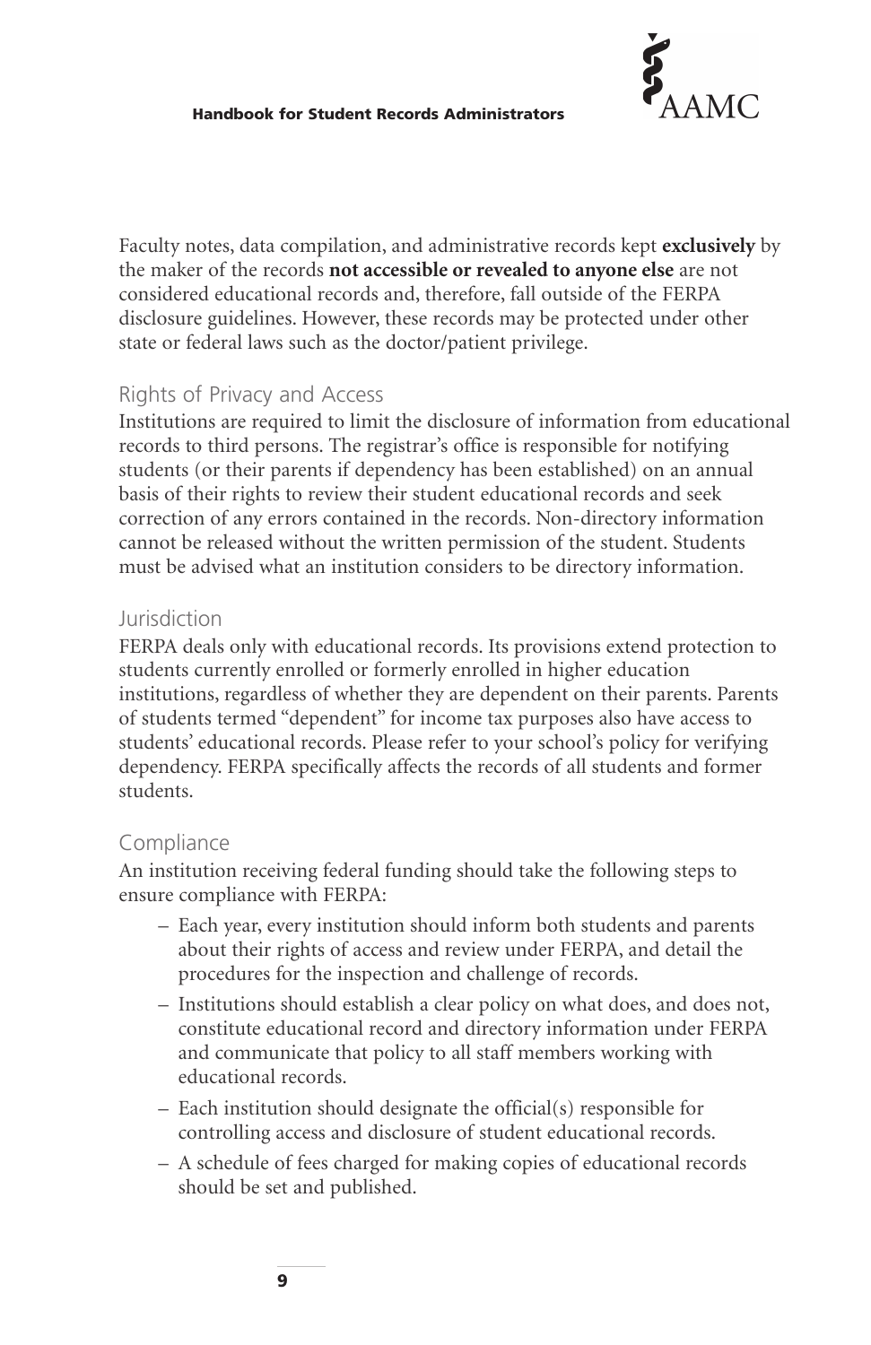Faculty notes, data compilation, and administrative records kept **exclusively** by the maker of the records **not accessible or revealed to anyone else** are not considered educational records and, therefore, fall outside of the FERPA disclosure guidelines. However, these records may be protected under other state or federal laws such as the doctor/patient privilege.

## Rights of Privacy and Access

Institutions are required to limit the disclosure of information from educational records to third persons. The registrar's office is responsible for notifying students (or their parents if dependency has been established) on an annual basis of their rights to review their student educational records and seek correction of any errors contained in the records. Non-directory information cannot be released without the written permission of the student. Students must be advised what an institution considers to be directory information.

## Jurisdiction

FERPA deals only with educational records. Its provisions extend protection to students currently enrolled or formerly enrolled in higher education institutions, regardless of whether they are dependent on their parents. Parents of students termed "dependent" for income tax purposes also have access to students' educational records. Please refer to your school's policy for verifying dependency. FERPA specifically affects the records of all students and former students.

## Compliance

An institution receiving federal funding should take the following steps to ensure compliance with FERPA:

- Each year, every institution should inform both students and parents about their rights of access and review under FERPA, and detail the procedures for the inspection and challenge of records.
- Institutions should establish a clear policy on what does, and does not, constitute educational record and directory information under FERPA and communicate that policy to all staff members working with educational records.
- Each institution should designate the official(s) responsible for controlling access and disclosure of student educational records.
- A schedule of fees charged for making copies of educational records should be set and published.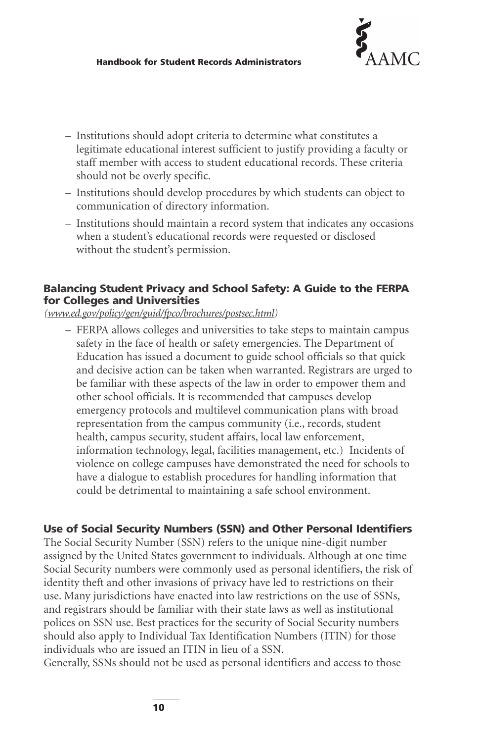- Institutions should adopt criteria to determine what constitutes a legitimate educational interest sufficient to justify providing a faculty or staff member with access to student educational records. These criteria should not be overly specific.
- Institutions should develop procedures by which students can object to communication of directory information.
- Institutions should maintain a record system that indicates any occasions when a student's educational records were requested or disclosed without the student's permission.

### Balancing Student Privacy and School Safety: A Guide to the FERPA for Colleges and Universities

*(www.ed.gov/policy/gen/guid/fpco/brochures/postsec.html)*

- FERPA allows colleges and universities to take steps to maintain campus safety in the face of health or safety emergencies. The Department of Education has issued a document to guide school officials so that quick and decisive action can be taken when warranted. Registrars are urged to be familiar with these aspects of the law in order to empower them and other school officials. It is recommended that campuses develop emergency protocols and multilevel communication plans with broad representation from the campus community (i.e., records, student health, campus security, student affairs, local law enforcement, information technology, legal, facilities management, etc.) Incidents of violence on college campuses have demonstrated the need for schools to have a dialogue to establish procedures for handling information that could be detrimental to maintaining a safe school environment.

### Use of Social Security Numbers (SSN) and Other Personal Identifiers

The Social Security Number (SSN) refers to the unique nine-digit number assigned by the United States government to individuals. Although at one time Social Security numbers were commonly used as personal identifiers, the risk of identity theft and other invasions of privacy have led to restrictions on their use. Many jurisdictions have enacted into law restrictions on the use of SSNs, and registrars should be familiar with their state laws as well as institutional polices on SSN use. Best practices for the security of Social Security numbers should also apply to Individual Tax Identification Numbers (ITIN) for those individuals who are issued an ITIN in lieu of a SSN.

Generally, SSNs should not be used as personal identifiers and access to those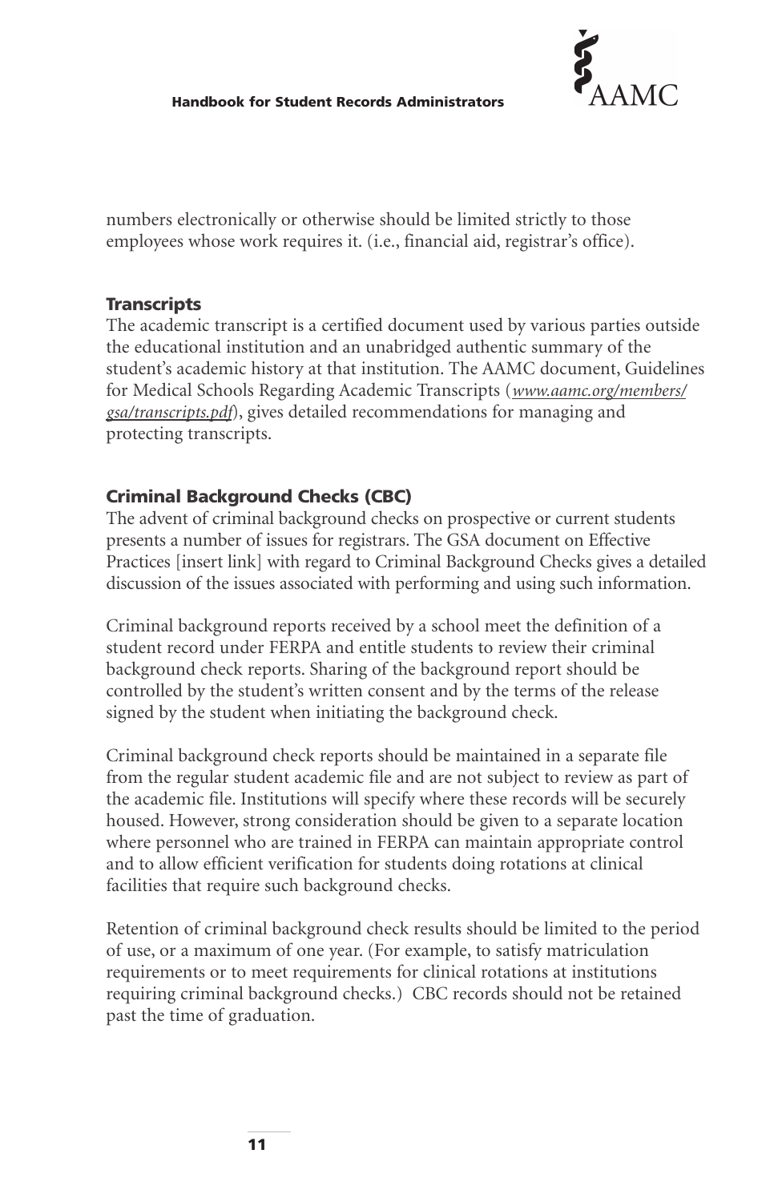numbers electronically or otherwise should be limited strictly to those employees whose work requires it. (i.e., financial aid, registrar's office).

### Transcripts

The academic transcript is a certified document used by various parties outside the educational institution and an unabridged authentic summary of the student's academic history at that institution. The AAMC document, Guidelines for Medical Schools Regarding Academic Transcripts (*www.aamc.org/members/gsa/transcripts.pdf*), gives detailed recommendations for managing and protecting transcripts.

### Criminal Background Checks (CBC)

The advent of criminal background checks on prospective or current students presents a number of issues for registrars. The GSA document on Effective Practices [insert link] with regard to Criminal Background Checks gives a detailed discussion of the issues associated with performing and using such information.

Criminal background reports received by a school meet the definition of a student record under FERPA and entitle students to review their criminal background check reports. Sharing of the background report should be controlled by the student's written consent and by the terms of the release signed by the student when initiating the background check.

Criminal background check reports should be maintained in a separate file from the regular student academic file and are not subject to review as part of the academic file. Institutions will specify where these records will be securely housed. However, strong consideration should be given to a separate location where personnel who are trained in FERPA can maintain appropriate control and to allow efficient verification for students doing rotations at clinical facilities that require such background checks.

Retention of criminal background check results should be limited to the period of use, or a maximum of one year. (For example, to satisfy matriculation requirements or to meet requirements for clinical rotations at institutions requiring criminal background checks.) CBC records should not be retained past the time of graduation.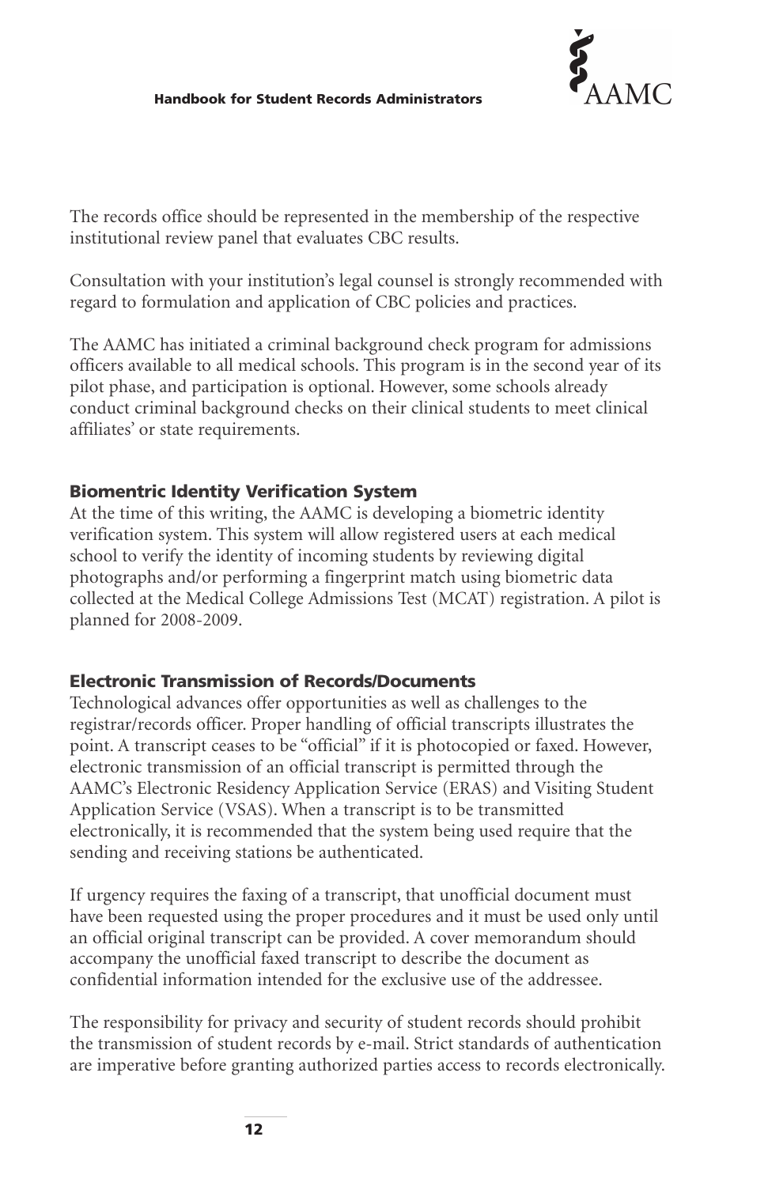The records office should be represented in the membership of the respective institutional review panel that evaluates CBC results.

Consultation with your institution's legal counsel is strongly recommended with regard to formulation and application of CBC policies and practices.

The AAMC has initiated a criminal background check program for admissions officers available to all medical schools. This program is in the second year of its pilot phase, and participation is optional. However, some schools already conduct criminal background checks on their clinical students to meet clinical affiliates' or state requirements.

### Biomentric Identity Verification System

At the time of this writing, the AAMC is developing a biometric identity verification system. This system will allow registered users at each medical school to verify the identity of incoming students by reviewing digital photographs and/or performing a fingerprint match using biometric data collected at the Medical College Admissions Test (MCAT) registration. A pilot is planned for 2008-2009.

### Electronic Transmission of Records/Documents

Technological advances offer opportunities as well as challenges to the registrar/records officer. Proper handling of official transcripts illustrates the point. A transcript ceases to be "official" if it is photocopied or faxed. However, electronic transmission of an official transcript is permitted through the AAMC's Electronic Residency Application Service (ERAS) and Visiting Student Application Service (VSAS). When a transcript is to be transmitted electronically, it is recommended that the system being used require that the sending and receiving stations be authenticated.

If urgency requires the faxing of a transcript, that unofficial document must have been requested using the proper procedures and it must be used only until an official original transcript can be provided. A cover memorandum should accompany the unofficial faxed transcript to describe the document as confidential information intended for the exclusive use of the addressee.

The responsibility for privacy and security of student records should prohibit the transmission of student records by e-mail. Strict standards of authentication are imperative before granting authorized parties access to records electronically.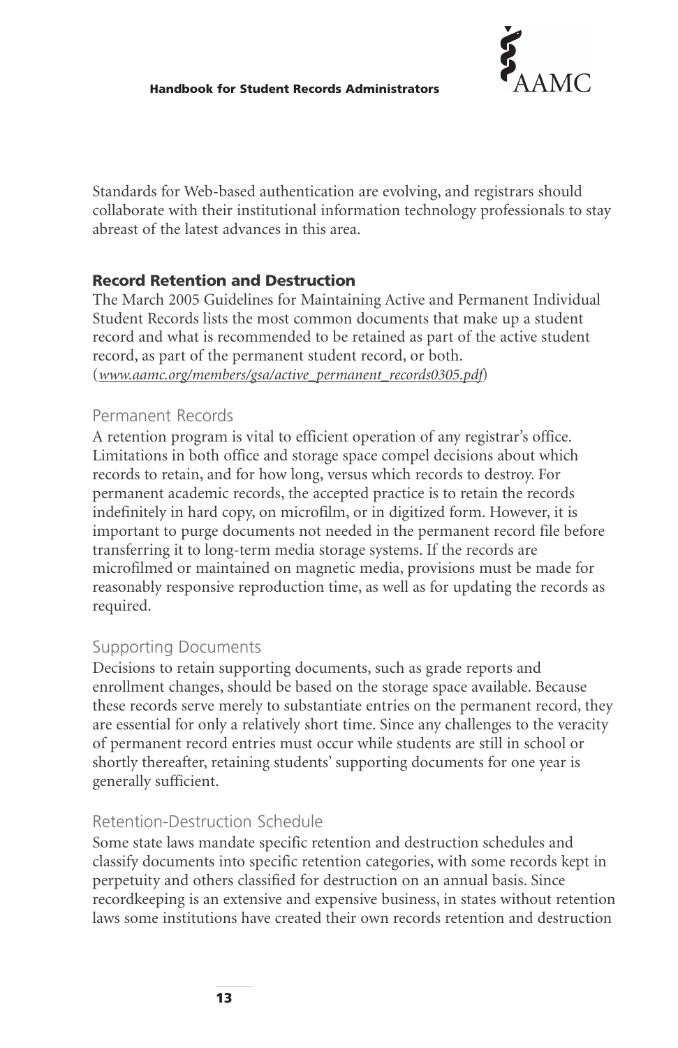Standards for Web-based authentication are evolving, and registrars should collaborate with their institutional information technology professionals to stay abreast of the latest advances in this area.

## Record Retention and Destruction

The March 2005 Guidelines for Maintaining Active and Permanent Individual Student Records lists the most common documents that make up a student record and what is recommended to be retained as part of the active student record, as part of the permanent student record, or both. (*www.aamc.org/members/gsa/active_permanent_records0305.pdf*)

### Permanent Records

A retention program is vital to efficient operation of any registrar's office. Limitations in both office and storage space compel decisions about which records to retain, and for how long, versus which records to destroy. For permanent academic records, the accepted practice is to retain the records indefinitely in hard copy, on microfilm, or in digitized form. However, it is important to purge documents not needed in the permanent record file before transferring it to long-term media storage systems. If the records are microfilmed or maintained on magnetic media, provisions must be made for reasonably responsive reproduction time, as well as for updating the records as required.

### Supporting Documents

Decisions to retain supporting documents, such as grade reports and enrollment changes, should be based on the storage space available. Because these records serve merely to substantiate entries on the permanent record, they are essential for only a relatively short time. Since any challenges to the veracity of permanent record entries must occur while students are still in school or shortly thereafter, retaining students' supporting documents for one year is generally sufficient.

### Retention-Destruction Schedule

Some state laws mandate specific retention and destruction schedules and classify documents into specific retention categories, with some records kept in perpetuity and others classified for destruction on an annual basis. Since recordkeeping is an extensive and expensive business, in states without retention laws some institutions have created their own records retention and destruction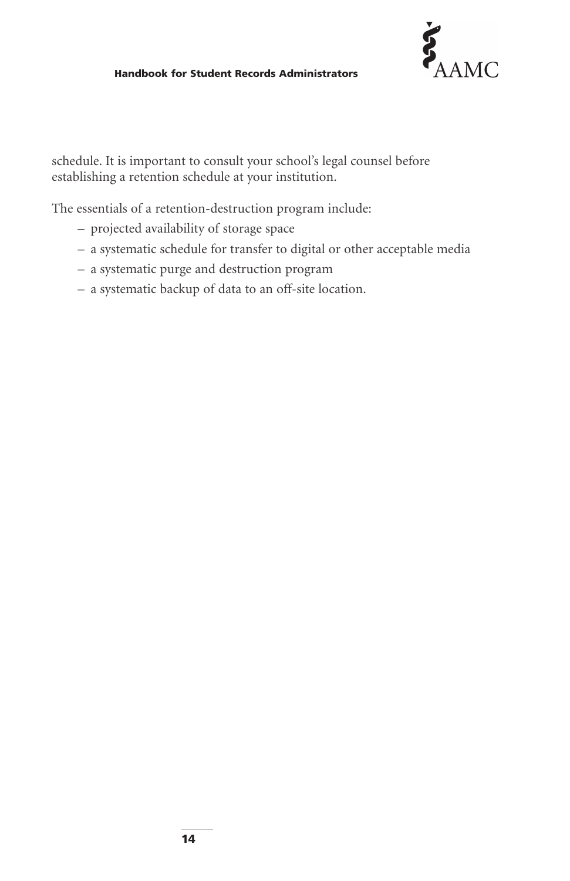schedule. It is important to consult your school's legal counsel before establishing a retention schedule at your institution.

The essentials of a retention-destruction program include:

- projected availability of storage space
- a systematic schedule for transfer to digital or other acceptable media
- a systematic purge and destruction program
- a systematic backup of data to an off-site location.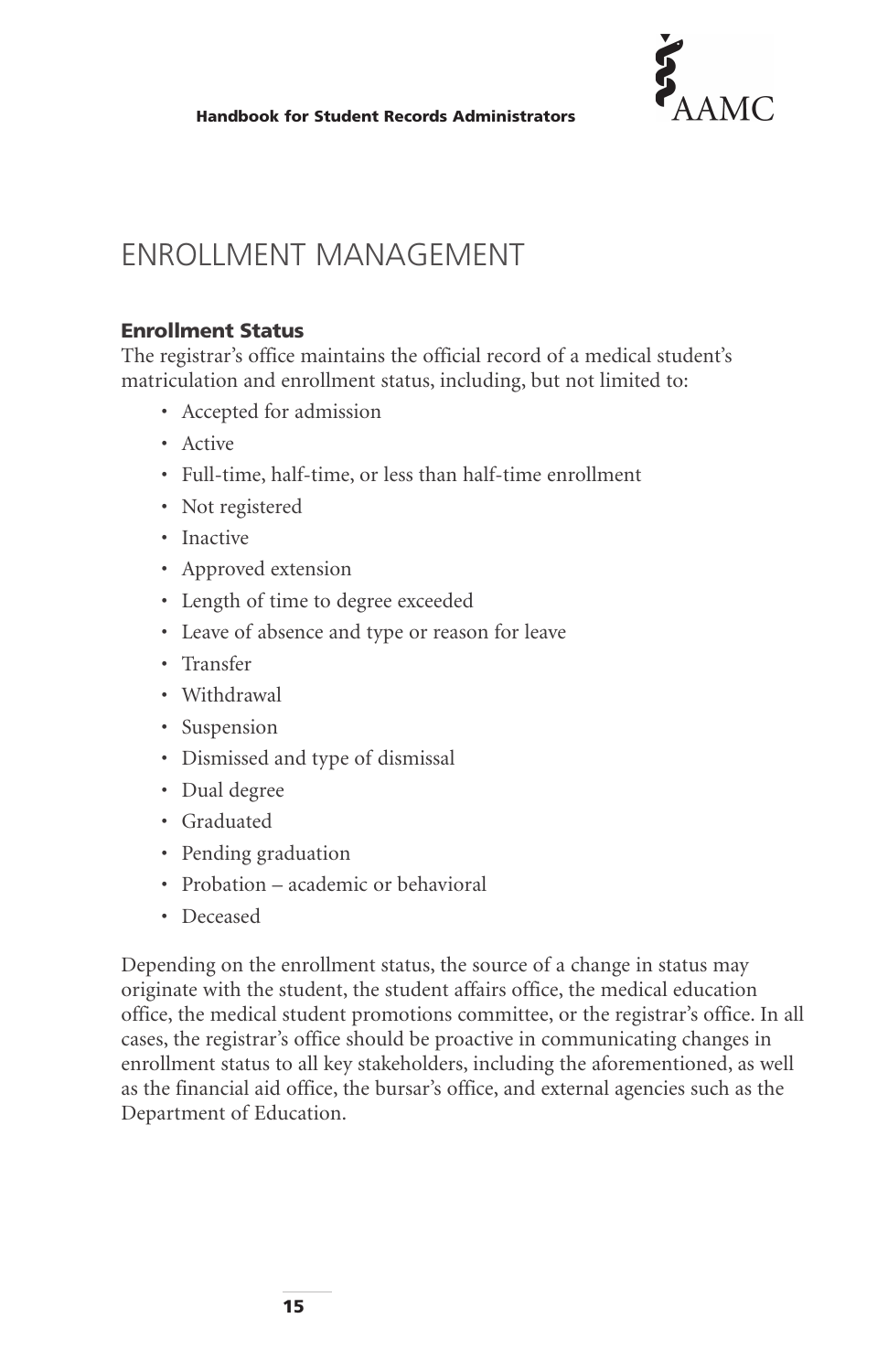# ENROLLMENT MANAGEMENT

### Enrollment Status

The registrar's office maintains the official record of a medical student's matriculation and enrollment status, including, but not limited to:

- Accepted for admission
- Active
- Full-time, half-time, or less than half-time enrollment
- Not registered
- Inactive
- Approved extension
- Length of time to degree exceeded
- Leave of absence and type or reason for leave
- Transfer
- Withdrawal
- Suspension
- Dismissed and type of dismissal
- Dual degree
- Graduated
- Pending graduation
- Probation – academic or behavioral
- Deceased

Depending on the enrollment status, the source of a change in status may originate with the student, the student affairs office, the medical education office, the medical student promotions committee, or the registrar's office. In all cases, the registrar's office should be proactive in communicating changes in enrollment status to all key stakeholders, including the aforementioned, as well as the financial aid office, the bursar's office, and external agencies such as the Department of Education.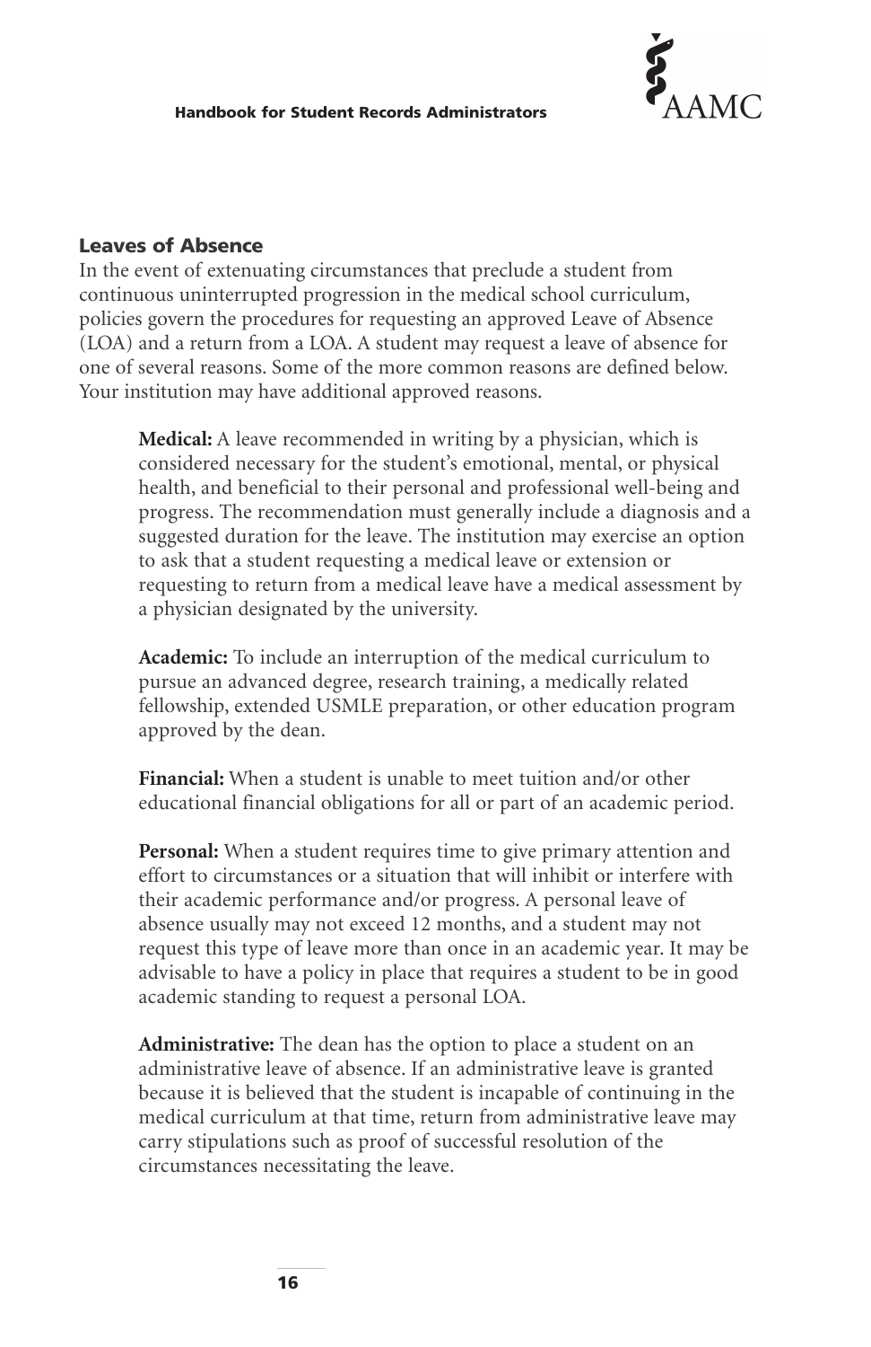## Leaves of Absence

In the event of extenuating circumstances that preclude a student from continuous uninterrupted progression in the medical school curriculum, policies govern the procedures for requesting an approved Leave of Absence (LOA) and a return from a LOA. A student may request a leave of absence for one of several reasons. Some of the more common reasons are defined below. Your institution may have additional approved reasons.

**Medical:** A leave recommended in writing by a physician, which is considered necessary for the student's emotional, mental, or physical health, and beneficial to their personal and professional well-being and progress. The recommendation must generally include a diagnosis and a suggested duration for the leave. The institution may exercise an option to ask that a student requesting a medical leave or extension or requesting to return from a medical leave have a medical assessment by a physician designated by the university.

**Academic:** To include an interruption of the medical curriculum to pursue an advanced degree, research training, a medically related fellowship, extended USMLE preparation, or other education program approved by the dean.

**Financial:** When a student is unable to meet tuition and/or other educational financial obligations for all or part of an academic period.

**Personal:** When a student requires time to give primary attention and effort to circumstances or a situation that will inhibit or interfere with their academic performance and/or progress. A personal leave of absence usually may not exceed 12 months, and a student may not request this type of leave more than once in an academic year. It may be advisable to have a policy in place that requires a student to be in good academic standing to request a personal LOA.

**Administrative:** The dean has the option to place a student on an administrative leave of absence. If an administrative leave is granted because it is believed that the student is incapable of continuing in the medical curriculum at that time, return from administrative leave may carry stipulations such as proof of successful resolution of the circumstances necessitating the leave.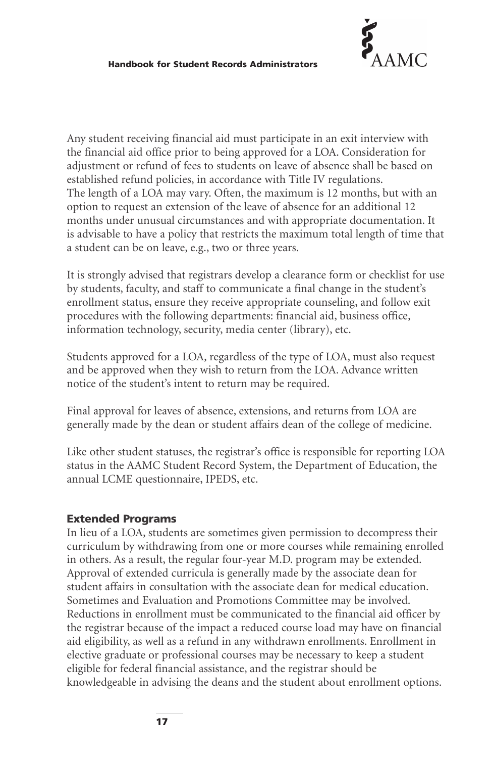Any student receiving financial aid must participate in an exit interview with the financial aid office prior to being approved for a LOA. Consideration for adjustment or refund of fees to students on leave of absence shall be based on established refund policies, in accordance with Title IV regulations. The length of a LOA may vary. Often, the maximum is 12 months, but with an option to request an extension of the leave of absence for an additional 12 months under unusual circumstances and with appropriate documentation. It is advisable to have a policy that restricts the maximum total length of time that a student can be on leave, e.g., two or three years.

It is strongly advised that registrars develop a clearance form or checklist for use by students, faculty, and staff to communicate a final change in the student's enrollment status, ensure they receive appropriate counseling, and follow exit procedures with the following departments: financial aid, business office, information technology, security, media center (library), etc.

Students approved for a LOA, regardless of the type of LOA, must also request and be approved when they wish to return from the LOA. Advance written notice of the student's intent to return may be required.

Final approval for leaves of absence, extensions, and returns from LOA are generally made by the dean or student affairs dean of the college of medicine.

Like other student statuses, the registrar's office is responsible for reporting LOA status in the AAMC Student Record System, the Department of Education, the annual LCME questionnaire, IPEDS, etc.

### Extended Programs

In lieu of a LOA, students are sometimes given permission to decompress their curriculum by withdrawing from one or more courses while remaining enrolled in others. As a result, the regular four-year M.D. program may be extended. Approval of extended curricula is generally made by the associate dean for student affairs in consultation with the associate dean for medical education. Sometimes and Evaluation and Promotions Committee may be involved. Reductions in enrollment must be communicated to the financial aid officer by the registrar because of the impact a reduced course load may have on financial aid eligibility, as well as a refund in any withdrawn enrollments. Enrollment in elective graduate or professional courses may be necessary to keep a student eligible for federal financial assistance, and the registrar should be knowledgeable in advising the deans and the student about enrollment options.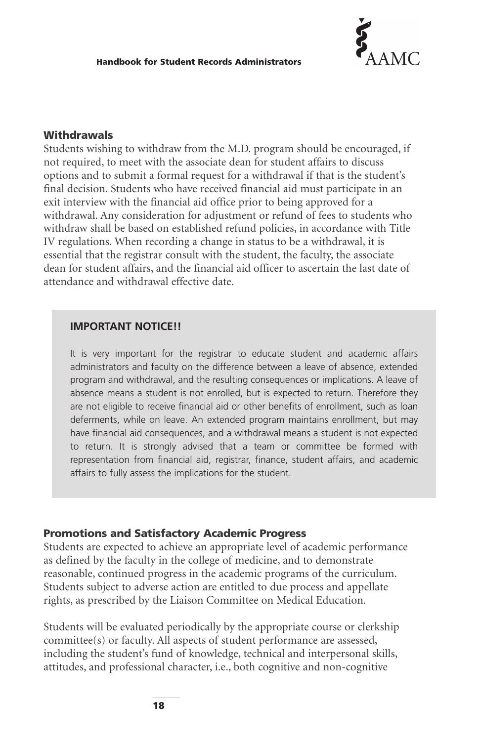## Withdrawals

Students wishing to withdraw from the M.D. program should be encouraged, if not required, to meet with the associate dean for student affairs to discuss options and to submit a formal request for a withdrawal if that is the student's final decision. Students who have received financial aid must participate in an exit interview with the financial aid office prior to being approved for a withdrawal. Any consideration for adjustment or refund of fees to students who withdraw shall be based on established refund policies, in accordance with Title IV regulations. When recording a change in status to be a withdrawal, it is essential that the registrar consult with the student, the faculty, the associate dean for student affairs, and the financial aid officer to ascertain the last date of attendance and withdrawal effective date.

> **IMPORTANT NOTICE!!**
>
> It is very important for the registrar to educate student and academic affairs administrators and faculty on the difference between a leave of absence, extended program and withdrawal, and the resulting consequences or implications. A leave of absence means a student is not enrolled, but is expected to return. Therefore they are not eligible to receive financial aid or other benefits of enrollment, such as loan deferments, while on leave. An extended program maintains enrollment, but may have financial aid consequences, and a withdrawal means a student is not expected to return. It is strongly advised that a team or committee be formed with representation from financial aid, registrar, finance, student affairs, and academic affairs to fully assess the implications for the student.

## Promotions and Satisfactory Academic Progress

Students are expected to achieve an appropriate level of academic performance as defined by the faculty in the college of medicine, and to demonstrate reasonable, continued progress in the academic programs of the curriculum. Students subject to adverse action are entitled to due process and appellate rights, as prescribed by the Liaison Committee on Medical Education.

Students will be evaluated periodically by the appropriate course or clerkship committee(s) or faculty. All aspects of student performance are assessed, including the student's fund of knowledge, technical and interpersonal skills, attitudes, and professional character, i.e., both cognitive and non-cognitive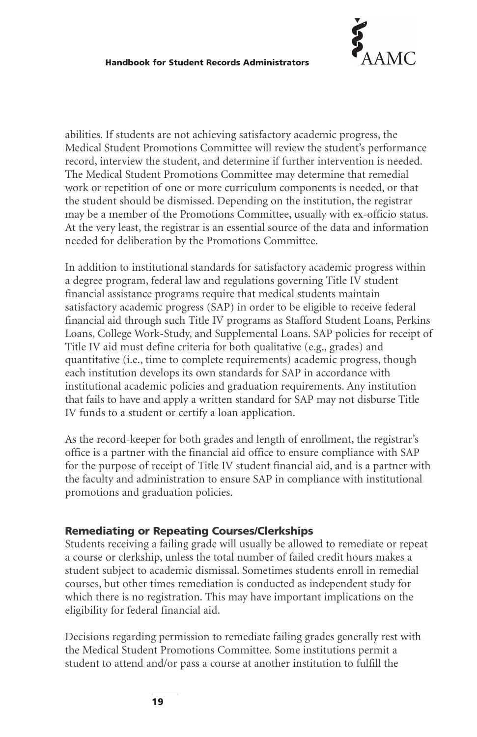abilities. If students are not achieving satisfactory academic progress, the Medical Student Promotions Committee will review the student's performance record, interview the student, and determine if further intervention is needed. The Medical Student Promotions Committee may determine that remedial work or repetition of one or more curriculum components is needed, or that the student should be dismissed. Depending on the institution, the registrar may be a member of the Promotions Committee, usually with ex-officio status. At the very least, the registrar is an essential source of the data and information needed for deliberation by the Promotions Committee.

In addition to institutional standards for satisfactory academic progress within a degree program, federal law and regulations governing Title IV student financial assistance programs require that medical students maintain satisfactory academic progress (SAP) in order to be eligible to receive federal financial aid through such Title IV programs as Stafford Student Loans, Perkins Loans, College Work-Study, and Supplemental Loans. SAP policies for receipt of Title IV aid must define criteria for both qualitative (e.g., grades) and quantitative (i.e., time to complete requirements) academic progress, though each institution develops its own standards for SAP in accordance with institutional academic policies and graduation requirements. Any institution that fails to have and apply a written standard for SAP may not disburse Title IV funds to a student or certify a loan application.

As the record-keeper for both grades and length of enrollment, the registrar's office is a partner with the financial aid office to ensure compliance with SAP for the purpose of receipt of Title IV student financial aid, and is a partner with the faculty and administration to ensure SAP in compliance with institutional promotions and graduation policies.

### Remediating or Repeating Courses/Clerkships

Students receiving a failing grade will usually be allowed to remediate or repeat a course or clerkship, unless the total number of failed credit hours makes a student subject to academic dismissal. Sometimes students enroll in remedial courses, but other times remediation is conducted as independent study for which there is no registration. This may have important implications on the eligibility for federal financial aid.

Decisions regarding permission to remediate failing grades generally rest with the Medical Student Promotions Committee. Some institutions permit a student to attend and/or pass a course at another institution to fulfill the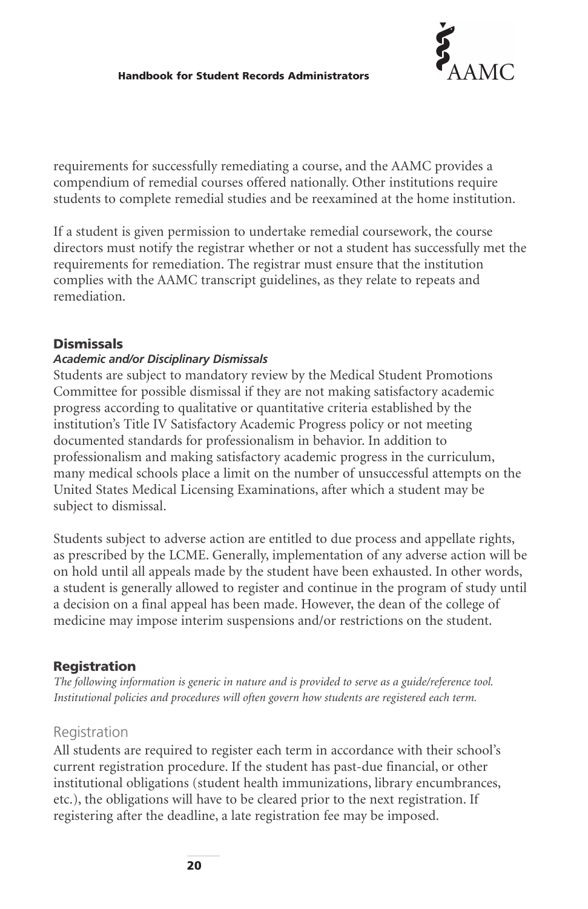requirements for successfully remediating a course, and the AAMC provides a compendium of remedial courses offered nationally. Other institutions require students to complete remedial studies and be reexamined at the home institution.

If a student is given permission to undertake remedial coursework, the course directors must notify the registrar whether or not a student has successfully met the requirements for remediation. The registrar must ensure that the institution complies with the AAMC transcript guidelines, as they relate to repeats and remediation.

## Dismissals

### *Academic and/or Disciplinary Dismissals*

Students are subject to mandatory review by the Medical Student Promotions Committee for possible dismissal if they are not making satisfactory academic progress according to qualitative or quantitative criteria established by the institution's Title IV Satisfactory Academic Progress policy or not meeting documented standards for professionalism in behavior. In addition to professionalism and making satisfactory academic progress in the curriculum, many medical schools place a limit on the number of unsuccessful attempts on the United States Medical Licensing Examinations, after which a student may be subject to dismissal.

Students subject to adverse action are entitled to due process and appellate rights, as prescribed by the LCME. Generally, implementation of any adverse action will be on hold until all appeals made by the student have been exhausted. In other words, a student is generally allowed to register and continue in the program of study until a decision on a final appeal has been made. However, the dean of the college of medicine may impose interim suspensions and/or restrictions on the student.

## Registration

*The following information is generic in nature and is provided to serve as a guide/reference tool. Institutional policies and procedures will often govern how students are registered each term.*

### Registration

All students are required to register each term in accordance with their school's current registration procedure. If the student has past-due financial, or other institutional obligations (student health immunizations, library encumbrances, etc.), the obligations will have to be cleared prior to the next registration. If registering after the deadline, a late registration fee may be imposed.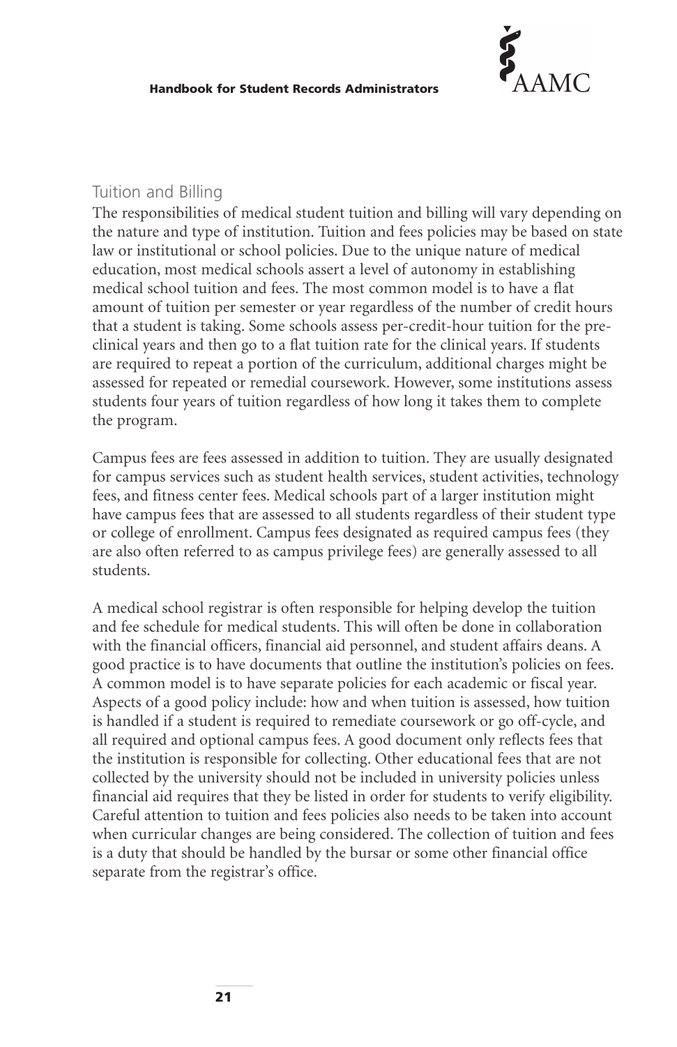## Tuition and Billing

The responsibilities of medical student tuition and billing will vary depending on the nature and type of institution. Tuition and fees policies may be based on state law or institutional or school policies. Due to the unique nature of medical education, most medical schools assert a level of autonomy in establishing medical school tuition and fees. The most common model is to have a flat amount of tuition per semester or year regardless of the number of credit hours that a student is taking. Some schools assess per-credit-hour tuition for the pre-clinical years and then go to a flat tuition rate for the clinical years. If students are required to repeat a portion of the curriculum, additional charges might be assessed for repeated or remedial coursework. However, some institutions assess students four years of tuition regardless of how long it takes them to complete the program.

Campus fees are fees assessed in addition to tuition. They are usually designated for campus services such as student health services, student activities, technology fees, and fitness center fees. Medical schools part of a larger institution might have campus fees that are assessed to all students regardless of their student type or college of enrollment. Campus fees designated as required campus fees (they are also often referred to as campus privilege fees) are generally assessed to all students.

A medical school registrar is often responsible for helping develop the tuition and fee schedule for medical students. This will often be done in collaboration with the financial officers, financial aid personnel, and student affairs deans. A good practice is to have documents that outline the institution's policies on fees. A common model is to have separate policies for each academic or fiscal year. Aspects of a good policy include: how and when tuition is assessed, how tuition is handled if a student is required to remediate coursework or go off-cycle, and all required and optional campus fees. A good document only reflects fees that the institution is responsible for collecting. Other educational fees that are not collected by the university should not be included in university policies unless financial aid requires that they be listed in order for students to verify eligibility. Careful attention to tuition and fees policies also needs to be taken into account when curricular changes are being considered. The collection of tuition and fees is a duty that should be handled by the bursar or some other financial office separate from the registrar's office.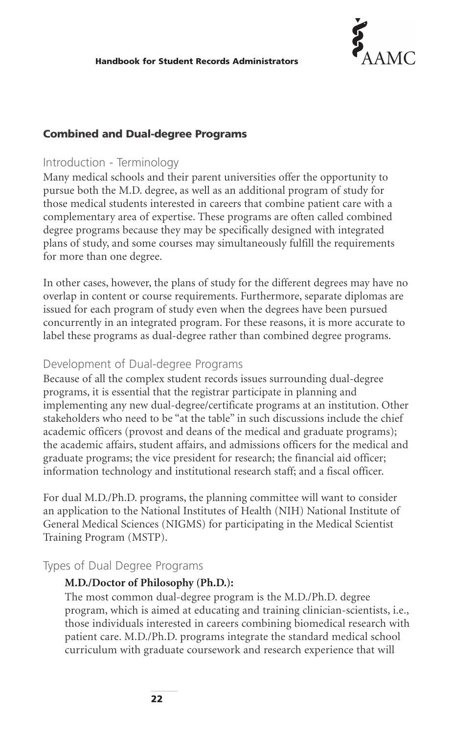## Combined and Dual-degree Programs

### Introduction - Terminology

Many medical schools and their parent universities offer the opportunity to pursue both the M.D. degree, as well as an additional program of study for those medical students interested in careers that combine patient care with a complementary area of expertise. These programs are often called combined degree programs because they may be specifically designed with integrated plans of study, and some courses may simultaneously fulfill the requirements for more than one degree.

In other cases, however, the plans of study for the different degrees may have no overlap in content or course requirements. Furthermore, separate diplomas are issued for each program of study even when the degrees have been pursued concurrently in an integrated program. For these reasons, it is more accurate to label these programs as dual-degree rather than combined degree programs.

### Development of Dual-degree Programs

Because of all the complex student records issues surrounding dual-degree programs, it is essential that the registrar participate in planning and implementing any new dual-degree/certificate programs at an institution. Other stakeholders who need to be "at the table" in such discussions include the chief academic officers (provost and deans of the medical and graduate programs); the academic affairs, student affairs, and admissions officers for the medical and graduate programs; the vice president for research; the financial aid officer; information technology and institutional research staff; and a fiscal officer.

For dual M.D./Ph.D. programs, the planning committee will want to consider an application to the National Institutes of Health (NIH) National Institute of General Medical Sciences (NIGMS) for participating in the Medical Scientist Training Program (MSTP).

### Types of Dual Degree Programs

**M.D./Doctor of Philosophy (Ph.D.):**

The most common dual-degree program is the M.D./Ph.D. degree program, which is aimed at educating and training clinician-scientists, i.e., those individuals interested in careers combining biomedical research with patient care. M.D./Ph.D. programs integrate the standard medical school curriculum with graduate coursework and research experience that will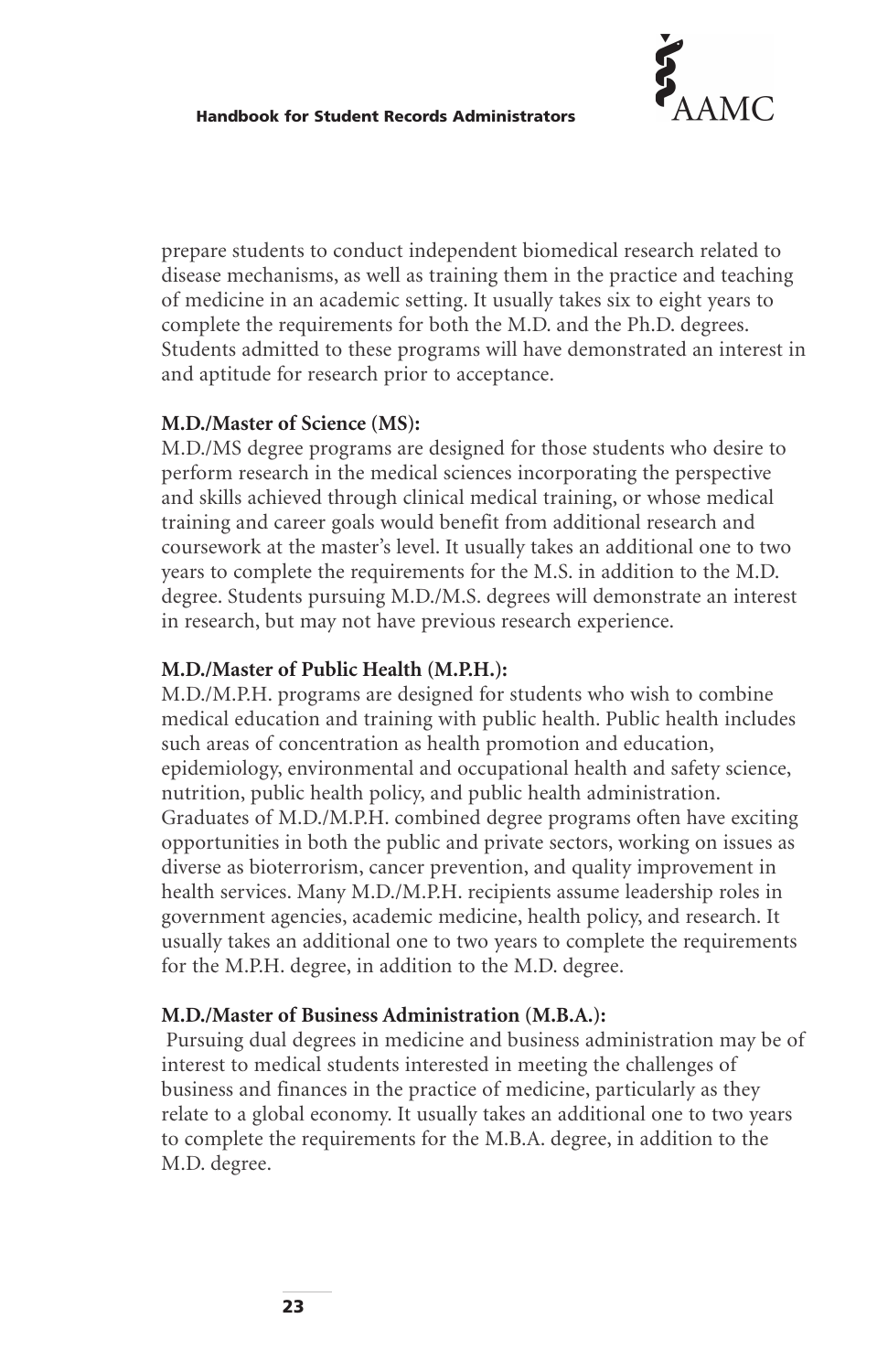prepare students to conduct independent biomedical research related to disease mechanisms, as well as training them in the practice and teaching of medicine in an academic setting. It usually takes six to eight years to complete the requirements for both the M.D. and the Ph.D. degrees. Students admitted to these programs will have demonstrated an interest in and aptitude for research prior to acceptance.

**M.D./Master of Science (MS):**
M.D./MS degree programs are designed for those students who desire to perform research in the medical sciences incorporating the perspective and skills achieved through clinical medical training, or whose medical training and career goals would benefit from additional research and coursework at the master's level. It usually takes an additional one to two years to complete the requirements for the M.S. in addition to the M.D. degree. Students pursuing M.D./M.S. degrees will demonstrate an interest in research, but may not have previous research experience.

**M.D./Master of Public Health (M.P.H.):**
M.D./M.P.H. programs are designed for students who wish to combine medical education and training with public health. Public health includes such areas of concentration as health promotion and education, epidemiology, environmental and occupational health and safety science, nutrition, public health policy, and public health administration. Graduates of M.D./M.P.H. combined degree programs often have exciting opportunities in both the public and private sectors, working on issues as diverse as bioterrorism, cancer prevention, and quality improvement in health services. Many M.D./M.P.H. recipients assume leadership roles in government agencies, academic medicine, health policy, and research. It usually takes an additional one to two years to complete the requirements for the M.P.H. degree, in addition to the M.D. degree.

**M.D./Master of Business Administration (M.B.A.):**
Pursuing dual degrees in medicine and business administration may be of interest to medical students interested in meeting the challenges of business and finances in the practice of medicine, particularly as they relate to a global economy. It usually takes an additional one to two years to complete the requirements for the M.B.A. degree, in addition to the M.D. degree.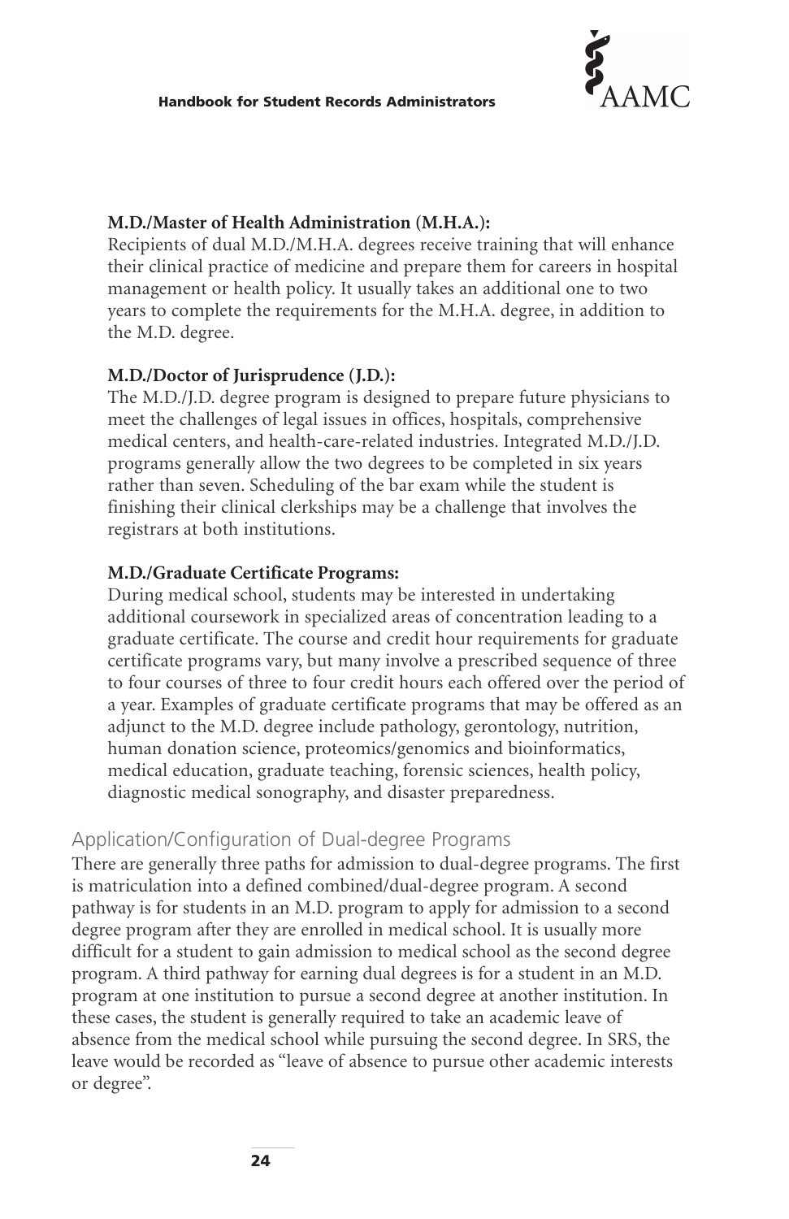**M.D./Master of Health Administration (M.H.A.):**
Recipients of dual M.D./M.H.A. degrees receive training that will enhance their clinical practice of medicine and prepare them for careers in hospital management or health policy. It usually takes an additional one to two years to complete the requirements for the M.H.A. degree, in addition to the M.D. degree.

**M.D./Doctor of Jurisprudence (J.D.):**
The M.D./J.D. degree program is designed to prepare future physicians to meet the challenges of legal issues in offices, hospitals, comprehensive medical centers, and health-care-related industries. Integrated M.D./J.D. programs generally allow the two degrees to be completed in six years rather than seven. Scheduling of the bar exam while the student is finishing their clinical clerkships may be a challenge that involves the registrars at both institutions.

**M.D./Graduate Certificate Programs:**
During medical school, students may be interested in undertaking additional coursework in specialized areas of concentration leading to a graduate certificate. The course and credit hour requirements for graduate certificate programs vary, but many involve a prescribed sequence of three to four courses of three to four credit hours each offered over the period of a year. Examples of graduate certificate programs that may be offered as an adjunct to the M.D. degree include pathology, gerontology, nutrition, human donation science, proteomics/genomics and bioinformatics, medical education, graduate teaching, forensic sciences, health policy, diagnostic medical sonography, and disaster preparedness.

## Application/Configuration of Dual-degree Programs

There are generally three paths for admission to dual-degree programs. The first is matriculation into a defined combined/dual-degree program. A second pathway is for students in an M.D. program to apply for admission to a second degree program after they are enrolled in medical school. It is usually more difficult for a student to gain admission to medical school as the second degree program. A third pathway for earning dual degrees is for a student in an M.D. program at one institution to pursue a second degree at another institution. In these cases, the student is generally required to take an academic leave of absence from the medical school while pursuing the second degree. In SRS, the leave would be recorded as "leave of absence to pursue other academic interests or degree".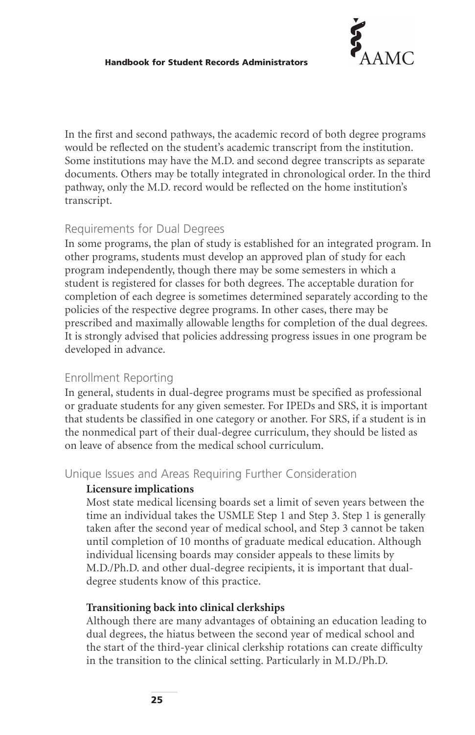In the first and second pathways, the academic record of both degree programs would be reflected on the student's academic transcript from the institution. Some institutions may have the M.D. and second degree transcripts as separate documents. Others may be totally integrated in chronological order. In the third pathway, only the M.D. record would be reflected on the home institution's transcript.

## Requirements for Dual Degrees

In some programs, the plan of study is established for an integrated program. In other programs, students must develop an approved plan of study for each program independently, though there may be some semesters in which a student is registered for classes for both degrees. The acceptable duration for completion of each degree is sometimes determined separately according to the policies of the respective degree programs. In other cases, there may be prescribed and maximally allowable lengths for completion of the dual degrees. It is strongly advised that policies addressing progress issues in one program be developed in advance.

## Enrollment Reporting

In general, students in dual-degree programs must be specified as professional or graduate students for any given semester. For IPEDs and SRS, it is important that students be classified in one category or another. For SRS, if a student is in the nonmedical part of their dual-degree curriculum, they should be listed as on leave of absence from the medical school curriculum.

## Unique Issues and Areas Requiring Further Consideration

**Licensure implications**

Most state medical licensing boards set a limit of seven years between the time an individual takes the USMLE Step 1 and Step 3. Step 1 is generally taken after the second year of medical school, and Step 3 cannot be taken until completion of 10 months of graduate medical education. Although individual licensing boards may consider appeals to these limits by M.D./Ph.D. and other dual-degree recipients, it is important that dual-degree students know of this practice.

**Transitioning back into clinical clerkships**

Although there are many advantages of obtaining an education leading to dual degrees, the hiatus between the second year of medical school and the start of the third-year clinical clerkship rotations can create difficulty in the transition to the clinical setting. Particularly in M.D./Ph.D.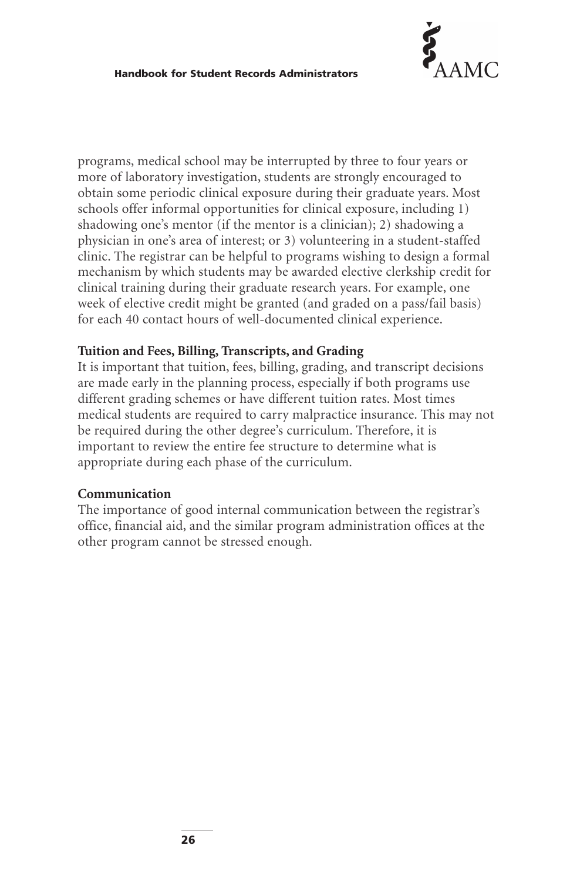programs, medical school may be interrupted by three to four years or more of laboratory investigation, students are strongly encouraged to obtain some periodic clinical exposure during their graduate years. Most schools offer informal opportunities for clinical exposure, including 1) shadowing one's mentor (if the mentor is a clinician); 2) shadowing a physician in one's area of interest; or 3) volunteering in a student-staffed clinic. The registrar can be helpful to programs wishing to design a formal mechanism by which students may be awarded elective clerkship credit for clinical training during their graduate research years. For example, one week of elective credit might be granted (and graded on a pass/fail basis) for each 40 contact hours of well-documented clinical experience.

**Tuition and Fees, Billing, Transcripts, and Grading**

It is important that tuition, fees, billing, grading, and transcript decisions are made early in the planning process, especially if both programs use different grading schemes or have different tuition rates. Most times medical students are required to carry malpractice insurance. This may not be required during the other degree's curriculum. Therefore, it is important to review the entire fee structure to determine what is appropriate during each phase of the curriculum.

**Communication**

The importance of good internal communication between the registrar's office, financial aid, and the similar program administration offices at the other program cannot be stressed enough.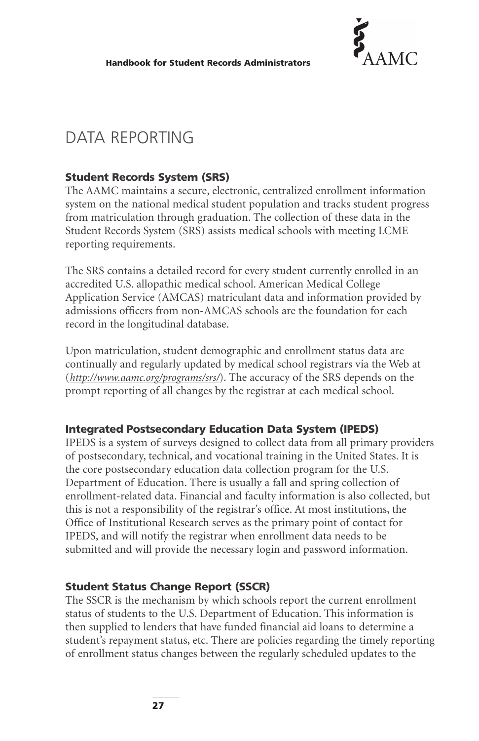# DATA REPORTING

### Student Records System (SRS)

The AAMC maintains a secure, electronic, centralized enrollment information system on the national medical student population and tracks student progress from matriculation through graduation. The collection of these data in the Student Records System (SRS) assists medical schools with meeting LCME reporting requirements.

The SRS contains a detailed record for every student currently enrolled in an accredited U.S. allopathic medical school. American Medical College Application Service (AMCAS) matriculant data and information provided by admissions officers from non-AMCAS schools are the foundation for each record in the longitudinal database.

Upon matriculation, student demographic and enrollment status data are continually and regularly updated by medical school registrars via the Web at (*http://www.aamc.org/programs/srs/*). The accuracy of the SRS depends on the prompt reporting of all changes by the registrar at each medical school.

### Integrated Postsecondary Education Data System (IPEDS)

IPEDS is a system of surveys designed to collect data from all primary providers of postsecondary, technical, and vocational training in the United States. It is the core postsecondary education data collection program for the U.S. Department of Education. There is usually a fall and spring collection of enrollment-related data. Financial and faculty information is also collected, but this is not a responsibility of the registrar's office. At most institutions, the Office of Institutional Research serves as the primary point of contact for IPEDS, and will notify the registrar when enrollment data needs to be submitted and will provide the necessary login and password information.

### Student Status Change Report (SSCR)

The SSCR is the mechanism by which schools report the current enrollment status of students to the U.S. Department of Education. This information is then supplied to lenders that have funded financial aid loans to determine a student's repayment status, etc. There are policies regarding the timely reporting of enrollment status changes between the regularly scheduled updates to the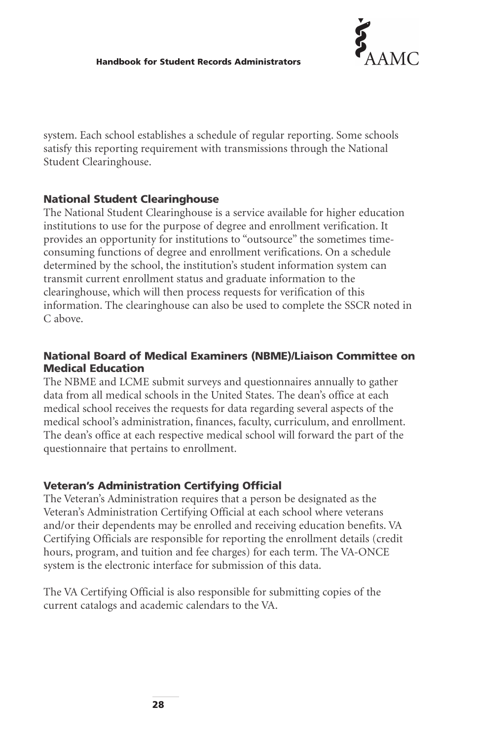system. Each school establishes a schedule of regular reporting. Some schools satisfy this reporting requirement with transmissions through the National Student Clearinghouse.

### National Student Clearinghouse

The National Student Clearinghouse is a service available for higher education institutions to use for the purpose of degree and enrollment verification. It provides an opportunity for institutions to "outsource" the sometimes time-consuming functions of degree and enrollment verifications. On a schedule determined by the school, the institution's student information system can transmit current enrollment status and graduate information to the clearinghouse, which will then process requests for verification of this information. The clearinghouse can also be used to complete the SSCR noted in C above.

### National Board of Medical Examiners (NBME)/Liaison Committee on Medical Education

The NBME and LCME submit surveys and questionnaires annually to gather data from all medical schools in the United States. The dean's office at each medical school receives the requests for data regarding several aspects of the medical school's administration, finances, faculty, curriculum, and enrollment. The dean's office at each respective medical school will forward the part of the questionnaire that pertains to enrollment.

### Veteran's Administration Certifying Official

The Veteran's Administration requires that a person be designated as the Veteran's Administration Certifying Official at each school where veterans and/or their dependents may be enrolled and receiving education benefits. VA Certifying Officials are responsible for reporting the enrollment details (credit hours, program, and tuition and fee charges) for each term. The VA-ONCE system is the electronic interface for submission of this data.

The VA Certifying Official is also responsible for submitting copies of the current catalogs and academic calendars to the VA.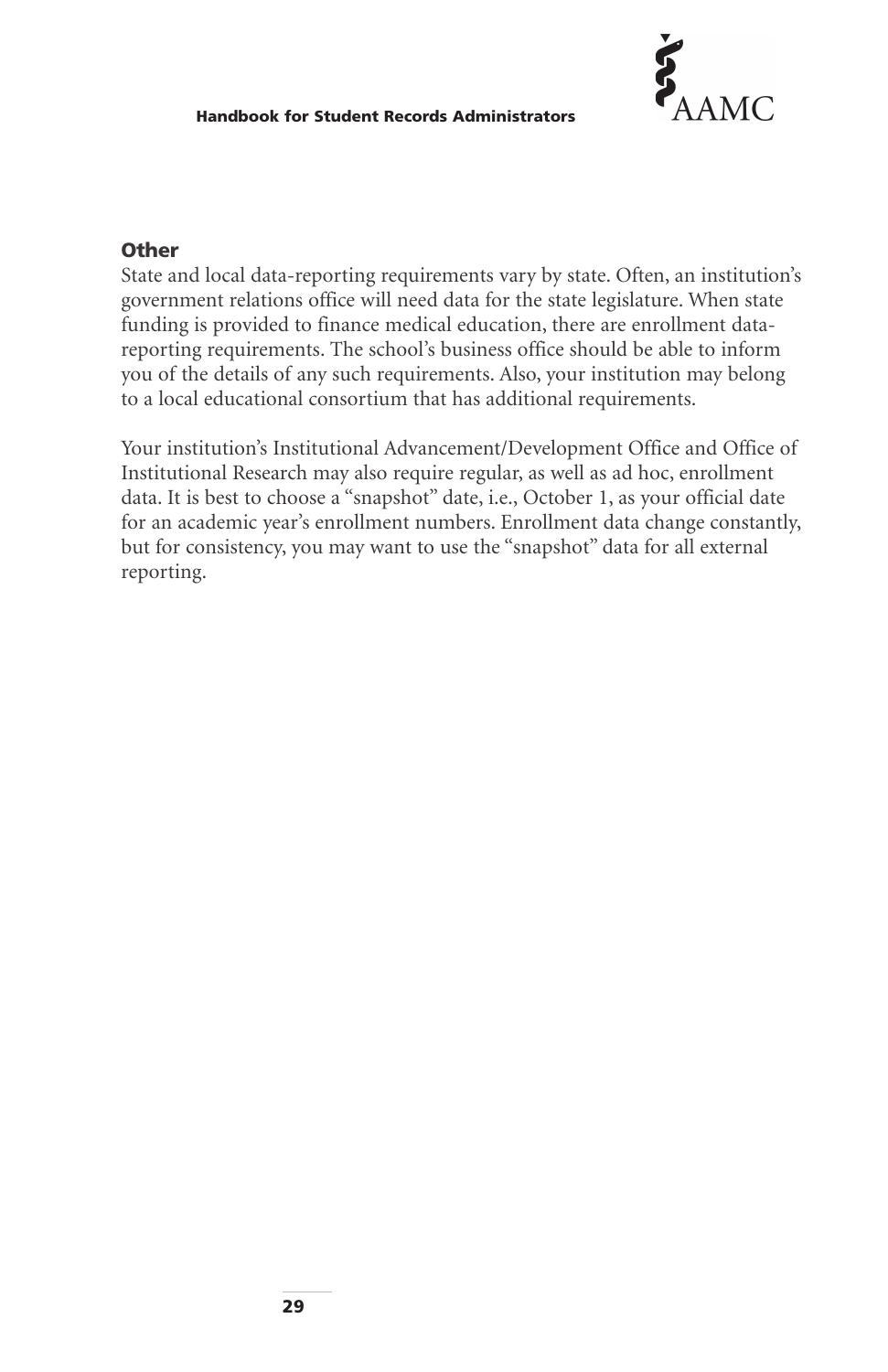### Other

State and local data-reporting requirements vary by state. Often, an institution's government relations office will need data for the state legislature. When state funding is provided to finance medical education, there are enrollment data-reporting requirements. The school's business office should be able to inform you of the details of any such requirements. Also, your institution may belong to a local educational consortium that has additional requirements.

Your institution's Institutional Advancement/Development Office and Office of Institutional Research may also require regular, as well as ad hoc, enrollment data. It is best to choose a "snapshot" date, i.e., October 1, as your official date for an academic year's enrollment numbers. Enrollment data change constantly, but for consistency, you may want to use the "snapshot" data for all external reporting.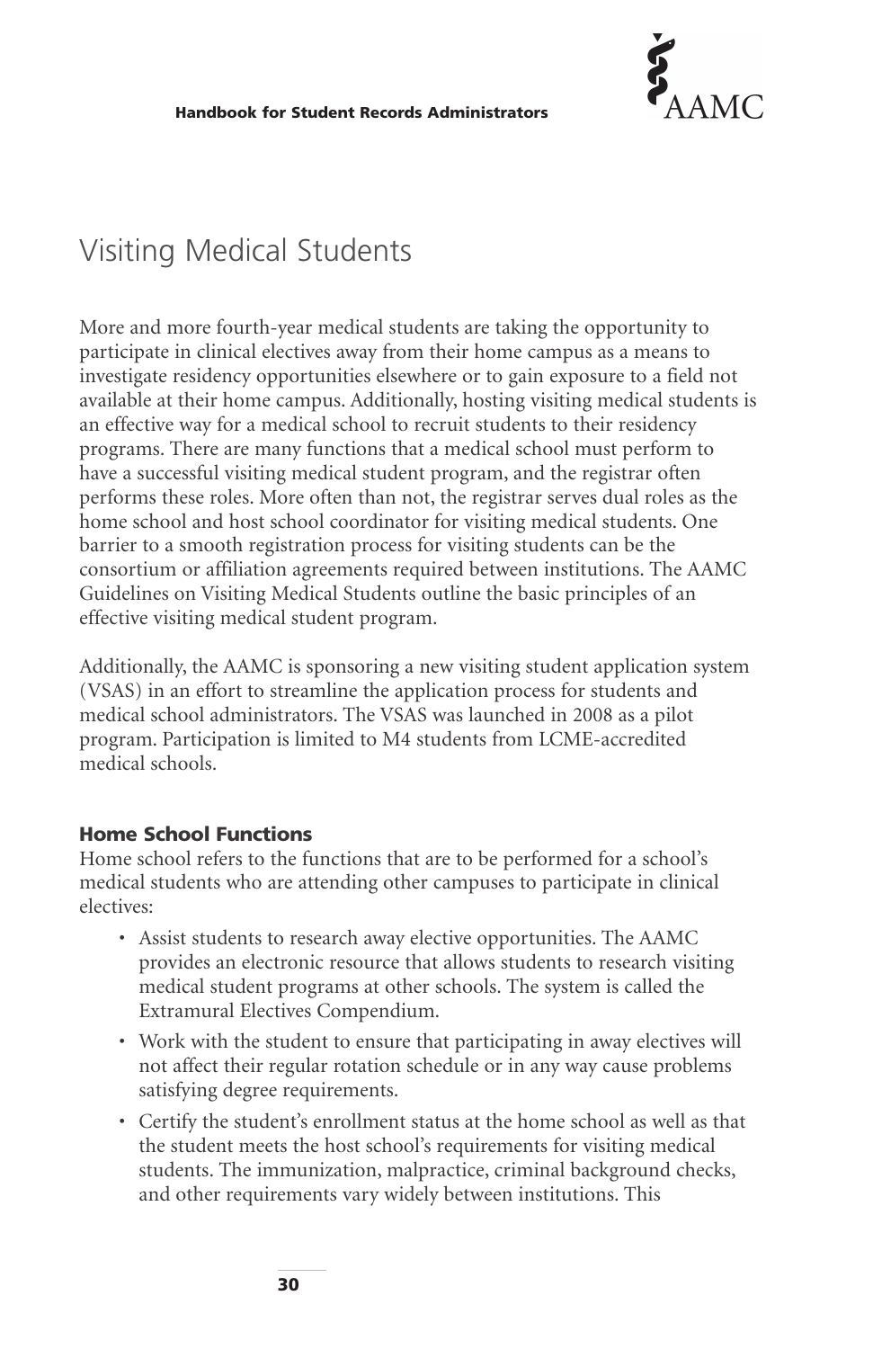# Visiting Medical Students

More and more fourth-year medical students are taking the opportunity to participate in clinical electives away from their home campus as a means to investigate residency opportunities elsewhere or to gain exposure to a field not available at their home campus. Additionally, hosting visiting medical students is an effective way for a medical school to recruit students to their residency programs. There are many functions that a medical school must perform to have a successful visiting medical student program, and the registrar often performs these roles. More often than not, the registrar serves dual roles as the home school and host school coordinator for visiting medical students. One barrier to a smooth registration process for visiting students can be the consortium or affiliation agreements required between institutions. The AAMC Guidelines on Visiting Medical Students outline the basic principles of an effective visiting medical student program.

Additionally, the AAMC is sponsoring a new visiting student application system (VSAS) in an effort to streamline the application process for students and medical school administrators. The VSAS was launched in 2008 as a pilot program. Participation is limited to M4 students from LCME-accredited medical schools.

### Home School Functions

Home school refers to the functions that are to be performed for a school's medical students who are attending other campuses to participate in clinical electives:

- Assist students to research away elective opportunities. The AAMC provides an electronic resource that allows students to research visiting medical student programs at other schools. The system is called the Extramural Electives Compendium.
- Work with the student to ensure that participating in away electives will not affect their regular rotation schedule or in any way cause problems satisfying degree requirements.
- Certify the student's enrollment status at the home school as well as that the student meets the host school's requirements for visiting medical students. The immunization, malpractice, criminal background checks, and other requirements vary widely between institutions. This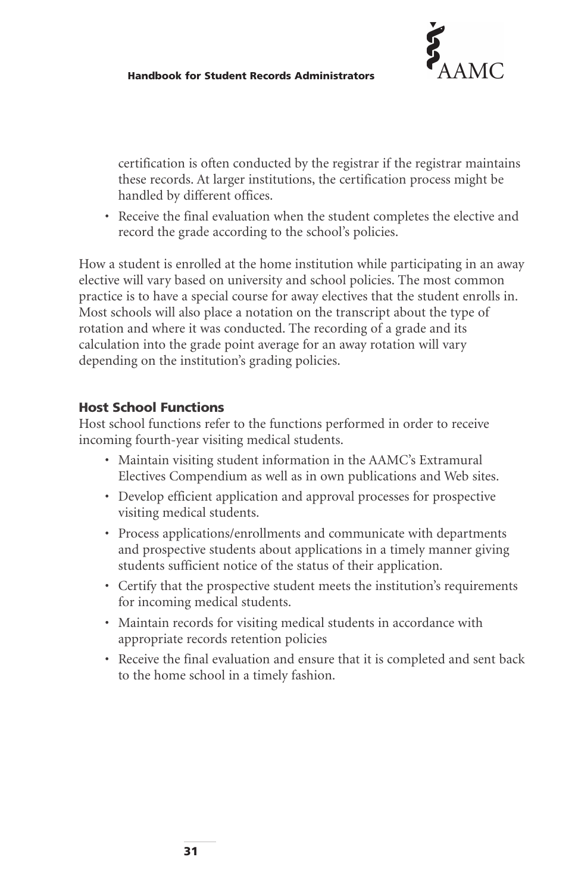certification is often conducted by the registrar if the registrar maintains these records. At larger institutions, the certification process might be handled by different offices.

- Receive the final evaluation when the student completes the elective and record the grade according to the school's policies.

How a student is enrolled at the home institution while participating in an away elective will vary based on university and school policies. The most common practice is to have a special course for away electives that the student enrolls in. Most schools will also place a notation on the transcript about the type of rotation and where it was conducted. The recording of a grade and its calculation into the grade point average for an away rotation will vary depending on the institution's grading policies.

### Host School Functions

Host school functions refer to the functions performed in order to receive incoming fourth-year visiting medical students.

- Maintain visiting student information in the AAMC's Extramural Electives Compendium as well as in own publications and Web sites.
- Develop efficient application and approval processes for prospective visiting medical students.
- Process applications/enrollments and communicate with departments and prospective students about applications in a timely manner giving students sufficient notice of the status of their application.
- Certify that the prospective student meets the institution's requirements for incoming medical students.
- Maintain records for visiting medical students in accordance with appropriate records retention policies
- Receive the final evaluation and ensure that it is completed and sent back to the home school in a timely fashion.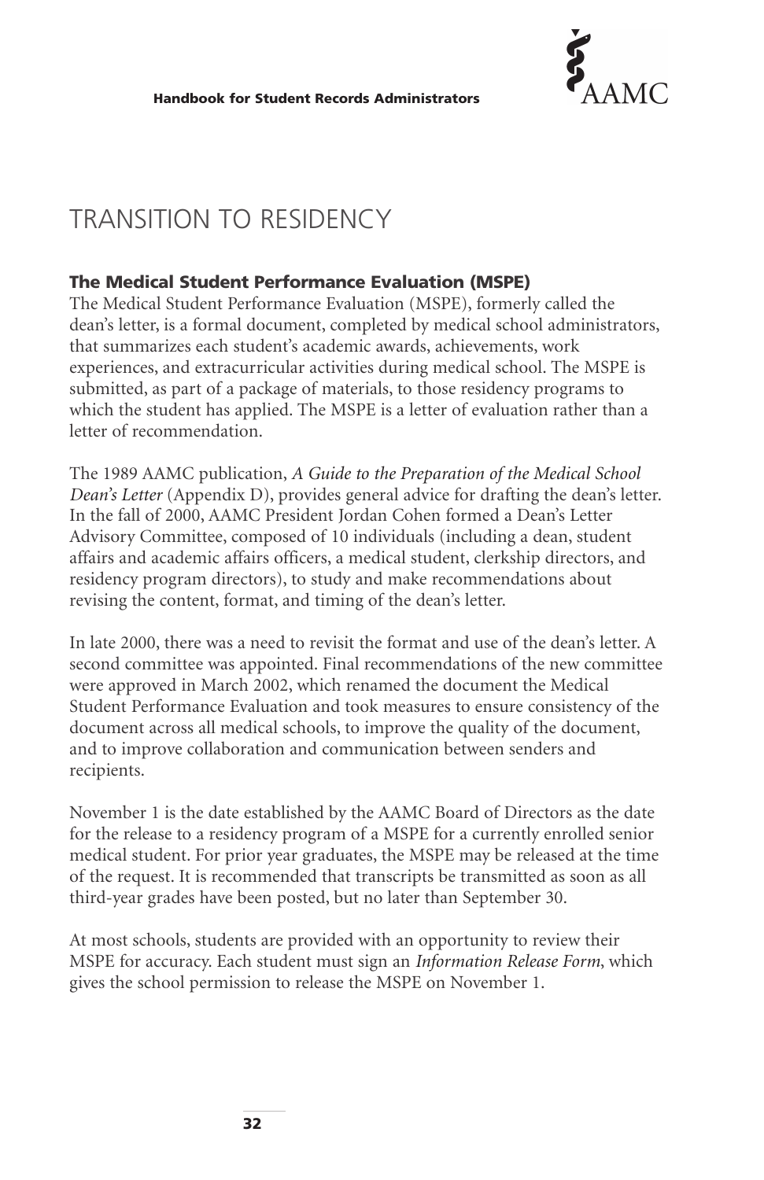# TRANSITION TO RESIDENCY

### The Medical Student Performance Evaluation (MSPE)

The Medical Student Performance Evaluation (MSPE), formerly called the dean's letter, is a formal document, completed by medical school administrators, that summarizes each student's academic awards, achievements, work experiences, and extracurricular activities during medical school. The MSPE is submitted, as part of a package of materials, to those residency programs to which the student has applied. The MSPE is a letter of evaluation rather than a letter of recommendation.

The 1989 AAMC publication, *A Guide to the Preparation of the Medical School Dean's Letter* (Appendix D), provides general advice for drafting the dean's letter. In the fall of 2000, AAMC President Jordan Cohen formed a Dean's Letter Advisory Committee, composed of 10 individuals (including a dean, student affairs and academic affairs officers, a medical student, clerkship directors, and residency program directors), to study and make recommendations about revising the content, format, and timing of the dean's letter.

In late 2000, there was a need to revisit the format and use of the dean's letter. A second committee was appointed. Final recommendations of the new committee were approved in March 2002, which renamed the document the Medical Student Performance Evaluation and took measures to ensure consistency of the document across all medical schools, to improve the quality of the document, and to improve collaboration and communication between senders and recipients.

November 1 is the date established by the AAMC Board of Directors as the date for the release to a residency program of a MSPE for a currently enrolled senior medical student. For prior year graduates, the MSPE may be released at the time of the request. It is recommended that transcripts be transmitted as soon as all third-year grades have been posted, but no later than September 30.

At most schools, students are provided with an opportunity to review their MSPE for accuracy. Each student must sign an *Information Release Form*, which gives the school permission to release the MSPE on November 1.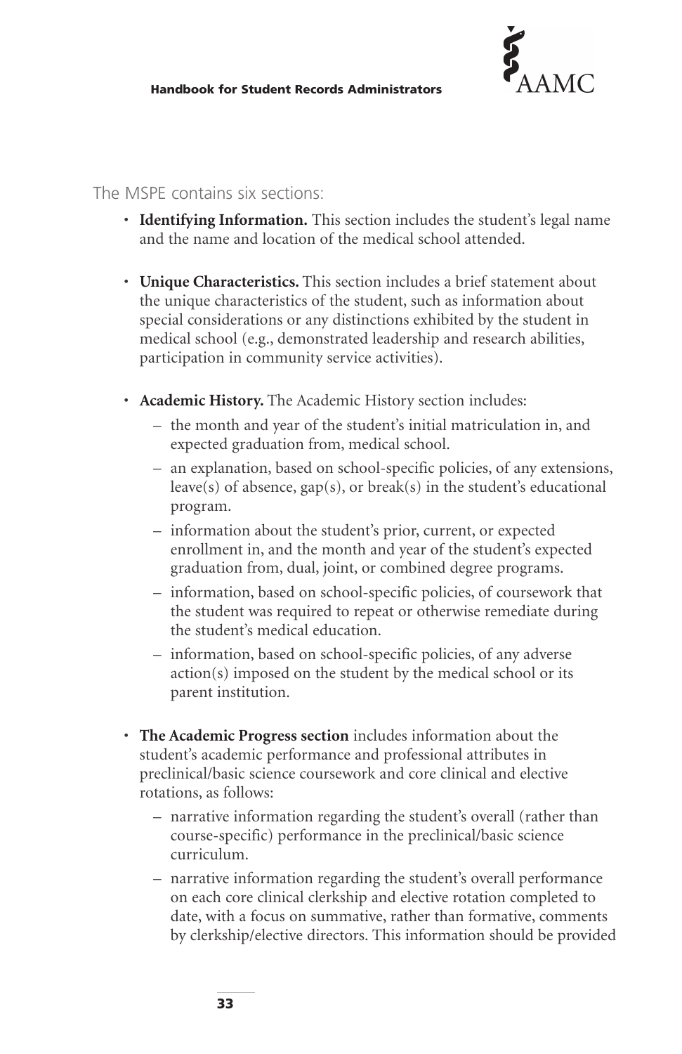The MSPE contains six sections:

- **Identifying Information.** This section includes the student's legal name and the name and location of the medical school attended.
- **Unique Characteristics.** This section includes a brief statement about the unique characteristics of the student, such as information about special considerations or any distinctions exhibited by the student in medical school (e.g., demonstrated leadership and research abilities, participation in community service activities).
- **Academic History.** The Academic History section includes:
  - the month and year of the student's initial matriculation in, and expected graduation from, medical school.
  - an explanation, based on school-specific policies, of any extensions, leave(s) of absence, gap(s), or break(s) in the student's educational program.
  - information about the student's prior, current, or expected enrollment in, and the month and year of the student's expected graduation from, dual, joint, or combined degree programs.
  - information, based on school-specific policies, of coursework that the student was required to repeat or otherwise remediate during the student's medical education.
  - information, based on school-specific policies, of any adverse action(s) imposed on the student by the medical school or its parent institution.
- **The Academic Progress section** includes information about the student's academic performance and professional attributes in preclinical/basic science coursework and core clinical and elective rotations, as follows:
  - narrative information regarding the student's overall (rather than course-specific) performance in the preclinical/basic science curriculum.
  - narrative information regarding the student's overall performance on each core clinical clerkship and elective rotation completed to date, with a focus on summative, rather than formative, comments by clerkship/elective directors. This information should be provided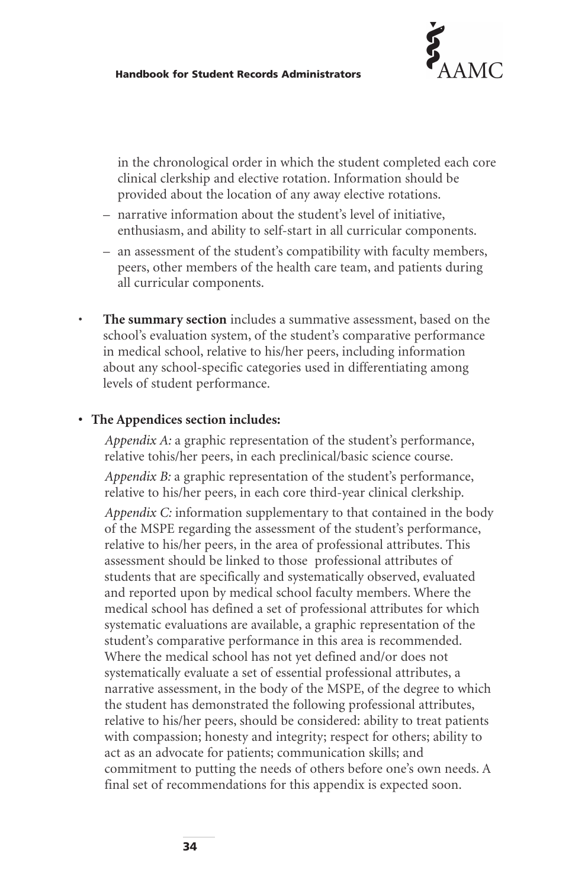in the chronological order in which the student completed each core clinical clerkship and elective rotation. Information should be provided about the location of any away elective rotations.

  - narrative information about the student's level of initiative, enthusiasm, and ability to self-start in all curricular components.
  - an assessment of the student's compatibility with faculty members, peers, other members of the health care team, and patients during all curricular components.

- **The summary section** includes a summative assessment, based on the school's evaluation system, of the student's comparative performance in medical school, relative to his/her peers, including information about any school-specific categories used in differentiating among levels of student performance.

- **The Appendices section includes:**

  *Appendix A:* a graphic representation of the student's performance, relative tohis/her peers, in each preclinical/basic science course.

  *Appendix B:* a graphic representation of the student's performance, relative to his/her peers, in each core third-year clinical clerkship.

  *Appendix C:* information supplementary to that contained in the body of the MSPE regarding the assessment of the student's performance, relative to his/her peers, in the area of professional attributes. This assessment should be linked to those professional attributes of students that are specifically and systematically observed, evaluated and reported upon by medical school faculty members. Where the medical school has defined a set of professional attributes for which systematic evaluations are available, a graphic representation of the student's comparative performance in this area is recommended. Where the medical school has not yet defined and/or does not systematically evaluate a set of essential professional attributes, a narrative assessment, in the body of the MSPE, of the degree to which the student has demonstrated the following professional attributes, relative to his/her peers, should be considered: ability to treat patients with compassion; honesty and integrity; respect for others; ability to act as an advocate for patients; communication skills; and commitment to putting the needs of others before one's own needs. A final set of recommendations for this appendix is expected soon.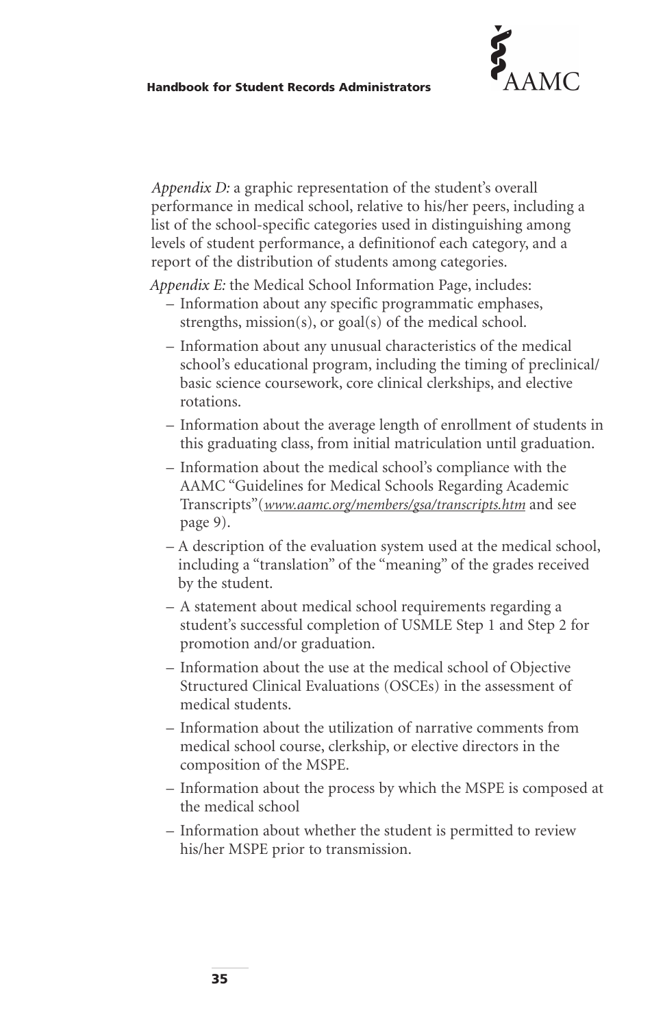*Appendix D:* a graphic representation of the student's overall performance in medical school, relative to his/her peers, including a list of the school-specific categories used in distinguishing among levels of student performance, a definitionof each category, and a report of the distribution of students among categories.

*Appendix E:* the Medical School Information Page, includes:

- Information about any specific programmatic emphases, strengths, mission(s), or goal(s) of the medical school.
- Information about any unusual characteristics of the medical school's educational program, including the timing of preclinical/ basic science coursework, core clinical clerkships, and elective rotations.
- Information about the average length of enrollment of students in this graduating class, from initial matriculation until graduation.
- Information about the medical school's compliance with the AAMC "Guidelines for Medical Schools Regarding Academic Transcripts"(*www.aamc.org/members/gsa/transcripts.htm* and see page 9).
- A description of the evaluation system used at the medical school, including a "translation" of the "meaning" of the grades received by the student.
- A statement about medical school requirements regarding a student's successful completion of USMLE Step 1 and Step 2 for promotion and/or graduation.
- Information about the use at the medical school of Objective Structured Clinical Evaluations (OSCEs) in the assessment of medical students.
- Information about the utilization of narrative comments from medical school course, clerkship, or elective directors in the composition of the MSPE.
- Information about the process by which the MSPE is composed at the medical school
- Information about whether the student is permitted to review his/her MSPE prior to transmission.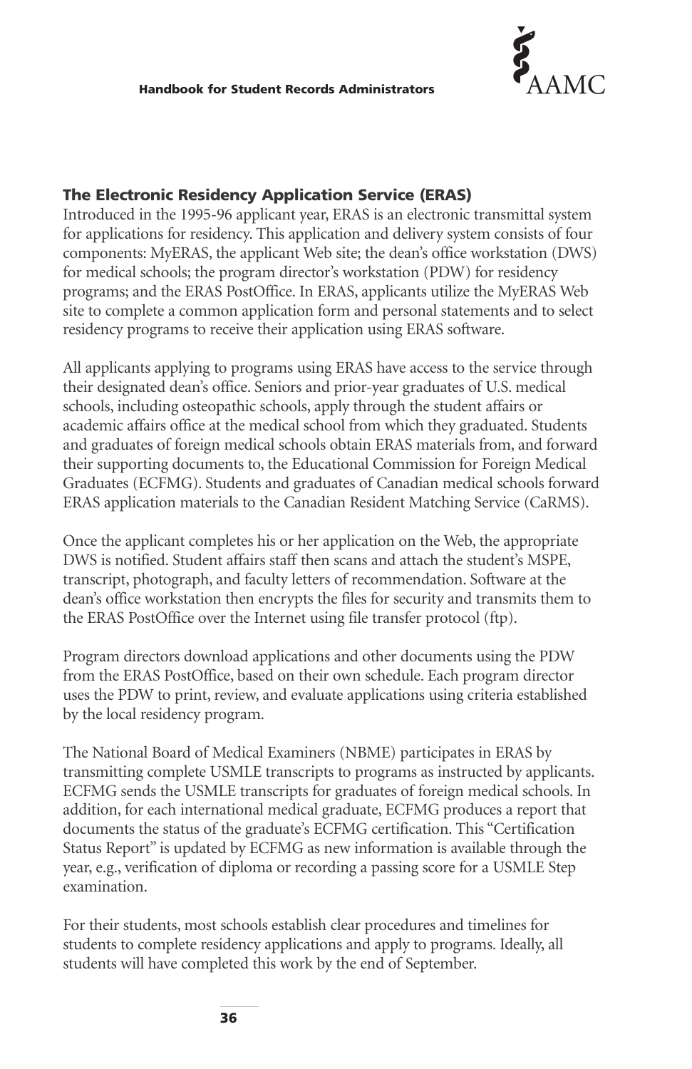### The Electronic Residency Application Service (ERAS)

Introduced in the 1995-96 applicant year, ERAS is an electronic transmittal system for applications for residency. This application and delivery system consists of four components: MyERAS, the applicant Web site; the dean's office workstation (DWS) for medical schools; the program director's workstation (PDW) for residency programs; and the ERAS PostOffice. In ERAS, applicants utilize the MyERAS Web site to complete a common application form and personal statements and to select residency programs to receive their application using ERAS software.

All applicants applying to programs using ERAS have access to the service through their designated dean's office. Seniors and prior-year graduates of U.S. medical schools, including osteopathic schools, apply through the student affairs or academic affairs office at the medical school from which they graduated. Students and graduates of foreign medical schools obtain ERAS materials from, and forward their supporting documents to, the Educational Commission for Foreign Medical Graduates (ECFMG). Students and graduates of Canadian medical schools forward ERAS application materials to the Canadian Resident Matching Service (CaRMS).

Once the applicant completes his or her application on the Web, the appropriate DWS is notified. Student affairs staff then scans and attach the student's MSPE, transcript, photograph, and faculty letters of recommendation. Software at the dean's office workstation then encrypts the files for security and transmits them to the ERAS PostOffice over the Internet using file transfer protocol (ftp).

Program directors download applications and other documents using the PDW from the ERAS PostOffice, based on their own schedule. Each program director uses the PDW to print, review, and evaluate applications using criteria established by the local residency program.

The National Board of Medical Examiners (NBME) participates in ERAS by transmitting complete USMLE transcripts to programs as instructed by applicants. ECFMG sends the USMLE transcripts for graduates of foreign medical schools. In addition, for each international medical graduate, ECFMG produces a report that documents the status of the graduate's ECFMG certification. This "Certification Status Report" is updated by ECFMG as new information is available through the year, e.g., verification of diploma or recording a passing score for a USMLE Step examination.

For their students, most schools establish clear procedures and timelines for students to complete residency applications and apply to programs. Ideally, all students will have completed this work by the end of September.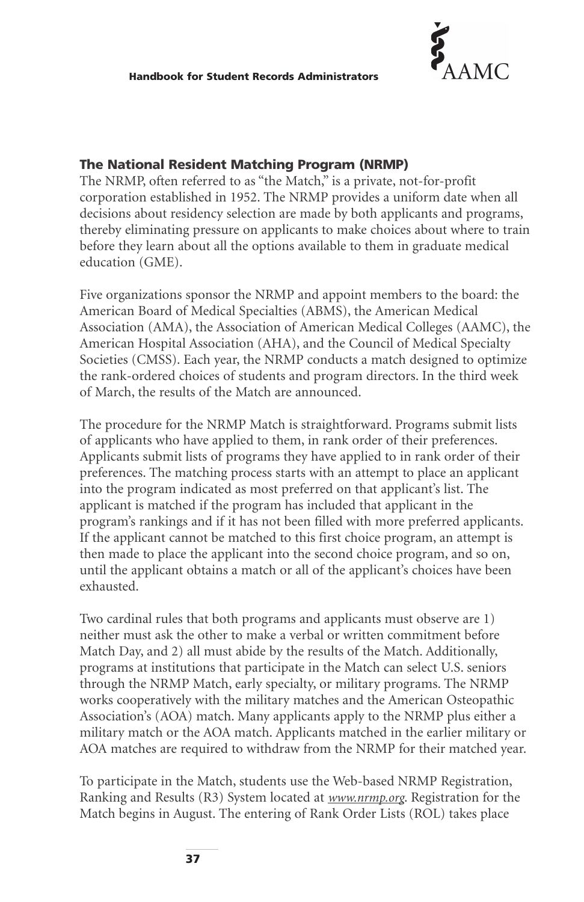### The National Resident Matching Program (NRMP)

The NRMP, often referred to as "the Match," is a private, not-for-profit corporation established in 1952. The NRMP provides a uniform date when all decisions about residency selection are made by both applicants and programs, thereby eliminating pressure on applicants to make choices about where to train before they learn about all the options available to them in graduate medical education (GME).

Five organizations sponsor the NRMP and appoint members to the board: the American Board of Medical Specialties (ABMS), the American Medical Association (AMA), the Association of American Medical Colleges (AAMC), the American Hospital Association (AHA), and the Council of Medical Specialty Societies (CMSS). Each year, the NRMP conducts a match designed to optimize the rank-ordered choices of students and program directors. In the third week of March, the results of the Match are announced.

The procedure for the NRMP Match is straightforward. Programs submit lists of applicants who have applied to them, in rank order of their preferences. Applicants submit lists of programs they have applied to in rank order of their preferences. The matching process starts with an attempt to place an applicant into the program indicated as most preferred on that applicant's list. The applicant is matched if the program has included that applicant in the program's rankings and if it has not been filled with more preferred applicants. If the applicant cannot be matched to this first choice program, an attempt is then made to place the applicant into the second choice program, and so on, until the applicant obtains a match or all of the applicant's choices have been exhausted.

Two cardinal rules that both programs and applicants must observe are 1) neither must ask the other to make a verbal or written commitment before Match Day, and 2) all must abide by the results of the Match. Additionally, programs at institutions that participate in the Match can select U.S. seniors through the NRMP Match, early specialty, or military programs. The NRMP works cooperatively with the military matches and the American Osteopathic Association's (AOA) match. Many applicants apply to the NRMP plus either a military match or the AOA match. Applicants matched in the earlier military or AOA matches are required to withdraw from the NRMP for their matched year.

To participate in the Match, students use the Web-based NRMP Registration, Ranking and Results (R3) System located at *www.nrmp.org*. Registration for the Match begins in August. The entering of Rank Order Lists (ROL) takes place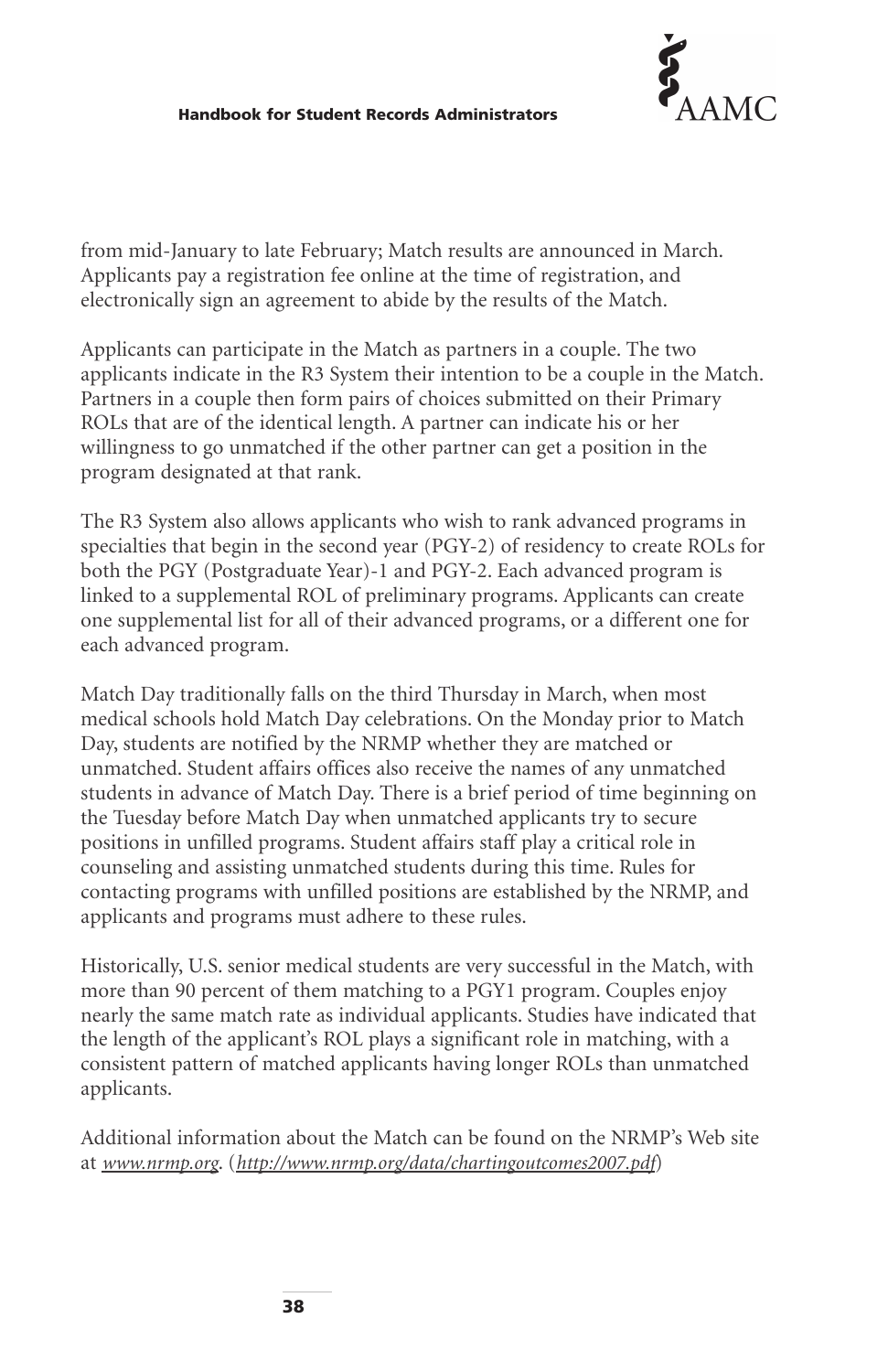from mid-January to late February; Match results are announced in March. Applicants pay a registration fee online at the time of registration, and electronically sign an agreement to abide by the results of the Match.

Applicants can participate in the Match as partners in a couple. The two applicants indicate in the R3 System their intention to be a couple in the Match. Partners in a couple then form pairs of choices submitted on their Primary ROLs that are of the identical length. A partner can indicate his or her willingness to go unmatched if the other partner can get a position in the program designated at that rank.

The R3 System also allows applicants who wish to rank advanced programs in specialties that begin in the second year (PGY-2) of residency to create ROLs for both the PGY (Postgraduate Year)-1 and PGY-2. Each advanced program is linked to a supplemental ROL of preliminary programs. Applicants can create one supplemental list for all of their advanced programs, or a different one for each advanced program.

Match Day traditionally falls on the third Thursday in March, when most medical schools hold Match Day celebrations. On the Monday prior to Match Day, students are notified by the NRMP whether they are matched or unmatched. Student affairs offices also receive the names of any unmatched students in advance of Match Day. There is a brief period of time beginning on the Tuesday before Match Day when unmatched applicants try to secure positions in unfilled programs. Student affairs staff play a critical role in counseling and assisting unmatched students during this time. Rules for contacting programs with unfilled positions are established by the NRMP, and applicants and programs must adhere to these rules.

Historically, U.S. senior medical students are very successful in the Match, with more than 90 percent of them matching to a PGY1 program. Couples enjoy nearly the same match rate as individual applicants. Studies have indicated that the length of the applicant's ROL plays a significant role in matching, with a consistent pattern of matched applicants having longer ROLs than unmatched applicants.

Additional information about the Match can be found on the NRMP's Web site at *www.nrmp.org*. (*http://www.nrmp.org/data/chartingoutcomes2007.pdf*)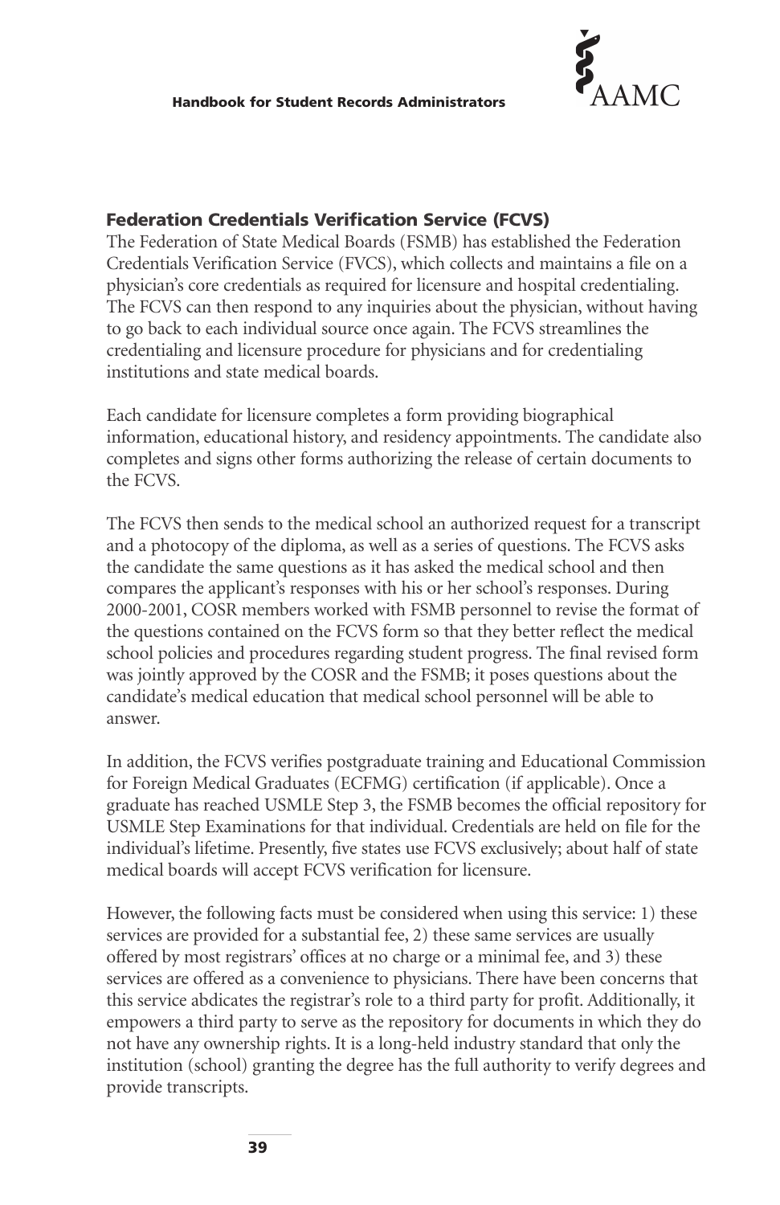### Federation Credentials Verification Service (FCVS)

The Federation of State Medical Boards (FSMB) has established the Federation Credentials Verification Service (FVCS), which collects and maintains a file on a physician's core credentials as required for licensure and hospital credentialing. The FCVS can then respond to any inquiries about the physician, without having to go back to each individual source once again. The FCVS streamlines the credentialing and licensure procedure for physicians and for credentialing institutions and state medical boards.

Each candidate for licensure completes a form providing biographical information, educational history, and residency appointments. The candidate also completes and signs other forms authorizing the release of certain documents to the FCVS.

The FCVS then sends to the medical school an authorized request for a transcript and a photocopy of the diploma, as well as a series of questions. The FCVS asks the candidate the same questions as it has asked the medical school and then compares the applicant's responses with his or her school's responses. During 2000-2001, COSR members worked with FSMB personnel to revise the format of the questions contained on the FCVS form so that they better reflect the medical school policies and procedures regarding student progress. The final revised form was jointly approved by the COSR and the FSMB; it poses questions about the candidate's medical education that medical school personnel will be able to answer.

In addition, the FCVS verifies postgraduate training and Educational Commission for Foreign Medical Graduates (ECFMG) certification (if applicable). Once a graduate has reached USMLE Step 3, the FSMB becomes the official repository for USMLE Step Examinations for that individual. Credentials are held on file for the individual's lifetime. Presently, five states use FCVS exclusively; about half of state medical boards will accept FCVS verification for licensure.

However, the following facts must be considered when using this service: 1) these services are provided for a substantial fee, 2) these same services are usually offered by most registrars' offices at no charge or a minimal fee, and 3) these services are offered as a convenience to physicians. There have been concerns that this service abdicates the registrar's role to a third party for profit. Additionally, it empowers a third party to serve as the repository for documents in which they do not have any ownership rights. It is a long-held industry standard that only the institution (school) granting the degree has the full authority to verify degrees and provide transcripts.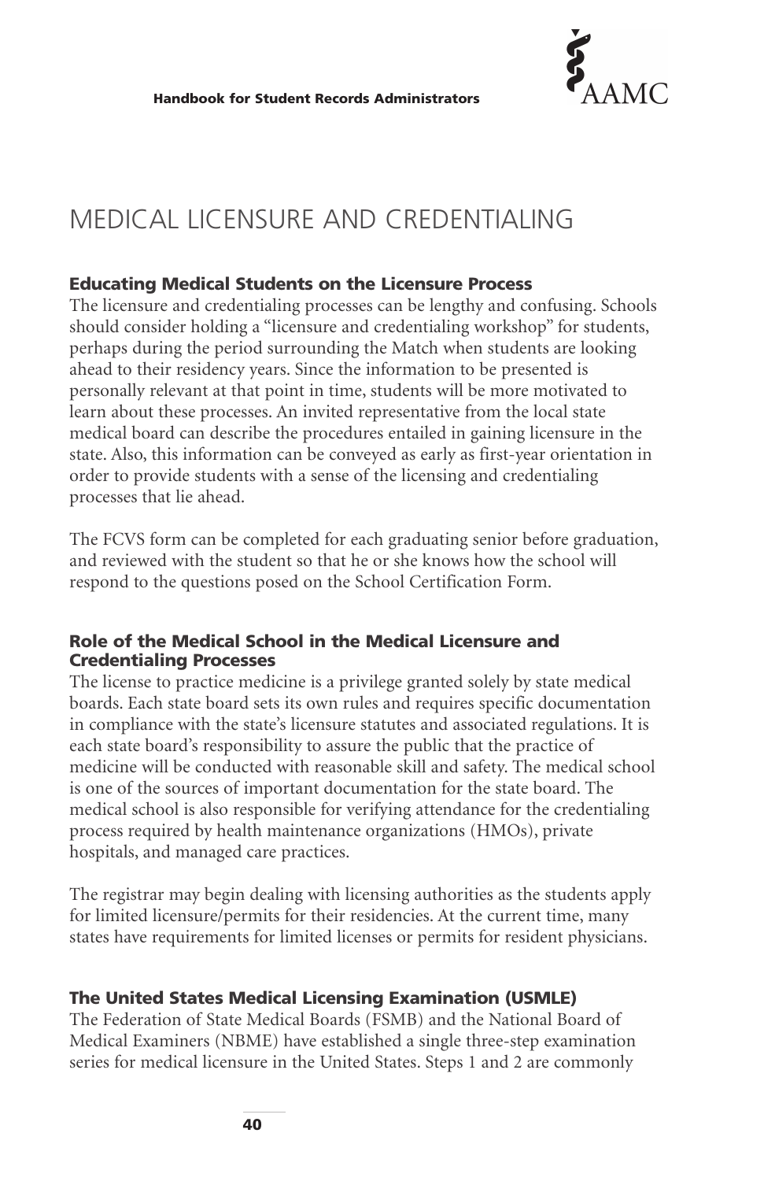# MEDICAL LICENSURE AND CREDENTIALING

### Educating Medical Students on the Licensure Process

The licensure and credentialing processes can be lengthy and confusing. Schools should consider holding a "licensure and credentialing workshop" for students, perhaps during the period surrounding the Match when students are looking ahead to their residency years. Since the information to be presented is personally relevant at that point in time, students will be more motivated to learn about these processes. An invited representative from the local state medical board can describe the procedures entailed in gaining licensure in the state. Also, this information can be conveyed as early as first-year orientation in order to provide students with a sense of the licensing and credentialing processes that lie ahead.

The FCVS form can be completed for each graduating senior before graduation, and reviewed with the student so that he or she knows how the school will respond to the questions posed on the School Certification Form.

### Role of the Medical School in the Medical Licensure and Credentialing Processes

The license to practice medicine is a privilege granted solely by state medical boards. Each state board sets its own rules and requires specific documentation in compliance with the state's licensure statutes and associated regulations. It is each state board's responsibility to assure the public that the practice of medicine will be conducted with reasonable skill and safety. The medical school is one of the sources of important documentation for the state board. The medical school is also responsible for verifying attendance for the credentialing process required by health maintenance organizations (HMOs), private hospitals, and managed care practices.

The registrar may begin dealing with licensing authorities as the students apply for limited licensure/permits for their residencies. At the current time, many states have requirements for limited licenses or permits for resident physicians.

### The United States Medical Licensing Examination (USMLE)

The Federation of State Medical Boards (FSMB) and the National Board of Medical Examiners (NBME) have established a single three-step examination series for medical licensure in the United States. Steps 1 and 2 are commonly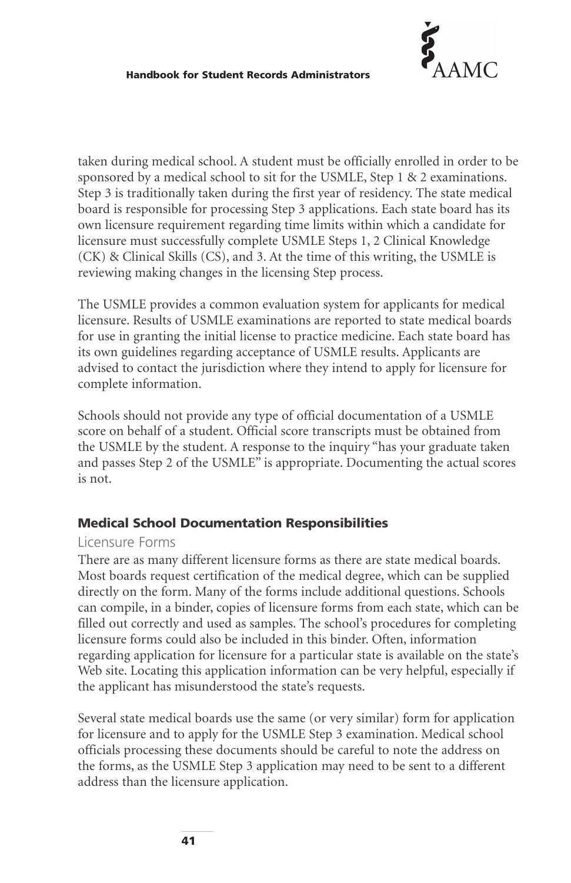taken during medical school. A student must be officially enrolled in order to be sponsored by a medical school to sit for the USMLE, Step 1 & 2 examinations. Step 3 is traditionally taken during the first year of residency. The state medical board is responsible for processing Step 3 applications. Each state board has its own licensure requirement regarding time limits within which a candidate for licensure must successfully complete USMLE Steps 1, 2 Clinical Knowledge (CK) & Clinical Skills (CS), and 3. At the time of this writing, the USMLE is reviewing making changes in the licensing Step process.

The USMLE provides a common evaluation system for applicants for medical licensure. Results of USMLE examinations are reported to state medical boards for use in granting the initial license to practice medicine. Each state board has its own guidelines regarding acceptance of USMLE results. Applicants are advised to contact the jurisdiction where they intend to apply for licensure for complete information.

Schools should not provide any type of official documentation of a USMLE score on behalf of a student. Official score transcripts must be obtained from the USMLE by the student. A response to the inquiry "has your graduate taken and passes Step 2 of the USMLE" is appropriate. Documenting the actual scores is not.

## Medical School Documentation Responsibilities

### Licensure Forms

There are as many different licensure forms as there are state medical boards. Most boards request certification of the medical degree, which can be supplied directly on the form. Many of the forms include additional questions. Schools can compile, in a binder, copies of licensure forms from each state, which can be filled out correctly and used as samples. The school's procedures for completing licensure forms could also be included in this binder. Often, information regarding application for licensure for a particular state is available on the state's Web site. Locating this application information can be very helpful, especially if the applicant has misunderstood the state's requests.

Several state medical boards use the same (or very similar) form for application for licensure and to apply for the USMLE Step 3 examination. Medical school officials processing these documents should be careful to note the address on the forms, as the USMLE Step 3 application may need to be sent to a different address than the licensure application.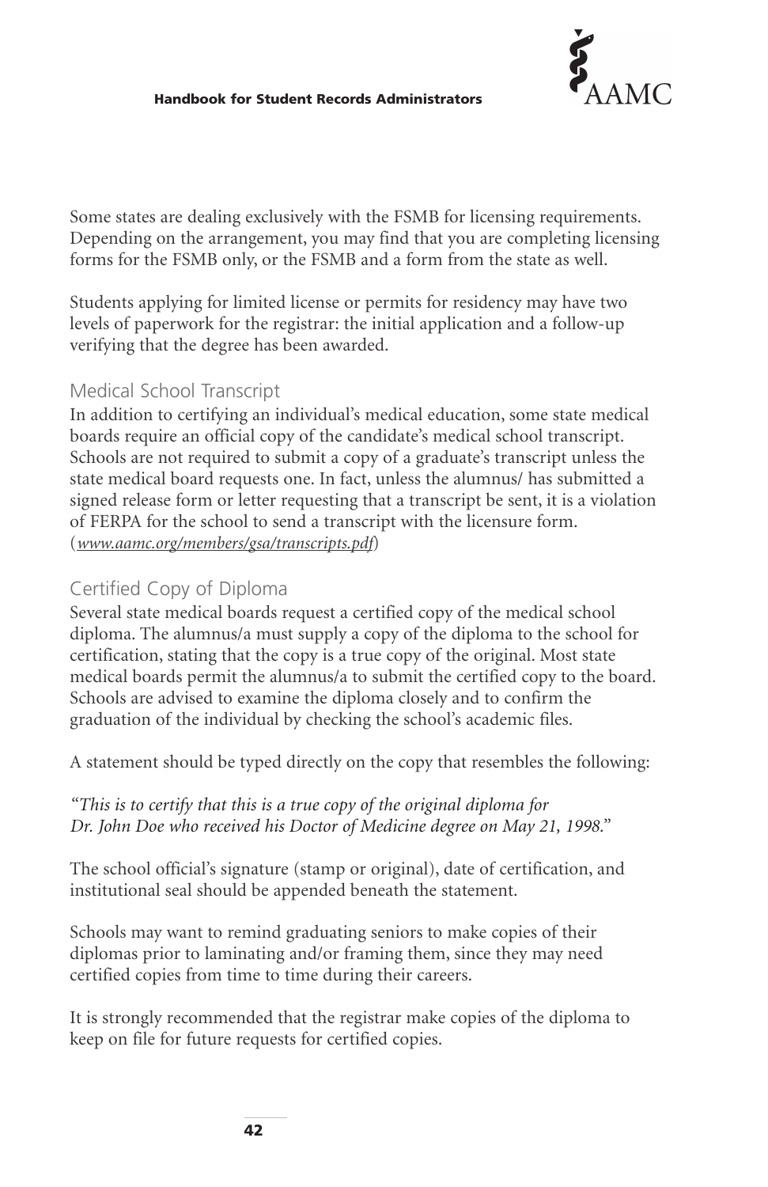Some states are dealing exclusively with the FSMB for licensing requirements. Depending on the arrangement, you may find that you are completing licensing forms for the FSMB only, or the FSMB and a form from the state as well.

Students applying for limited license or permits for residency may have two levels of paperwork for the registrar: the initial application and a follow-up verifying that the degree has been awarded.

## Medical School Transcript

In addition to certifying an individual's medical education, some state medical boards require an official copy of the candidate's medical school transcript. Schools are not required to submit a copy of a graduate's transcript unless the state medical board requests one. In fact, unless the alumnus/ has submitted a signed release form or letter requesting that a transcript be sent, it is a violation of FERPA for the school to send a transcript with the licensure form. (*www.aamc.org/members/gsa/transcripts.pdf*)

## Certified Copy of Diploma

Several state medical boards request a certified copy of the medical school diploma. The alumnus/a must supply a copy of the diploma to the school for certification, stating that the copy is a true copy of the original. Most state medical boards permit the alumnus/a to submit the certified copy to the board. Schools are advised to examine the diploma closely and to confirm the graduation of the individual by checking the school's academic files.

A statement should be typed directly on the copy that resembles the following:

*"This is to certify that this is a true copy of the original diploma for Dr. John Doe who received his Doctor of Medicine degree on May 21, 1998."*

The school official's signature (stamp or original), date of certification, and institutional seal should be appended beneath the statement.

Schools may want to remind graduating seniors to make copies of their diplomas prior to laminating and/or framing them, since they may need certified copies from time to time during their careers.

It is strongly recommended that the registrar make copies of the diploma to keep on file for future requests for certified copies.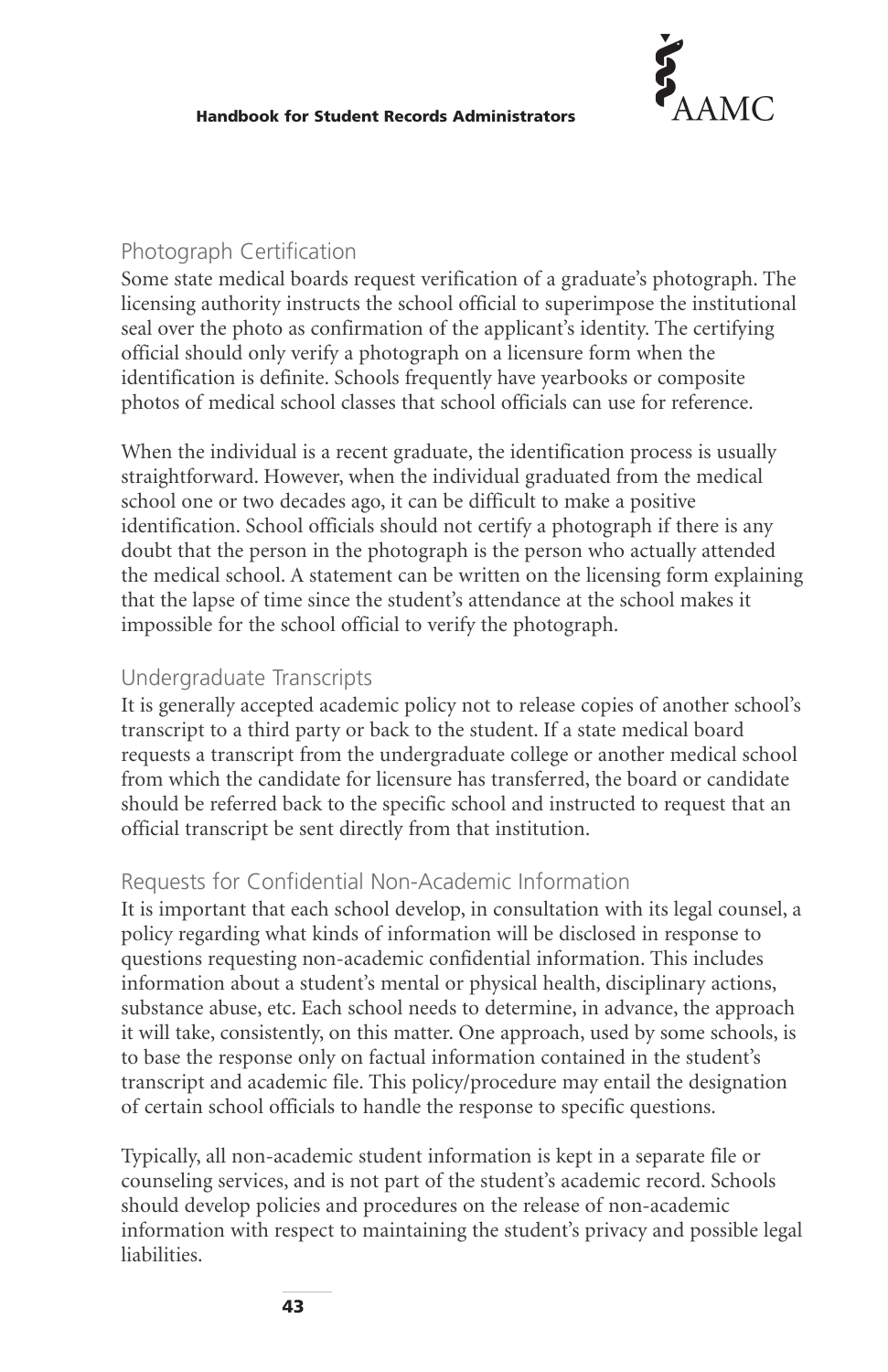## Photograph Certification

Some state medical boards request verification of a graduate's photograph. The licensing authority instructs the school official to superimpose the institutional seal over the photo as confirmation of the applicant's identity. The certifying official should only verify a photograph on a licensure form when the identification is definite. Schools frequently have yearbooks or composite photos of medical school classes that school officials can use for reference.

When the individual is a recent graduate, the identification process is usually straightforward. However, when the individual graduated from the medical school one or two decades ago, it can be difficult to make a positive identification. School officials should not certify a photograph if there is any doubt that the person in the photograph is the person who actually attended the medical school. A statement can be written on the licensing form explaining that the lapse of time since the student's attendance at the school makes it impossible for the school official to verify the photograph.

## Undergraduate Transcripts

It is generally accepted academic policy not to release copies of another school's transcript to a third party or back to the student. If a state medical board requests a transcript from the undergraduate college or another medical school from which the candidate for licensure has transferred, the board or candidate should be referred back to the specific school and instructed to request that an official transcript be sent directly from that institution.

## Requests for Confidential Non-Academic Information

It is important that each school develop, in consultation with its legal counsel, a policy regarding what kinds of information will be disclosed in response to questions requesting non-academic confidential information. This includes information about a student's mental or physical health, disciplinary actions, substance abuse, etc. Each school needs to determine, in advance, the approach it will take, consistently, on this matter. One approach, used by some schools, is to base the response only on factual information contained in the student's transcript and academic file. This policy/procedure may entail the designation of certain school officials to handle the response to specific questions.

Typically, all non-academic student information is kept in a separate file or counseling services, and is not part of the student's academic record. Schools should develop policies and procedures on the release of non-academic information with respect to maintaining the student's privacy and possible legal liabilities.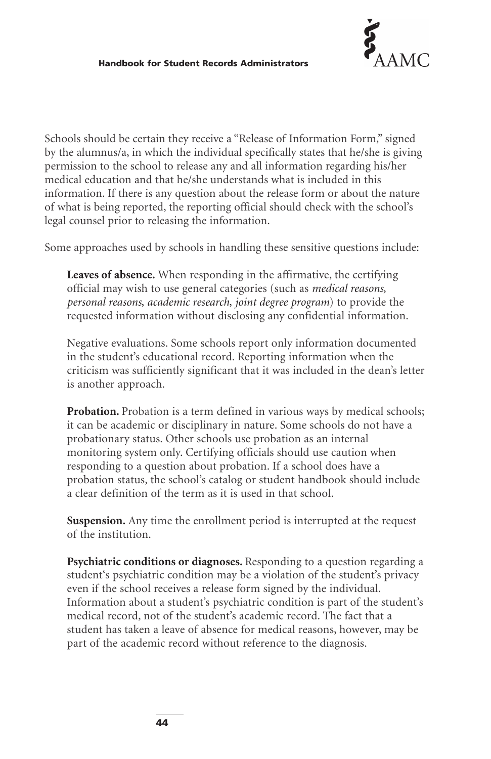Schools should be certain they receive a "Release of Information Form," signed by the alumnus/a, in which the individual specifically states that he/she is giving permission to the school to release any and all information regarding his/her medical education and that he/she understands what is included in this information. If there is any question about the release form or about the nature of what is being reported, the reporting official should check with the school's legal counsel prior to releasing the information.

Some approaches used by schools in handling these sensitive questions include:

**Leaves of absence.** When responding in the affirmative, the certifying official may wish to use general categories (such as *medical reasons, personal reasons, academic research, joint degree program*) to provide the requested information without disclosing any confidential information.

Negative evaluations. Some schools report only information documented in the student's educational record. Reporting information when the criticism was sufficiently significant that it was included in the dean's letter is another approach.

**Probation.** Probation is a term defined in various ways by medical schools; it can be academic or disciplinary in nature. Some schools do not have a probationary status. Other schools use probation as an internal monitoring system only. Certifying officials should use caution when responding to a question about probation. If a school does have a probation status, the school's catalog or student handbook should include a clear definition of the term as it is used in that school.

**Suspension.** Any time the enrollment period is interrupted at the request of the institution.

**Psychiatric conditions or diagnoses.** Responding to a question regarding a student's psychiatric condition may be a violation of the student's privacy even if the school receives a release form signed by the individual. Information about a student's psychiatric condition is part of the student's medical record, not of the student's academic record. The fact that a student has taken a leave of absence for medical reasons, however, may be part of the academic record without reference to the diagnosis.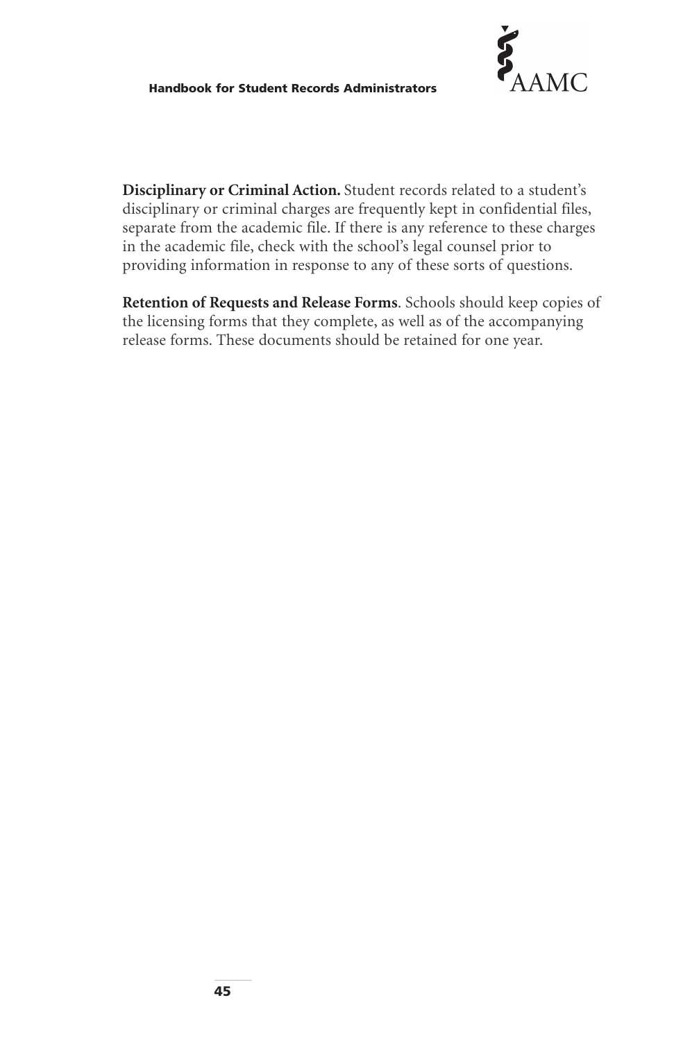**Disciplinary or Criminal Action.** Student records related to a student's disciplinary or criminal charges are frequently kept in confidential files, separate from the academic file. If there is any reference to these charges in the academic file, check with the school's legal counsel prior to providing information in response to any of these sorts of questions.

**Retention of Requests and Release Forms**. Schools should keep copies of the licensing forms that they complete, as well as of the accompanying release forms. These documents should be retained for one year.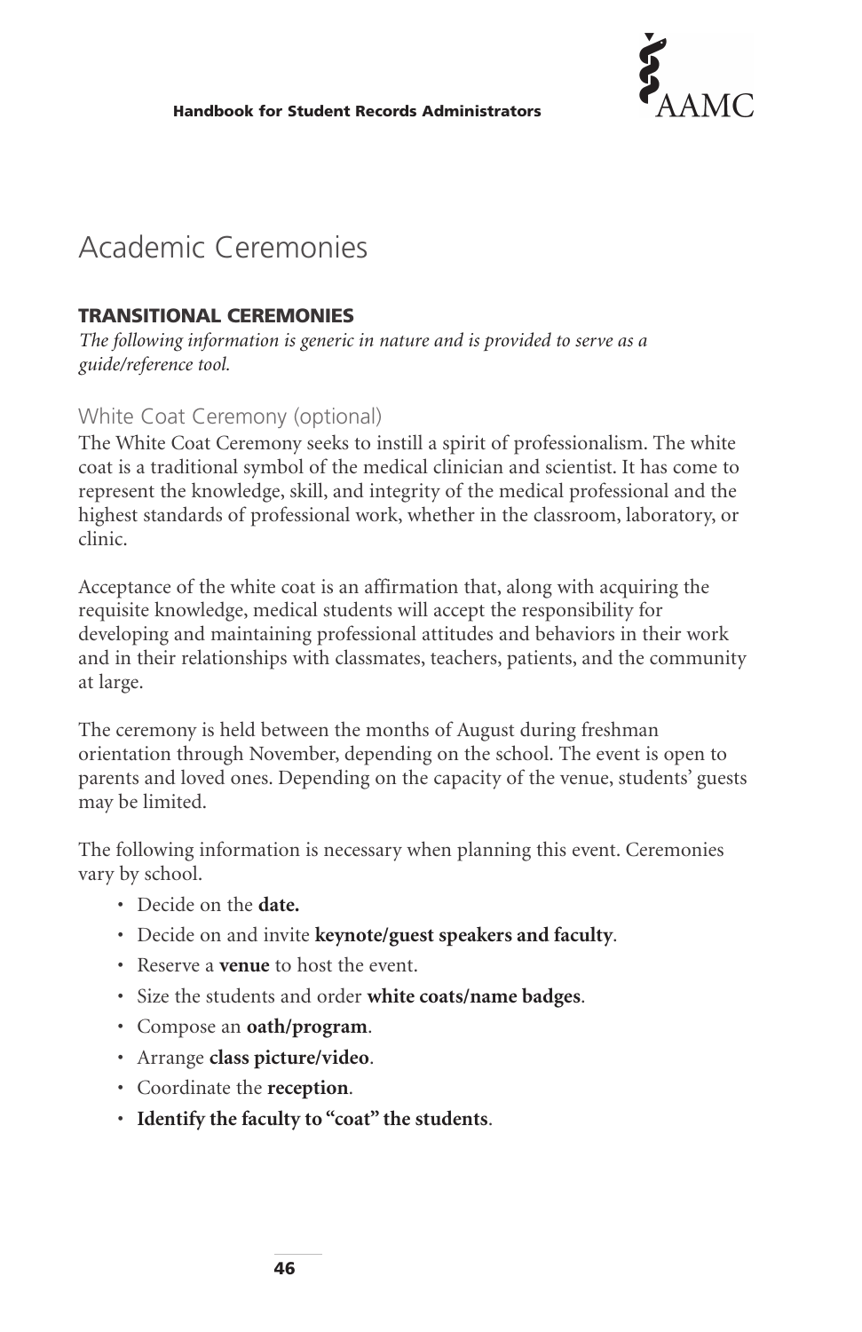# Academic Ceremonies

## TRANSITIONAL CEREMONIES

*The following information is generic in nature and is provided to serve as a guide/reference tool.*

### White Coat Ceremony (optional)

The White Coat Ceremony seeks to instill a spirit of professionalism. The white coat is a traditional symbol of the medical clinician and scientist. It has come to represent the knowledge, skill, and integrity of the medical professional and the highest standards of professional work, whether in the classroom, laboratory, or clinic.

Acceptance of the white coat is an affirmation that, along with acquiring the requisite knowledge, medical students will accept the responsibility for developing and maintaining professional attitudes and behaviors in their work and in their relationships with classmates, teachers, patients, and the community at large.

The ceremony is held between the months of August during freshman orientation through November, depending on the school. The event is open to parents and loved ones. Depending on the capacity of the venue, students' guests may be limited.

The following information is necessary when planning this event. Ceremonies vary by school.

- Decide on the **date.**
- Decide on and invite **keynote/guest speakers and faculty**.
- Reserve a **venue** to host the event.
- Size the students and order **white coats/name badges**.
- Compose an **oath/program**.
- Arrange **class picture/video**.
- Coordinate the **reception**.
- **Identify the faculty to "coat" the students**.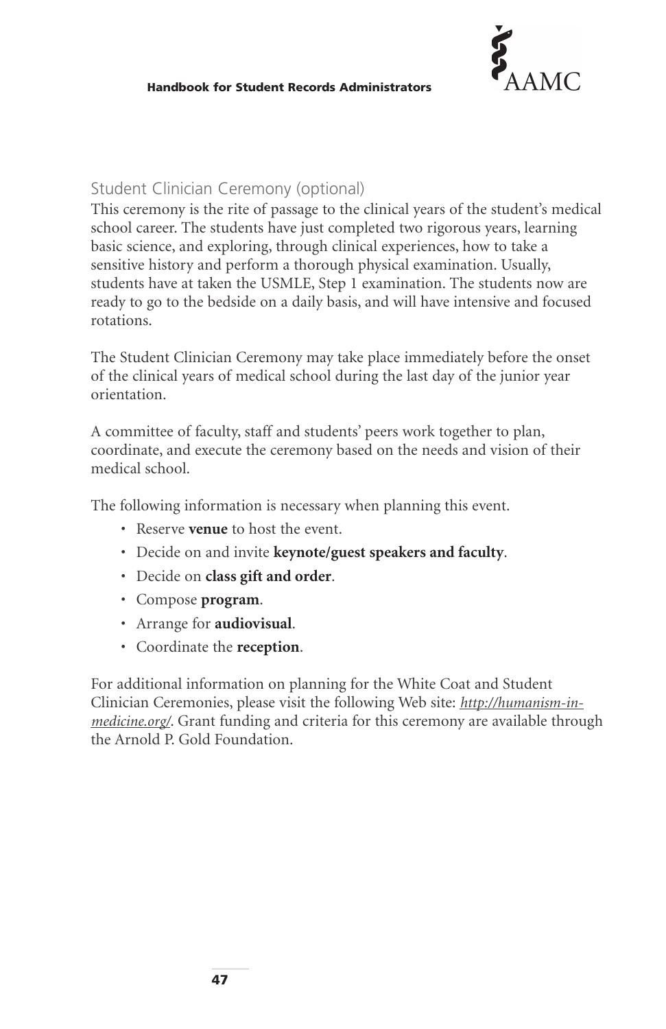## Student Clinician Ceremony (optional)

This ceremony is the rite of passage to the clinical years of the student's medical school career. The students have just completed two rigorous years, learning basic science, and exploring, through clinical experiences, how to take a sensitive history and perform a thorough physical examination. Usually, students have at taken the USMLE, Step 1 examination. The students now are ready to go to the bedside on a daily basis, and will have intensive and focused rotations.

The Student Clinician Ceremony may take place immediately before the onset of the clinical years of medical school during the last day of the junior year orientation.

A committee of faculty, staff and students' peers work together to plan, coordinate, and execute the ceremony based on the needs and vision of their medical school.

The following information is necessary when planning this event.

- Reserve **venue** to host the event.
- Decide on and invite **keynote/guest speakers and faculty**.
- Decide on **class gift and order**.
- Compose **program**.
- Arrange for **audiovisual**.
- Coordinate the **reception**.

For additional information on planning for the White Coat and Student Clinician Ceremonies, please visit the following Web site: *http://humanism-in-medicine.org/*. Grant funding and criteria for this ceremony are available through the Arnold P. Gold Foundation.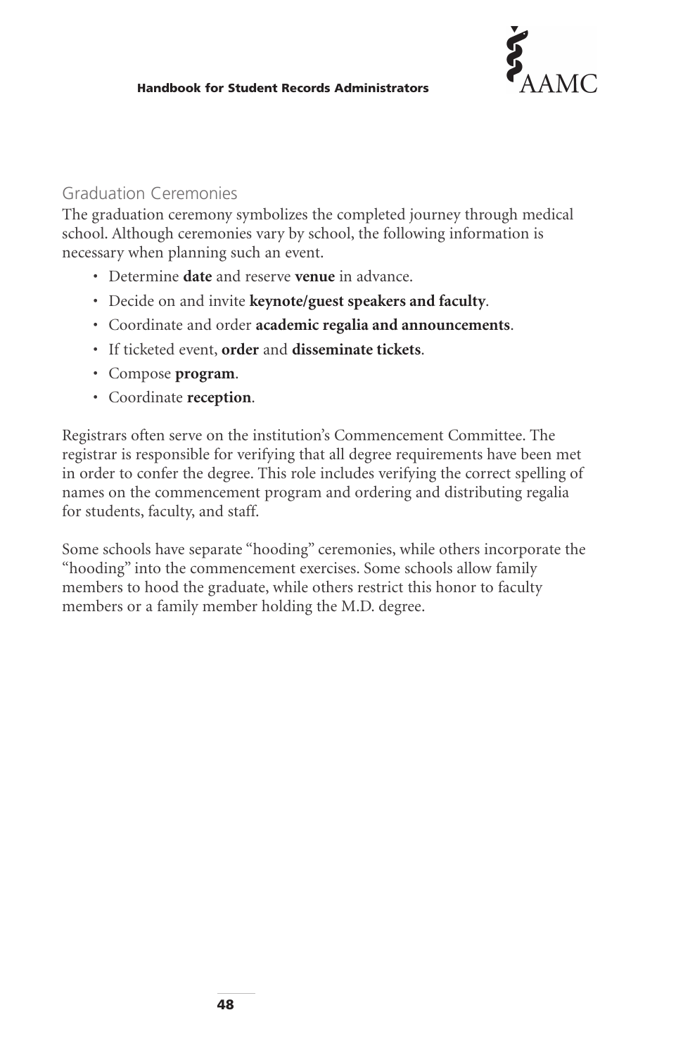## Graduation Ceremonies

The graduation ceremony symbolizes the completed journey through medical school. Although ceremonies vary by school, the following information is necessary when planning such an event.

- Determine **date** and reserve **venue** in advance.
- Decide on and invite **keynote/guest speakers and faculty**.
- Coordinate and order **academic regalia and announcements**.
- If ticketed event, **order** and **disseminate tickets**.
- Compose **program**.
- Coordinate **reception**.

Registrars often serve on the institution's Commencement Committee. The registrar is responsible for verifying that all degree requirements have been met in order to confer the degree. This role includes verifying the correct spelling of names on the commencement program and ordering and distributing regalia for students, faculty, and staff.

Some schools have separate "hooding" ceremonies, while others incorporate the "hooding" into the commencement exercises. Some schools allow family members to hood the graduate, while others restrict this honor to faculty members or a family member holding the M.D. degree.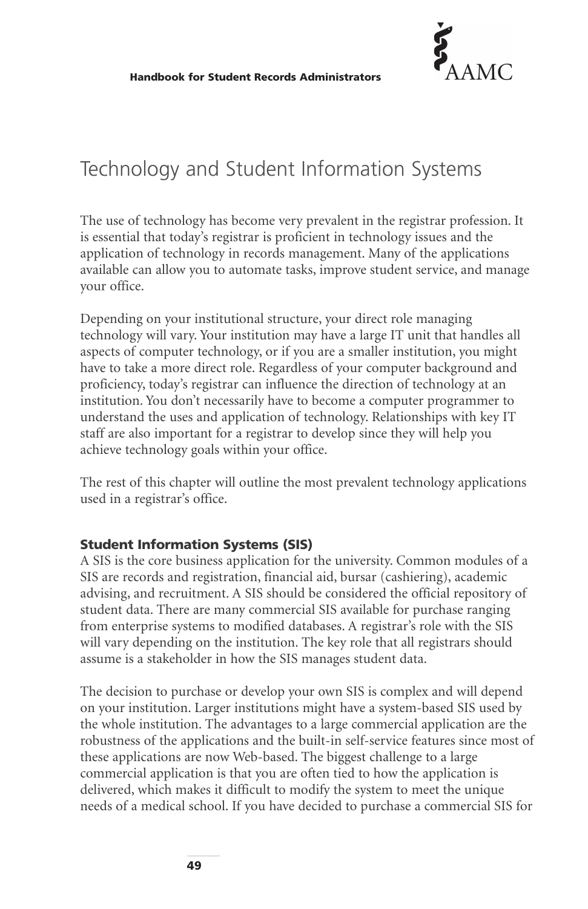# Technology and Student Information Systems

The use of technology has become very prevalent in the registrar profession. It is essential that today's registrar is proficient in technology issues and the application of technology in records management. Many of the applications available can allow you to automate tasks, improve student service, and manage your office.

Depending on your institutional structure, your direct role managing technology will vary. Your institution may have a large IT unit that handles all aspects of computer technology, or if you are a smaller institution, you might have to take a more direct role. Regardless of your computer background and proficiency, today's registrar can influence the direction of technology at an institution. You don't necessarily have to become a computer programmer to understand the uses and application of technology. Relationships with key IT staff are also important for a registrar to develop since they will help you achieve technology goals within your office.

The rest of this chapter will outline the most prevalent technology applications used in a registrar's office.

### Student Information Systems (SIS)

A SIS is the core business application for the university. Common modules of a SIS are records and registration, financial aid, bursar (cashiering), academic advising, and recruitment. A SIS should be considered the official repository of student data. There are many commercial SIS available for purchase ranging from enterprise systems to modified databases. A registrar's role with the SIS will vary depending on the institution. The key role that all registrars should assume is a stakeholder in how the SIS manages student data.

The decision to purchase or develop your own SIS is complex and will depend on your institution. Larger institutions might have a system-based SIS used by the whole institution. The advantages to a large commercial application are the robustness of the applications and the built-in self-service features since most of these applications are now Web-based. The biggest challenge to a large commercial application is that you are often tied to how the application is delivered, which makes it difficult to modify the system to meet the unique needs of a medical school. If you have decided to purchase a commercial SIS for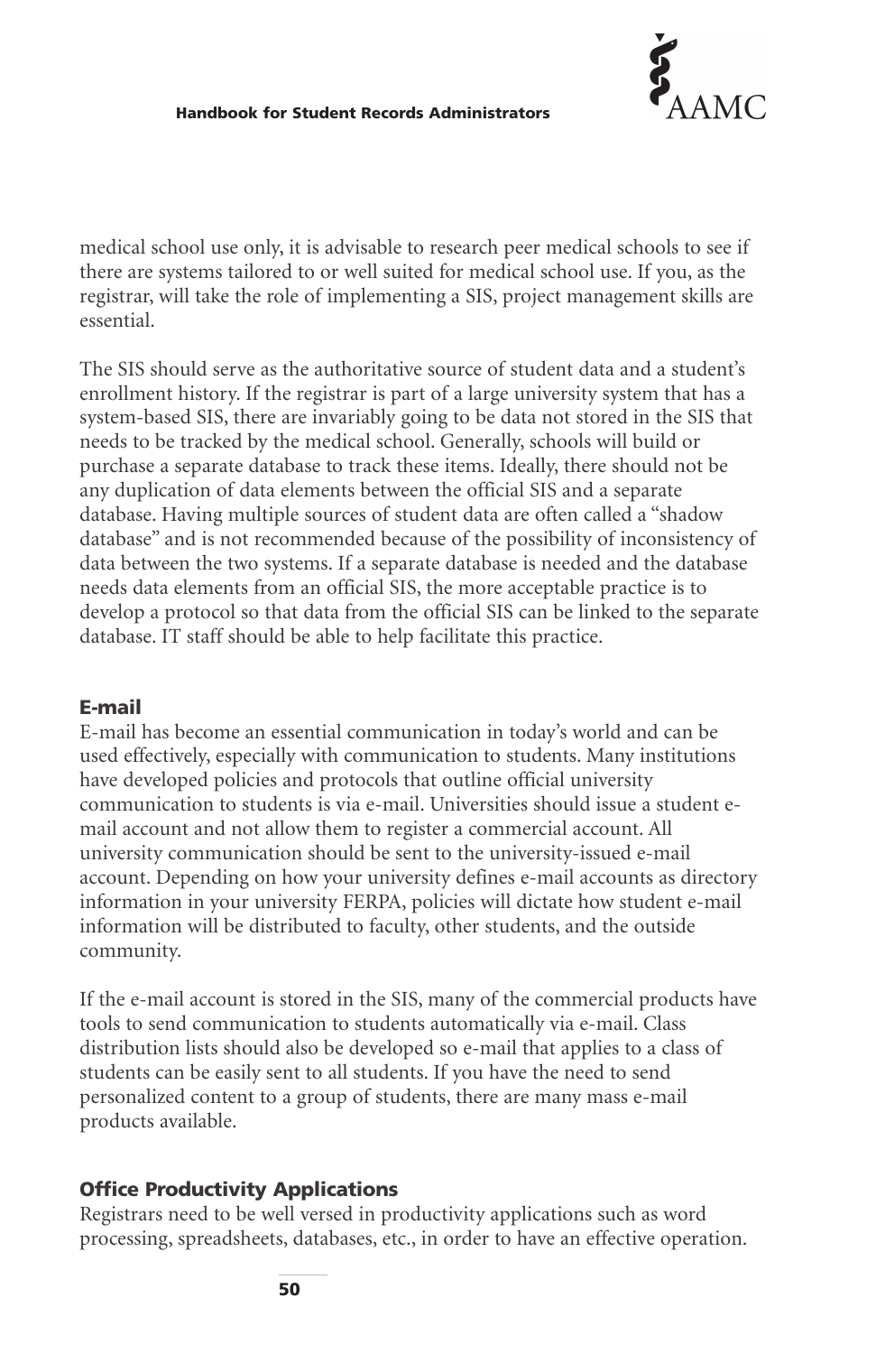medical school use only, it is advisable to research peer medical schools to see if there are systems tailored to or well suited for medical school use. If you, as the registrar, will take the role of implementing a SIS, project management skills are essential.

The SIS should serve as the authoritative source of student data and a student's enrollment history. If the registrar is part of a large university system that has a system-based SIS, there are invariably going to be data not stored in the SIS that needs to be tracked by the medical school. Generally, schools will build or purchase a separate database to track these items. Ideally, there should not be any duplication of data elements between the official SIS and a separate database. Having multiple sources of student data are often called a "shadow database" and is not recommended because of the possibility of inconsistency of data between the two systems. If a separate database is needed and the database needs data elements from an official SIS, the more acceptable practice is to develop a protocol so that data from the official SIS can be linked to the separate database. IT staff should be able to help facilitate this practice.

### E-mail

E-mail has become an essential communication in today's world and can be used effectively, especially with communication to students. Many institutions have developed policies and protocols that outline official university communication to students is via e-mail. Universities should issue a student e-mail account and not allow them to register a commercial account. All university communication should be sent to the university-issued e-mail account. Depending on how your university defines e-mail accounts as directory information in your university FERPA, policies will dictate how student e-mail information will be distributed to faculty, other students, and the outside community.

If the e-mail account is stored in the SIS, many of the commercial products have tools to send communication to students automatically via e-mail. Class distribution lists should also be developed so e-mail that applies to a class of students can be easily sent to all students. If you have the need to send personalized content to a group of students, there are many mass e-mail products available.

### Office Productivity Applications

Registrars need to be well versed in productivity applications such as word processing, spreadsheets, databases, etc., in order to have an effective operation.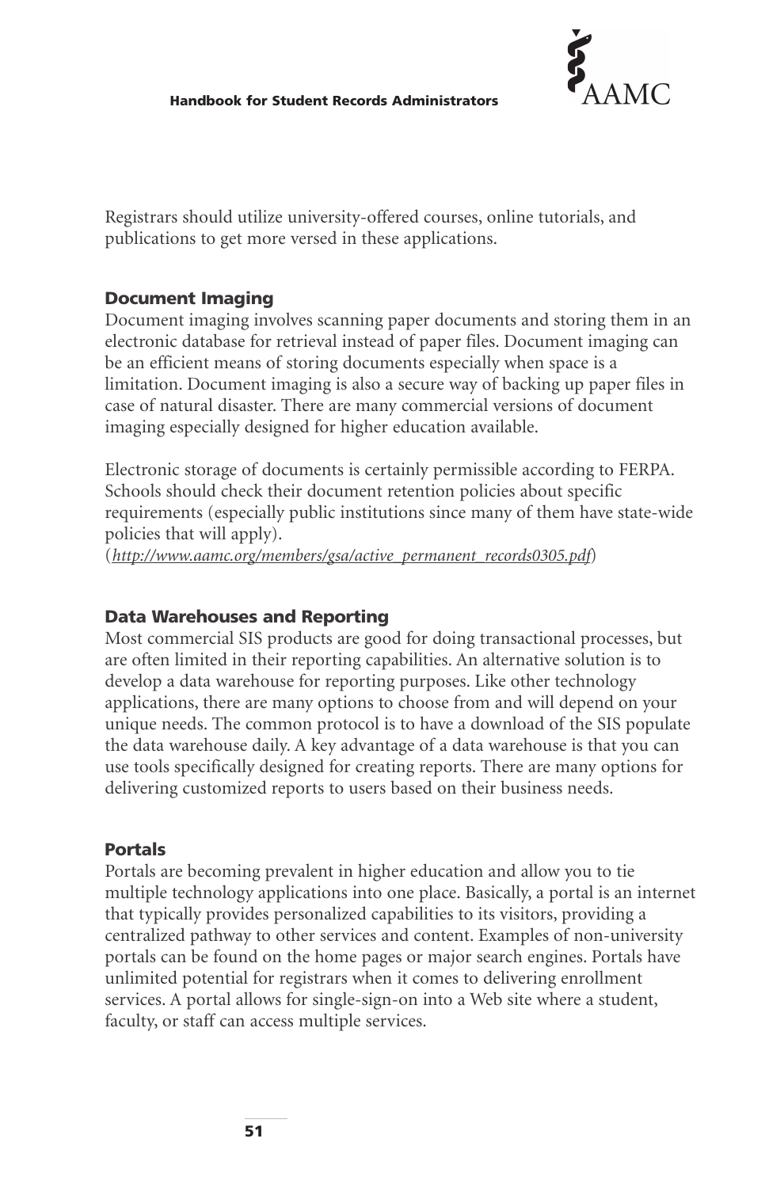Registrars should utilize university-offered courses, online tutorials, and publications to get more versed in these applications.

### Document Imaging

Document imaging involves scanning paper documents and storing them in an electronic database for retrieval instead of paper files. Document imaging can be an efficient means of storing documents especially when space is a limitation. Document imaging is also a secure way of backing up paper files in case of natural disaster. There are many commercial versions of document imaging especially designed for higher education available.

Electronic storage of documents is certainly permissible according to FERPA. Schools should check their document retention policies about specific requirements (especially public institutions since many of them have state-wide policies that will apply).
(*http://www.aamc.org/members/gsa/active_permanent_records0305.pdf*)

### Data Warehouses and Reporting

Most commercial SIS products are good for doing transactional processes, but are often limited in their reporting capabilities. An alternative solution is to develop a data warehouse for reporting purposes. Like other technology applications, there are many options to choose from and will depend on your unique needs. The common protocol is to have a download of the SIS populate the data warehouse daily. A key advantage of a data warehouse is that you can use tools specifically designed for creating reports. There are many options for delivering customized reports to users based on their business needs.

### Portals

Portals are becoming prevalent in higher education and allow you to tie multiple technology applications into one place. Basically, a portal is an internet that typically provides personalized capabilities to its visitors, providing a centralized pathway to other services and content. Examples of non-university portals can be found on the home pages or major search engines. Portals have unlimited potential for registrars when it comes to delivering enrollment services. A portal allows for single-sign-on into a Web site where a student, faculty, or staff can access multiple services.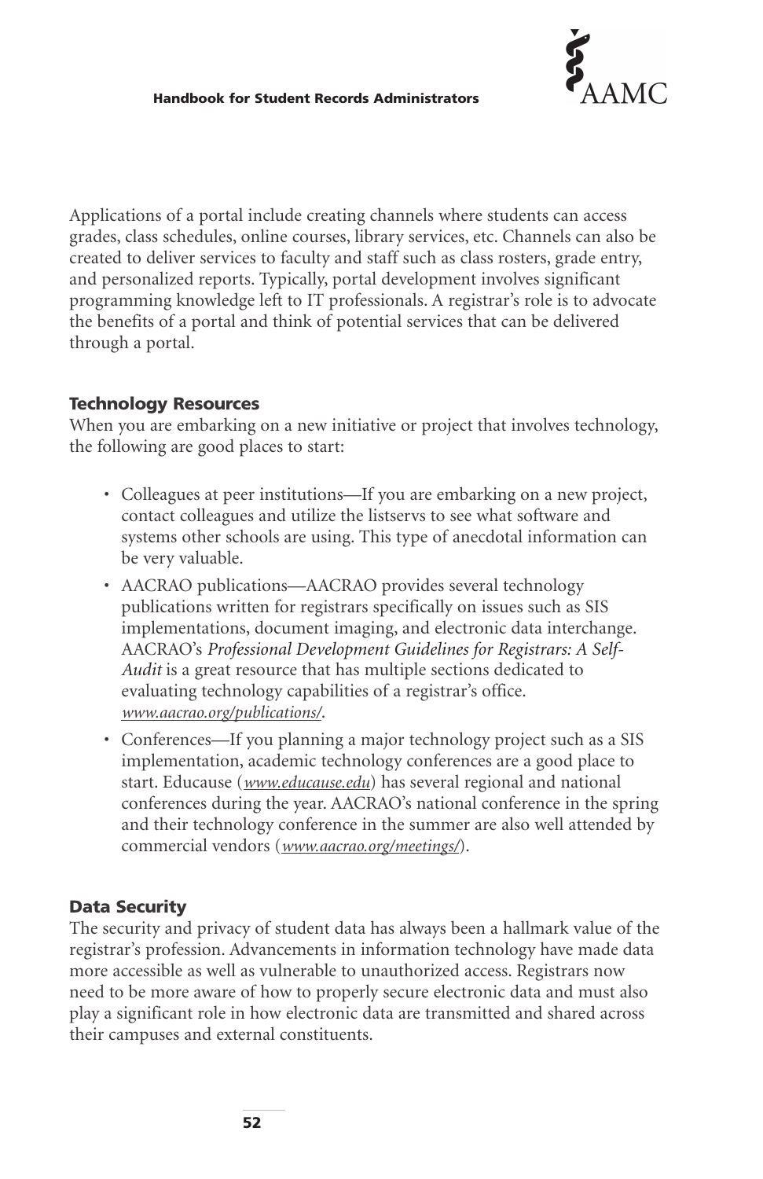Applications of a portal include creating channels where students can access grades, class schedules, online courses, library services, etc. Channels can also be created to deliver services to faculty and staff such as class rosters, grade entry, and personalized reports. Typically, portal development involves significant programming knowledge left to IT professionals. A registrar's role is to advocate the benefits of a portal and think of potential services that can be delivered through a portal.

### Technology Resources

When you are embarking on a new initiative or project that involves technology, the following are good places to start:

- Colleagues at peer institutions—If you are embarking on a new project, contact colleagues and utilize the listservs to see what software and systems other schools are using. This type of anecdotal information can be very valuable.
- AACRAO publications—AACRAO provides several technology publications written for registrars specifically on issues such as SIS implementations, document imaging, and electronic data interchange. AACRAO's *Professional Development Guidelines for Registrars: A Self-Audit* is a great resource that has multiple sections dedicated to evaluating technology capabilities of a registrar's office. *www.aacrao.org/publications/*.
- Conferences—If you planning a major technology project such as a SIS implementation, academic technology conferences are a good place to start. Educause (*www.educause.edu*) has several regional and national conferences during the year. AACRAO's national conference in the spring and their technology conference in the summer are also well attended by commercial vendors (*www.aacrao.org/meetings/*).

### Data Security

The security and privacy of student data has always been a hallmark value of the registrar's profession. Advancements in information technology have made data more accessible as well as vulnerable to unauthorized access. Registrars now need to be more aware of how to properly secure electronic data and must also play a significant role in how electronic data are transmitted and shared across their campuses and external constituents.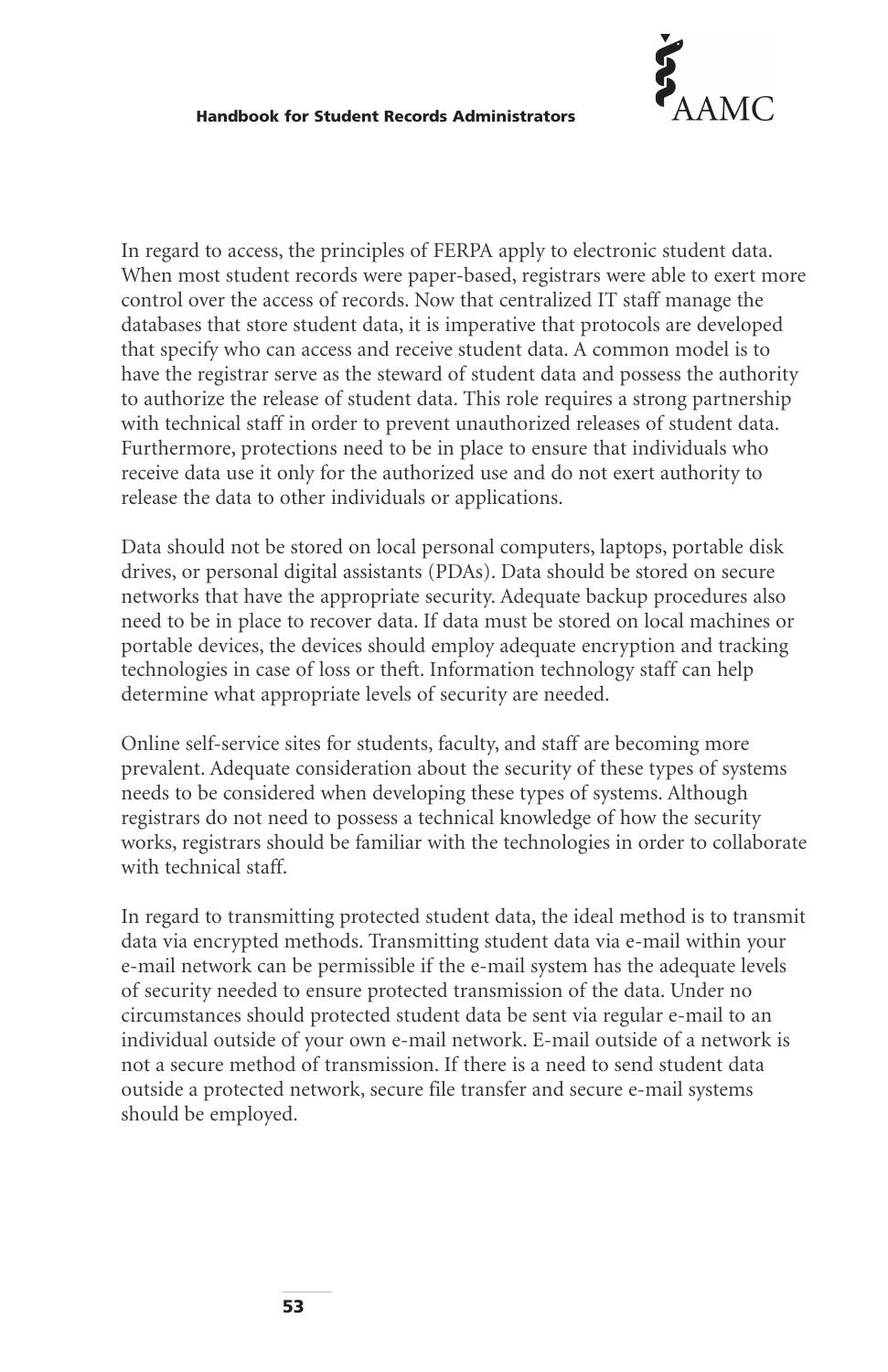In regard to access, the principles of FERPA apply to electronic student data. When most student records were paper-based, registrars were able to exert more control over the access of records. Now that centralized IT staff manage the databases that store student data, it is imperative that protocols are developed that specify who can access and receive student data. A common model is to have the registrar serve as the steward of student data and possess the authority to authorize the release of student data. This role requires a strong partnership with technical staff in order to prevent unauthorized releases of student data. Furthermore, protections need to be in place to ensure that individuals who receive data use it only for the authorized use and do not exert authority to release the data to other individuals or applications.

Data should not be stored on local personal computers, laptops, portable disk drives, or personal digital assistants (PDAs). Data should be stored on secure networks that have the appropriate security. Adequate backup procedures also need to be in place to recover data. If data must be stored on local machines or portable devices, the devices should employ adequate encryption and tracking technologies in case of loss or theft. Information technology staff can help determine what appropriate levels of security are needed.

Online self-service sites for students, faculty, and staff are becoming more prevalent. Adequate consideration about the security of these types of systems needs to be considered when developing these types of systems. Although registrars do not need to possess a technical knowledge of how the security works, registrars should be familiar with the technologies in order to collaborate with technical staff.

In regard to transmitting protected student data, the ideal method is to transmit data via encrypted methods. Transmitting student data via e-mail within your e-mail network can be permissible if the e-mail system has the adequate levels of security needed to ensure protected transmission of the data. Under no circumstances should protected student data be sent via regular e-mail to an individual outside of your own e-mail network. E-mail outside of a network is not a secure method of transmission. If there is a need to send student data outside a protected network, secure file transfer and secure e-mail systems should be employed.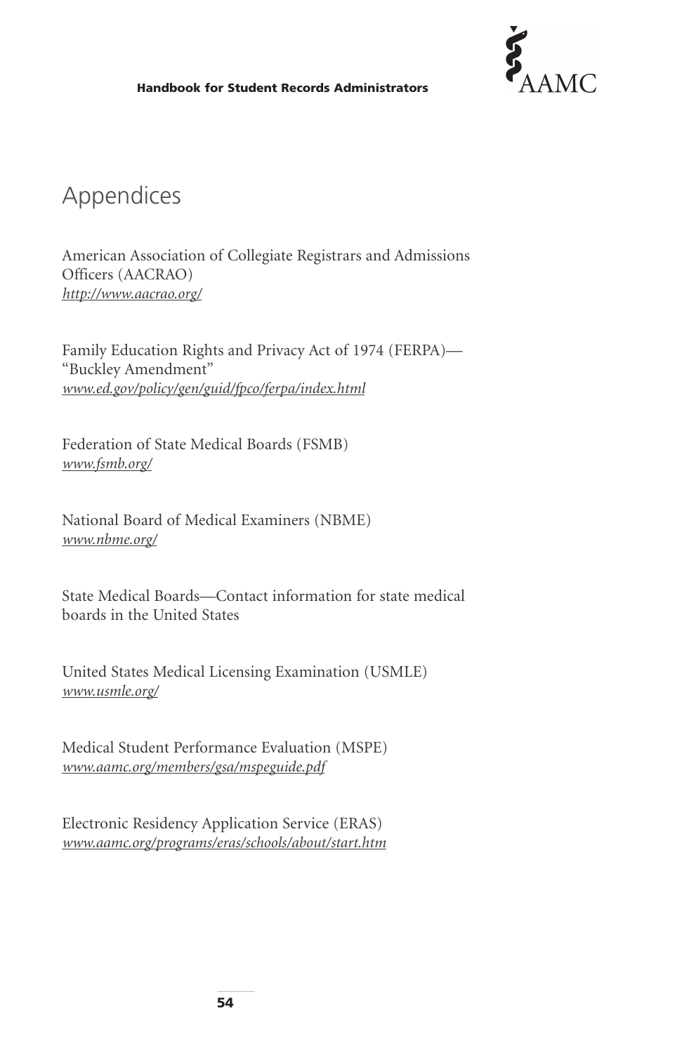# Appendices

American Association of Collegiate Registrars and Admissions Officers (AACRAO)
*http://www.aacrao.org/*

Family Education Rights and Privacy Act of 1974 (FERPA)—"Buckley Amendment"
*www.ed.gov/policy/gen/guid/fpco/ferpa/index.html*

Federation of State Medical Boards (FSMB)
*www.fsmb.org/*

National Board of Medical Examiners (NBME)
*www.nbme.org/*

State Medical Boards—Contact information for state medical boards in the United States

United States Medical Licensing Examination (USMLE)
*www.usmle.org/*

Medical Student Performance Evaluation (MSPE)
*www.aamc.org/members/gsa/mspeguide.pdf*

Electronic Residency Application Service (ERAS)
*www.aamc.org/programs/eras/schools/about/start.htm*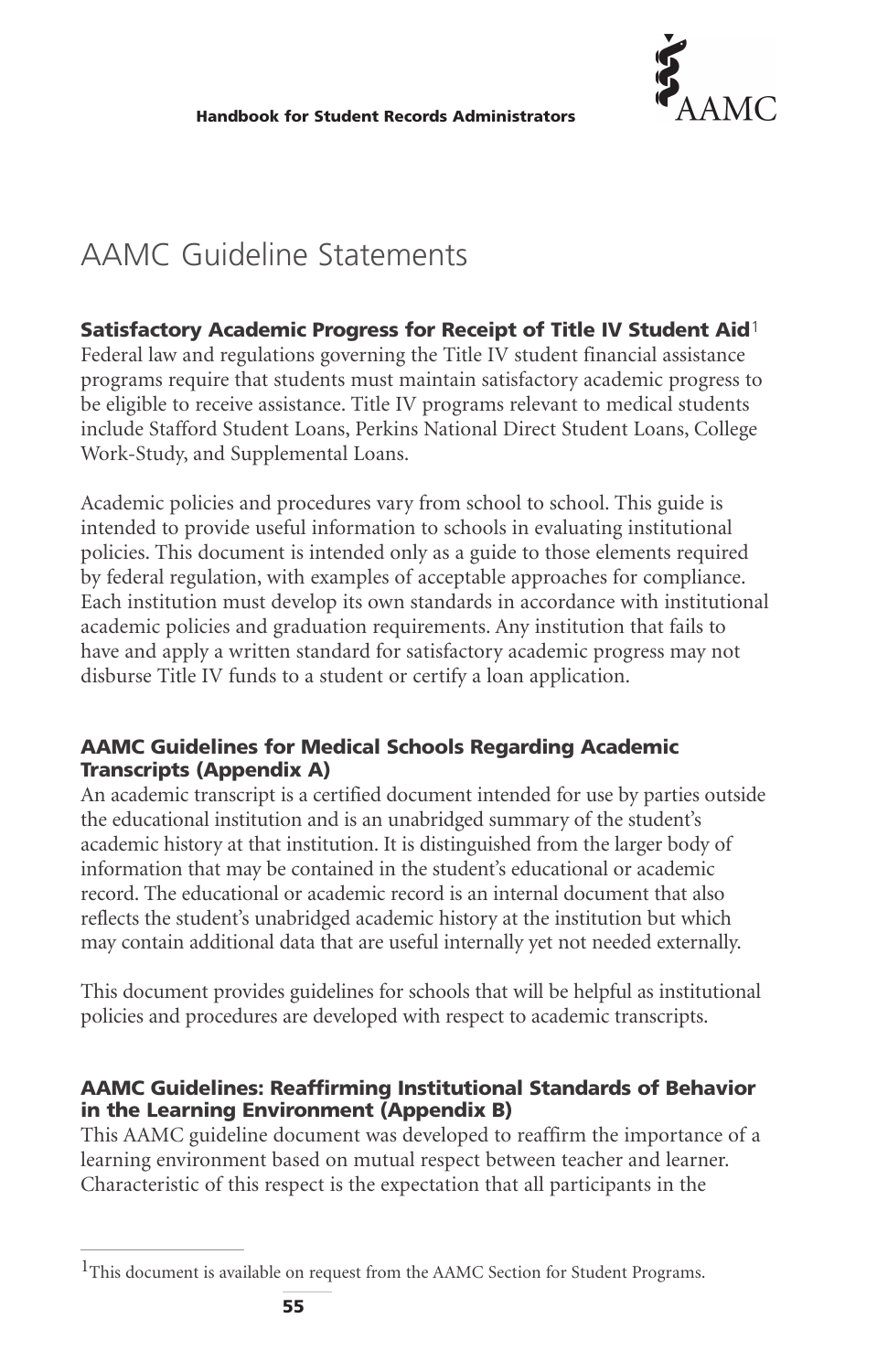# AAMC Guideline Statements

### Satisfactory Academic Progress for Receipt of Title IV Student Aid[1]

Federal law and regulations governing the Title IV student financial assistance programs require that students must maintain satisfactory academic progress to be eligible to receive assistance. Title IV programs relevant to medical students include Stafford Student Loans, Perkins National Direct Student Loans, College Work-Study, and Supplemental Loans.

Academic policies and procedures vary from school to school. This guide is intended to provide useful information to schools in evaluating institutional policies. This document is intended only as a guide to those elements required by federal regulation, with examples of acceptable approaches for compliance. Each institution must develop its own standards in accordance with institutional academic policies and graduation requirements. Any institution that fails to have and apply a written standard for satisfactory academic progress may not disburse Title IV funds to a student or certify a loan application.

### AAMC Guidelines for Medical Schools Regarding Academic Transcripts (Appendix A)

An academic transcript is a certified document intended for use by parties outside the educational institution and is an unabridged summary of the student's academic history at that institution. It is distinguished from the larger body of information that may be contained in the student's educational or academic record. The educational or academic record is an internal document that also reflects the student's unabridged academic history at the institution but which may contain additional data that are useful internally yet not needed externally.

This document provides guidelines for schools that will be helpful as institutional policies and procedures are developed with respect to academic transcripts.

### AAMC Guidelines: Reaffirming Institutional Standards of Behavior in the Learning Environment (Appendix B)

This AAMC guideline document was developed to reaffirm the importance of a learning environment based on mutual respect between teacher and learner. Characteristic of this respect is the expectation that all participants in the

---

[1] This document is available on request from the AAMC Section for Student Programs.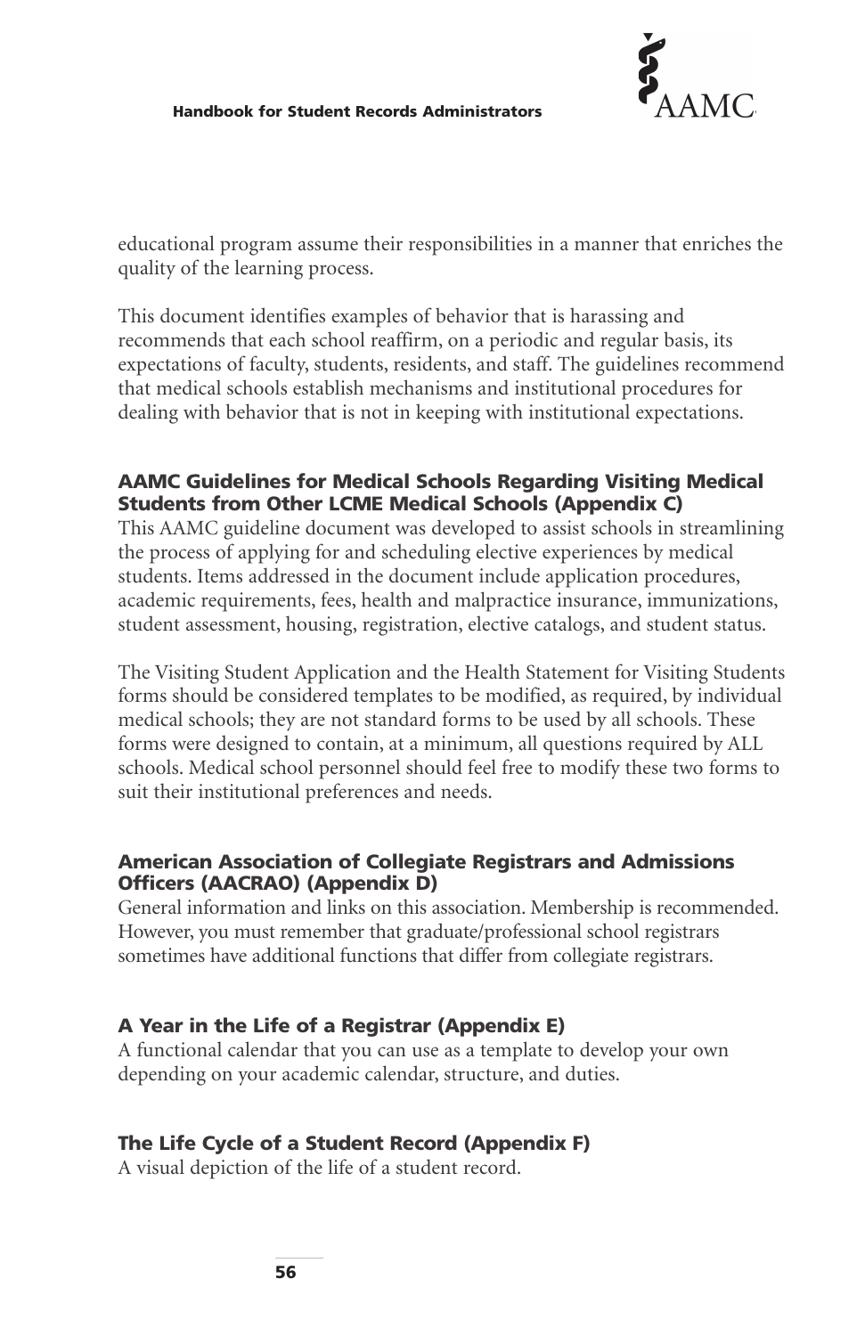educational program assume their responsibilities in a manner that enriches the quality of the learning process.

This document identifies examples of behavior that is harassing and recommends that each school reaffirm, on a periodic and regular basis, its expectations of faculty, students, residents, and staff. The guidelines recommend that medical schools establish mechanisms and institutional procedures for dealing with behavior that is not in keeping with institutional expectations.

### AAMC Guidelines for Medical Schools Regarding Visiting Medical Students from Other LCME Medical Schools (Appendix C)

This AAMC guideline document was developed to assist schools in streamlining the process of applying for and scheduling elective experiences by medical students. Items addressed in the document include application procedures, academic requirements, fees, health and malpractice insurance, immunizations, student assessment, housing, registration, elective catalogs, and student status.

The Visiting Student Application and the Health Statement for Visiting Students forms should be considered templates to be modified, as required, by individual medical schools; they are not standard forms to be used by all schools. These forms were designed to contain, at a minimum, all questions required by ALL schools. Medical school personnel should feel free to modify these two forms to suit their institutional preferences and needs.

### American Association of Collegiate Registrars and Admissions Officers (AACRAO) (Appendix D)

General information and links on this association. Membership is recommended. However, you must remember that graduate/professional school registrars sometimes have additional functions that differ from collegiate registrars.

### A Year in the Life of a Registrar (Appendix E)

A functional calendar that you can use as a template to develop your own depending on your academic calendar, structure, and duties.

### The Life Cycle of a Student Record (Appendix F)

A visual depiction of the life of a student record.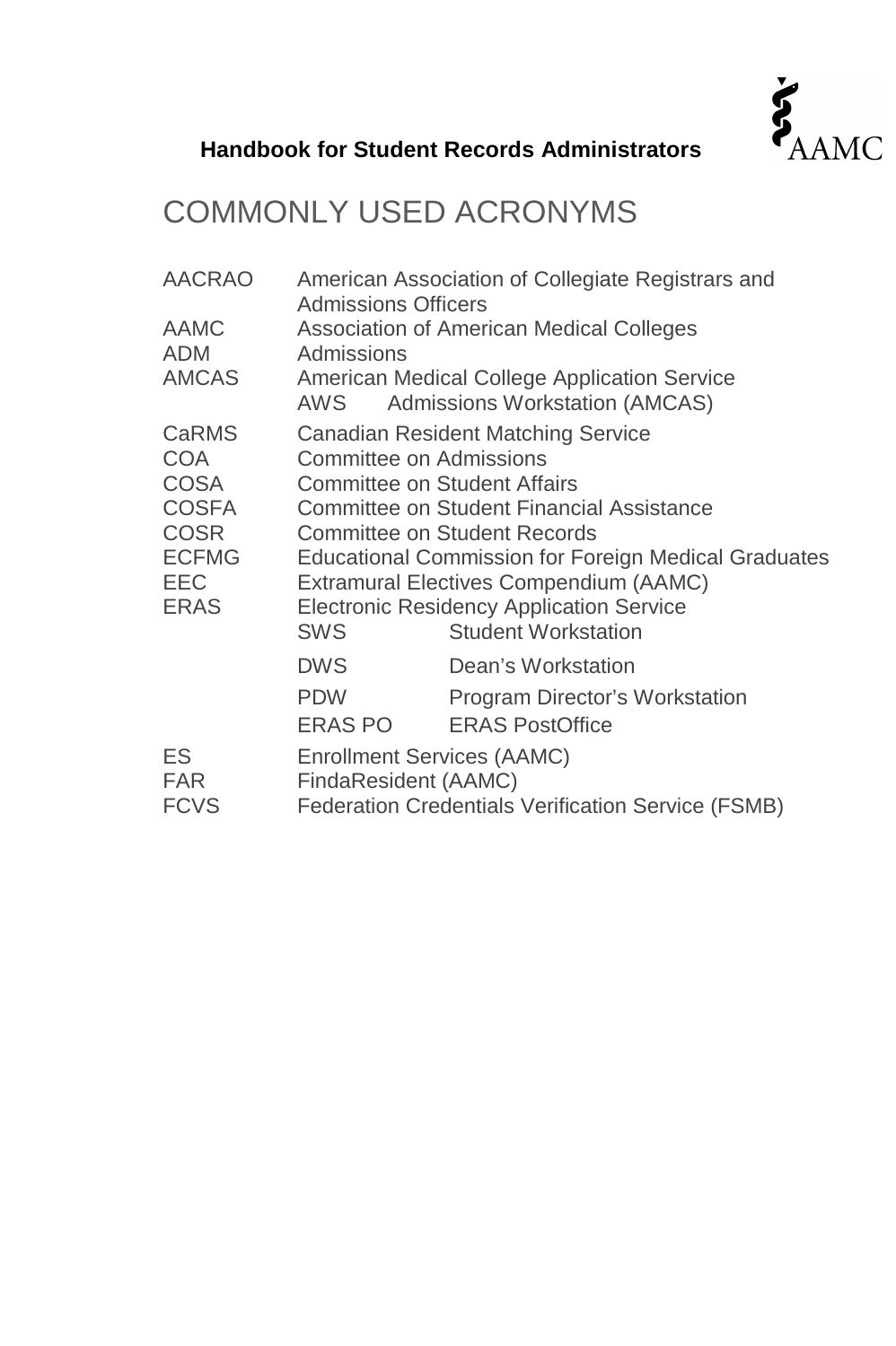# COMMONLY USED ACRONYMS

| | | |
|---|---|---|
| AACRAO | American Association of Collegiate Registrars and Admissions Officers | |
| AAMC | Association of American Medical Colleges | |
| ADM | Admissions | |
| AMCAS | American Medical College Application Service | |
| | AWS | Admissions Workstation (AMCAS) |
| CaRMS | Canadian Resident Matching Service | |
| COA | Committee on Admissions | |
| COSA | Committee on Student Affairs | |
| COSFA | Committee on Student Financial Assistance | |
| COSR | Committee on Student Records | |
| ECFMG | Educational Commission for Foreign Medical Graduates | |
| EEC | Extramural Electives Compendium (AAMC) | |
| ERAS | Electronic Residency Application Service | |
| | SWS | Student Workstation |
| | DWS | Dean's Workstation |
| | PDW | Program Director's Workstation |
| | ERAS PO | ERAS PostOffice |
| ES | Enrollment Services (AAMC) | |
| FAR | FindaResident (AAMC) | |
| FCVS | Federation Credentials Verification Service (FSMB) | |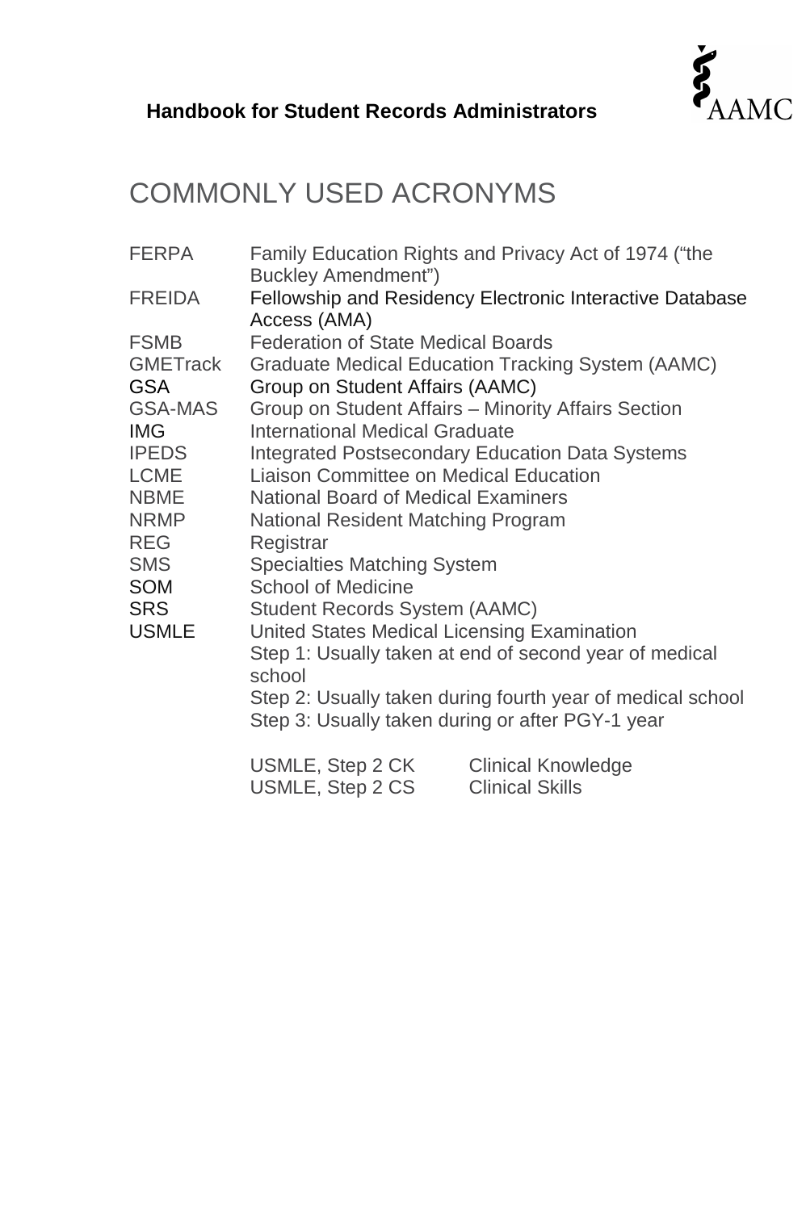# COMMONLY USED ACRONYMS

| | |
|---|---|
| FERPA | Family Education Rights and Privacy Act of 1974 (“the Buckley Amendment”) |
| FREIDA | Fellowship and Residency Electronic Interactive Database Access (AMA) |
| FSMB | Federation of State Medical Boards |
| GMETrack | Graduate Medical Education Tracking System (AAMC) |
| GSA | Group on Student Affairs (AAMC) |
| GSA-MAS | Group on Student Affairs – Minority Affairs Section |
| IMG | International Medical Graduate |
| IPEDS | Integrated Postsecondary Education Data Systems |
| LCME | Liaison Committee on Medical Education |
| NBME | National Board of Medical Examiners |
| NRMP | National Resident Matching Program |
| REG | Registrar |
| SMS | Specialties Matching System |
| SOM | School of Medicine |
| SRS | Student Records System (AAMC) |
| USMLE | United States Medical Licensing Examination<br>Step 1: Usually taken at end of second year of medical school<br>Step 2: Usually taken during fourth year of medical school<br>Step 3: Usually taken during or after PGY-1 year |

| | |
|---|---|
| USMLE, Step 2 CK | Clinical Knowledge |
| USMLE, Step 2 CS | Clinical Skills |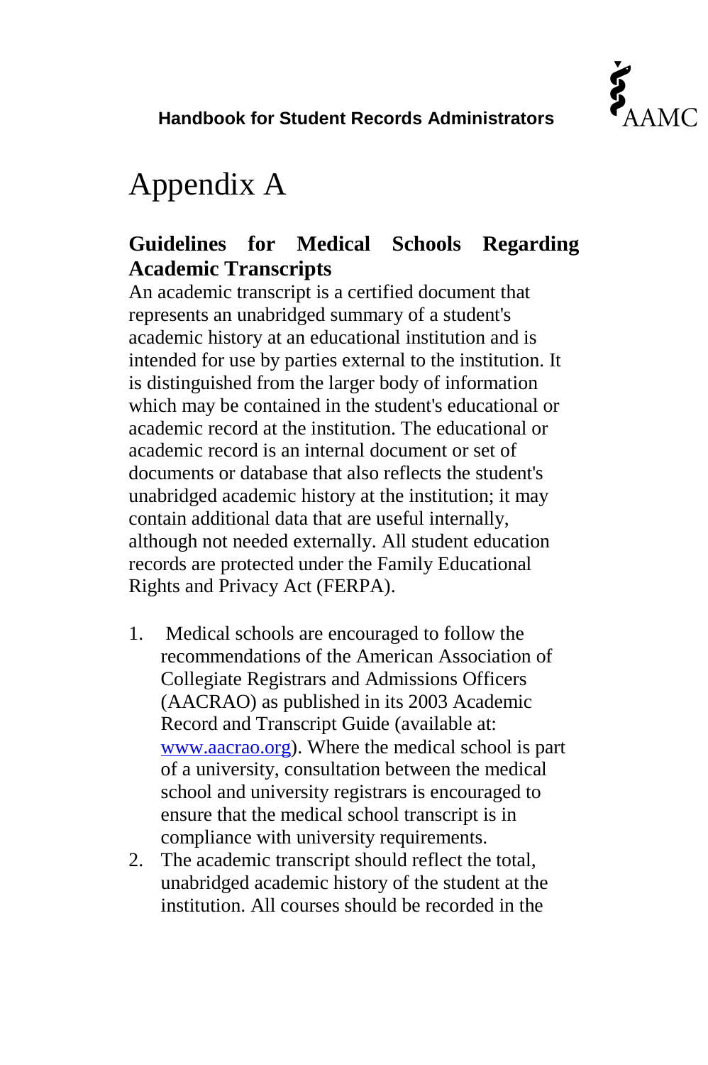# Appendix A

## Guidelines for Medical Schools Regarding Academic Transcripts

An academic transcript is a certified document that represents an unabridged summary of a student's academic history at an educational institution and is intended for use by parties external to the institution. It is distinguished from the larger body of information which may be contained in the student's educational or academic record at the institution. The educational or academic record is an internal document or set of documents or database that also reflects the student's unabridged academic history at the institution; it may contain additional data that are useful internally, although not needed externally. All student education records are protected under the Family Educational Rights and Privacy Act (FERPA).

1. Medical schools are encouraged to follow the recommendations of the American Association of Collegiate Registrars and Admissions Officers (AACRAO) as published in its 2003 Academic Record and Transcript Guide (available at: www.aacrao.org). Where the medical school is part of a university, consultation between the medical school and university registrars is encouraged to ensure that the medical school transcript is in compliance with university requirements.
2. The academic transcript should reflect the total, unabridged academic history of the student at the institution. All courses should be recorded in the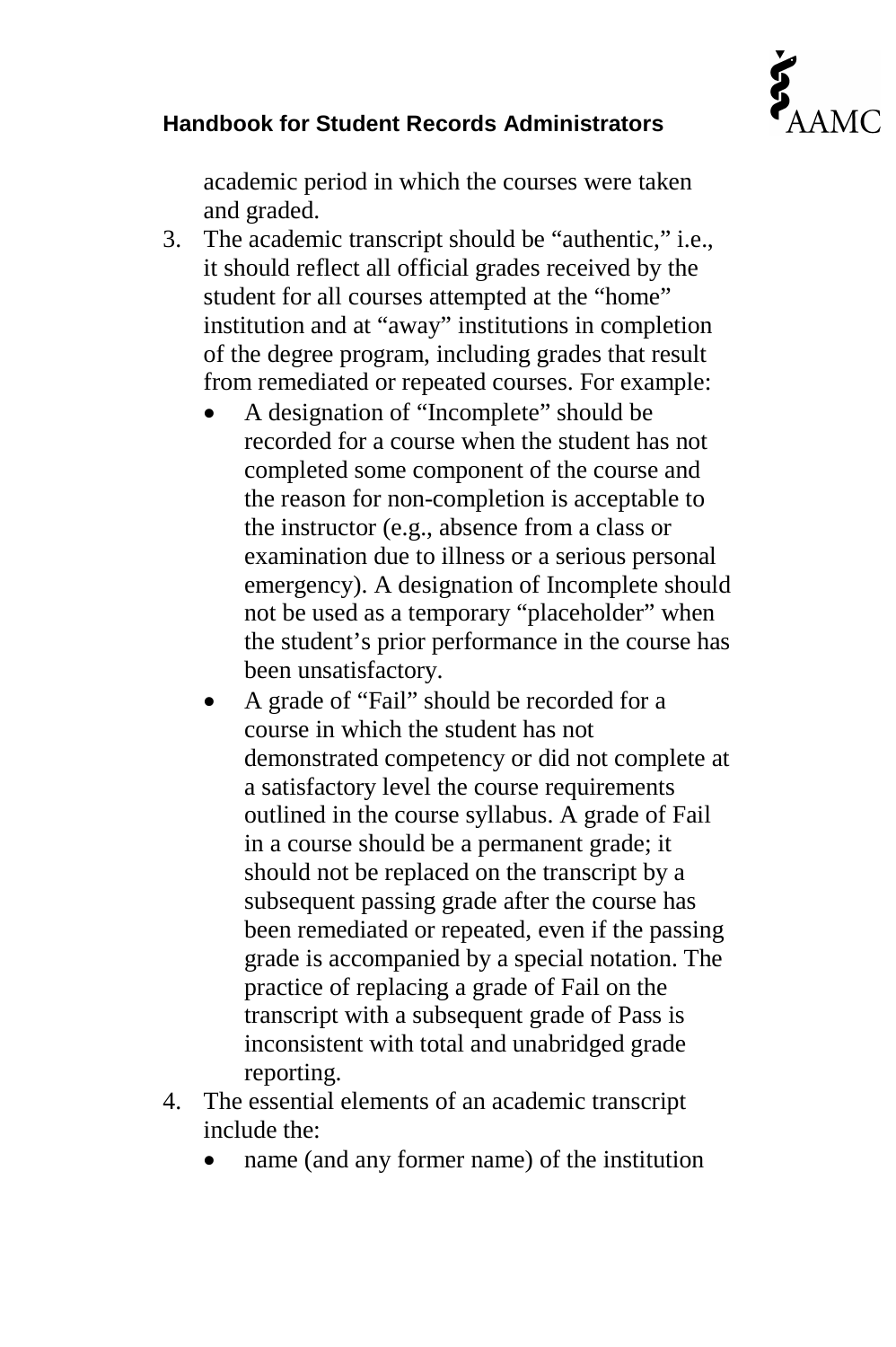academic period in which the courses were taken and graded.

3. The academic transcript should be "authentic," i.e., it should reflect all official grades received by the student for all courses attempted at the "home" institution and at "away" institutions in completion of the degree program, including grades that result from remediated or repeated courses. For example:
   - A designation of "Incomplete" should be recorded for a course when the student has not completed some component of the course and the reason for non-completion is acceptable to the instructor (e.g., absence from a class or examination due to illness or a serious personal emergency). A designation of Incomplete should not be used as a temporary "placeholder" when the student's prior performance in the course has been unsatisfactory.
   - A grade of "Fail" should be recorded for a course in which the student has not demonstrated competency or did not complete at a satisfactory level the course requirements outlined in the course syllabus. A grade of Fail in a course should be a permanent grade; it should not be replaced on the transcript by a subsequent passing grade after the course has been remediated or repeated, even if the passing grade is accompanied by a special notation. The practice of replacing a grade of Fail on the transcript with a subsequent grade of Pass is inconsistent with total and unabridged grade reporting.
4. The essential elements of an academic transcript include the:
   - name (and any former name) of the institution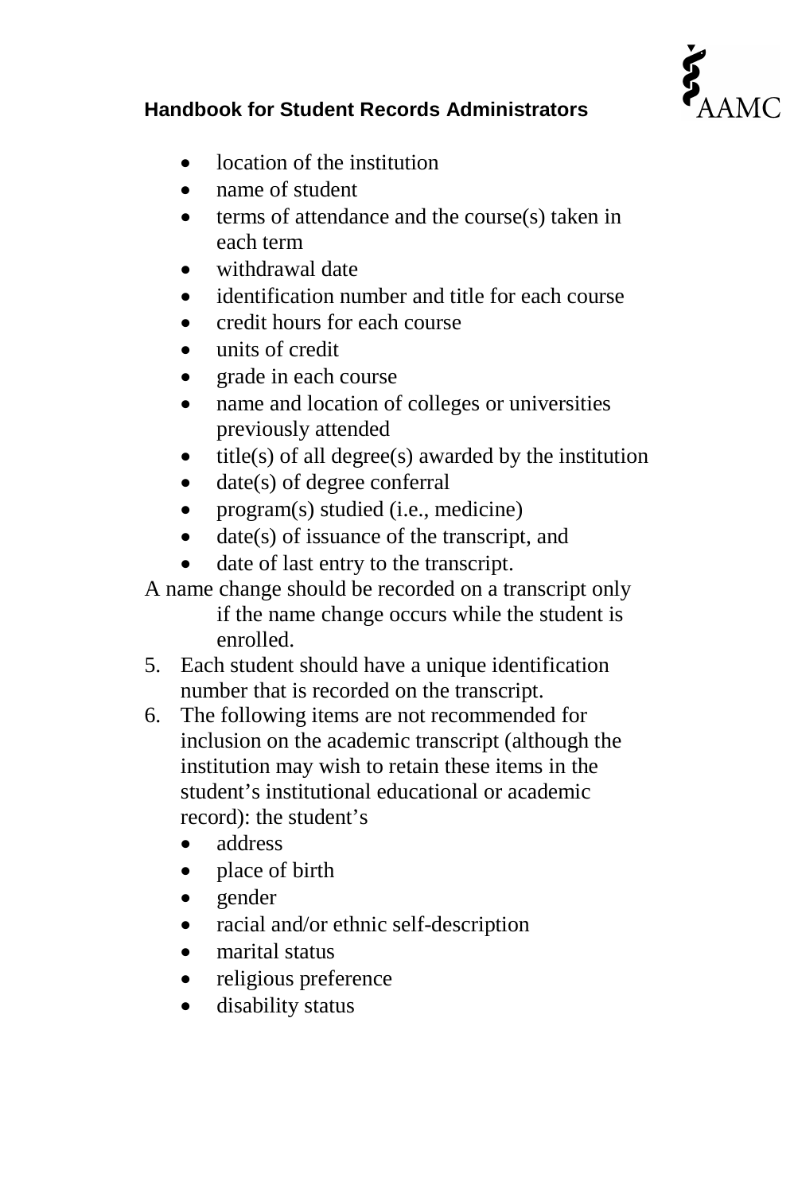- location of the institution
- name of student
- terms of attendance and the course(s) taken in each term
- withdrawal date
- identification number and title for each course
- credit hours for each course
- units of credit
- grade in each course
- name and location of colleges or universities previously attended
- title(s) of all degree(s) awarded by the institution
- date(s) of degree conferral
- program(s) studied (i.e., medicine)
- date(s) of issuance of the transcript, and
- date of last entry to the transcript.

A name change should be recorded on a transcript only if the name change occurs while the student is enrolled.

5. Each student should have a unique identification number that is recorded on the transcript.
6. The following items are not recommended for inclusion on the academic transcript (although the institution may wish to retain these items in the student's institutional educational or academic record): the student's
   - address
   - place of birth
   - gender
   - racial and/or ethnic self-description
   - marital status
   - religious preference
   - disability status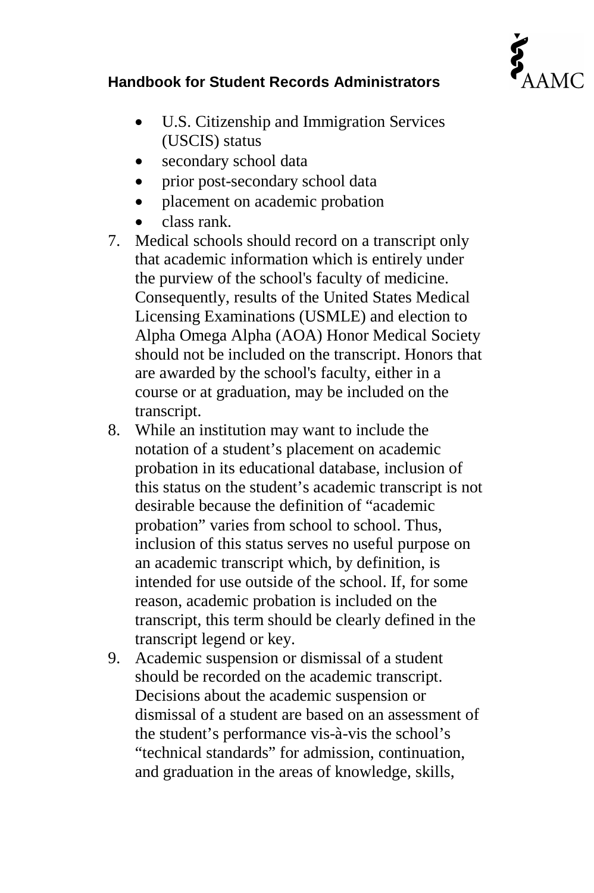- U.S. Citizenship and Immigration Services (USCIS) status
- secondary school data
- prior post-secondary school data
- placement on academic probation
- class rank.

7. Medical schools should record on a transcript only that academic information which is entirely under the purview of the school's faculty of medicine. Consequently, results of the United States Medical Licensing Examinations (USMLE) and election to Alpha Omega Alpha (AOA) Honor Medical Society should not be included on the transcript. Honors that are awarded by the school's faculty, either in a course or at graduation, may be included on the transcript.
8. While an institution may want to include the notation of a student's placement on academic probation in its educational database, inclusion of this status on the student's academic transcript is not desirable because the definition of "academic probation" varies from school to school. Thus, inclusion of this status serves no useful purpose on an academic transcript which, by definition, is intended for use outside of the school. If, for some reason, academic probation is included on the transcript, this term should be clearly defined in the transcript legend or key.
9. Academic suspension or dismissal of a student should be recorded on the academic transcript. Decisions about the academic suspension or dismissal of a student are based on an assessment of the student's performance vis-à-vis the school's "technical standards" for admission, continuation, and graduation in the areas of knowledge, skills,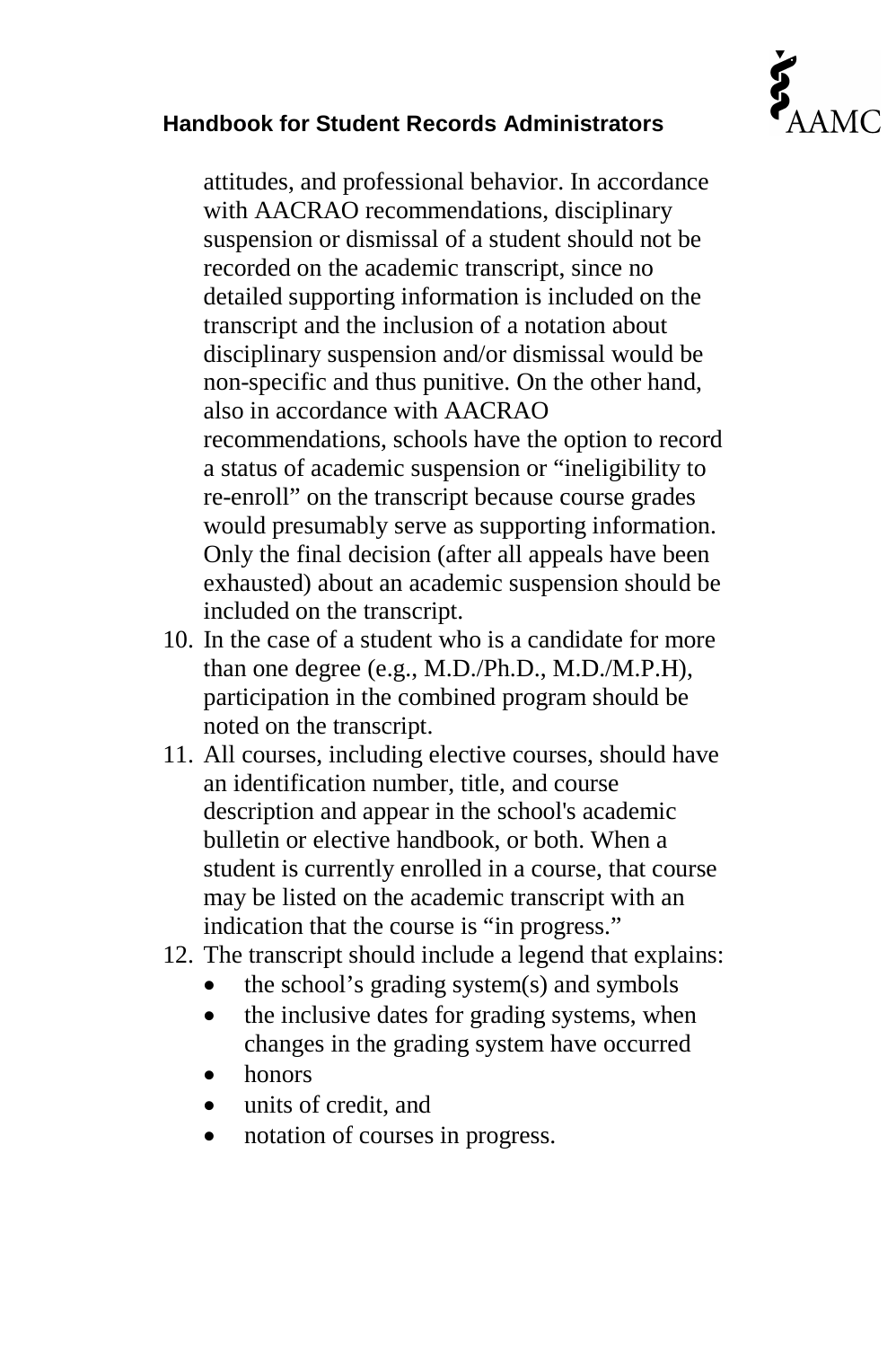attitudes, and professional behavior. In accordance with AACRAO recommendations, disciplinary suspension or dismissal of a student should not be recorded on the academic transcript, since no detailed supporting information is included on the transcript and the inclusion of a notation about disciplinary suspension and/or dismissal would be non-specific and thus punitive. On the other hand, also in accordance with AACRAO recommendations, schools have the option to record a status of academic suspension or "ineligibility to re-enroll" on the transcript because course grades would presumably serve as supporting information. Only the final decision (after all appeals have been exhausted) about an academic suspension should be included on the transcript.

10. In the case of a student who is a candidate for more than one degree (e.g., M.D./Ph.D., M.D./M.P.H), participation in the combined program should be noted on the transcript.
11. All courses, including elective courses, should have an identification number, title, and course description and appear in the school's academic bulletin or elective handbook, or both. When a student is currently enrolled in a course, that course may be listed on the academic transcript with an indication that the course is "in progress."
12. The transcript should include a legend that explains:
    - the school's grading system(s) and symbols
    - the inclusive dates for grading systems, when changes in the grading system have occurred
    - honors
    - units of credit, and
    - notation of courses in progress.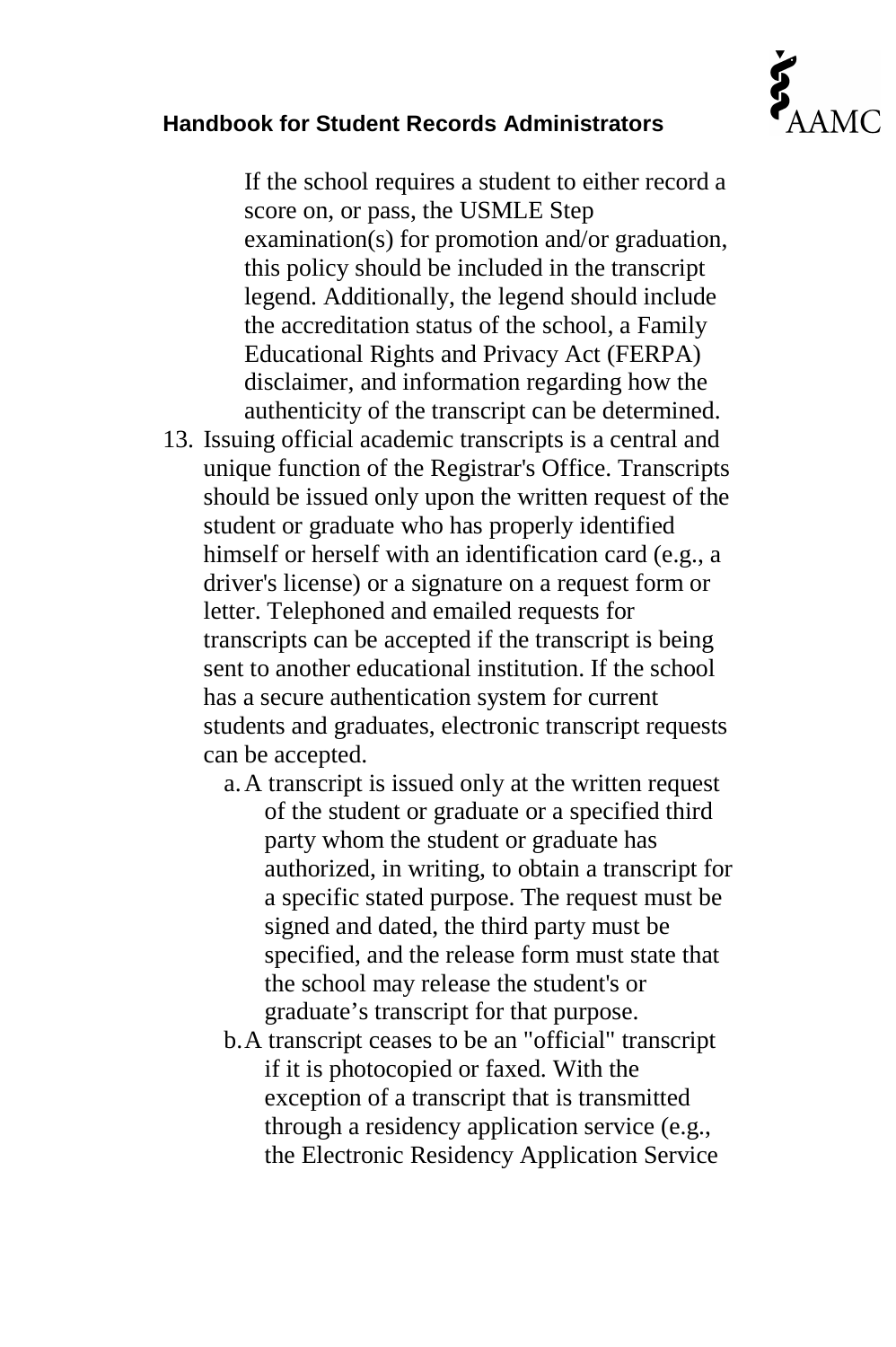If the school requires a student to either record a score on, or pass, the USMLE Step examination(s) for promotion and/or graduation, this policy should be included in the transcript legend. Additionally, the legend should include the accreditation status of the school, a Family Educational Rights and Privacy Act (FERPA) disclaimer, and information regarding how the authenticity of the transcript can be determined.

13. Issuing official academic transcripts is a central and unique function of the Registrar's Office. Transcripts should be issued only upon the written request of the student or graduate who has properly identified himself or herself with an identification card (e.g., a driver's license) or a signature on a request form or letter. Telephoned and emailed requests for transcripts can be accepted if the transcript is being sent to another educational institution. If the school has a secure authentication system for current students and graduates, electronic transcript requests can be accepted.
    a. A transcript is issued only at the written request of the student or graduate or a specified third party whom the student or graduate has authorized, in writing, to obtain a transcript for a specific stated purpose. The request must be signed and dated, the third party must be specified, and the release form must state that the school may release the student's or graduate's transcript for that purpose.
    b. A transcript ceases to be an "official" transcript if it is photocopied or faxed. With the exception of a transcript that is transmitted through a residency application service (e.g., the Electronic Residency Application Service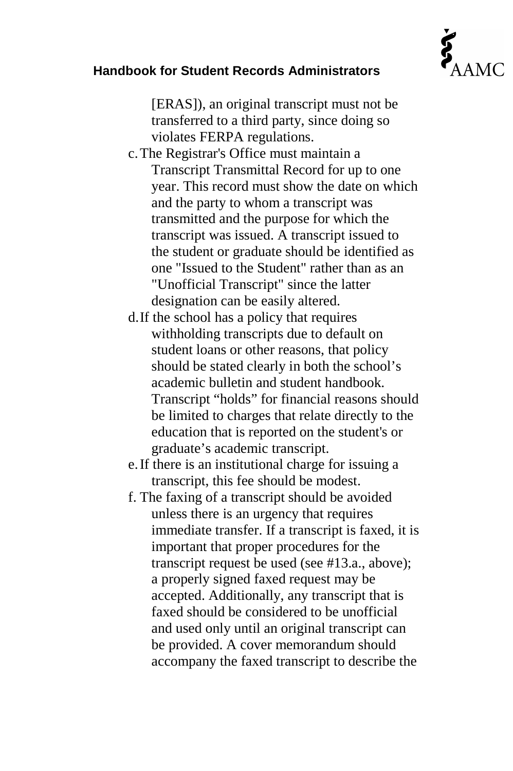[ERAS]), an original transcript must not be transferred to a third party, since doing so violates FERPA regulations.

c. The Registrar's Office must maintain a Transcript Transmittal Record for up to one year. This record must show the date on which and the party to whom a transcript was transmitted and the purpose for which the transcript was issued. A transcript issued to the student or graduate should be identified as one "Issued to the Student" rather than as an "Unofficial Transcript" since the latter designation can be easily altered.

d. If the school has a policy that requires withholding transcripts due to default on student loans or other reasons, that policy should be stated clearly in both the school’s academic bulletin and student handbook. Transcript “holds” for financial reasons should be limited to charges that relate directly to the education that is reported on the student's or graduate’s academic transcript.

e. If there is an institutional charge for issuing a transcript, this fee should be modest.

f. The faxing of a transcript should be avoided unless there is an urgency that requires immediate transfer. If a transcript is faxed, it is important that proper procedures for the transcript request be used (see #13.a., above); a properly signed faxed request may be accepted. Additionally, any transcript that is faxed should be considered to be unofficial and used only until an original transcript can be provided. A cover memorandum should accompany the faxed transcript to describe the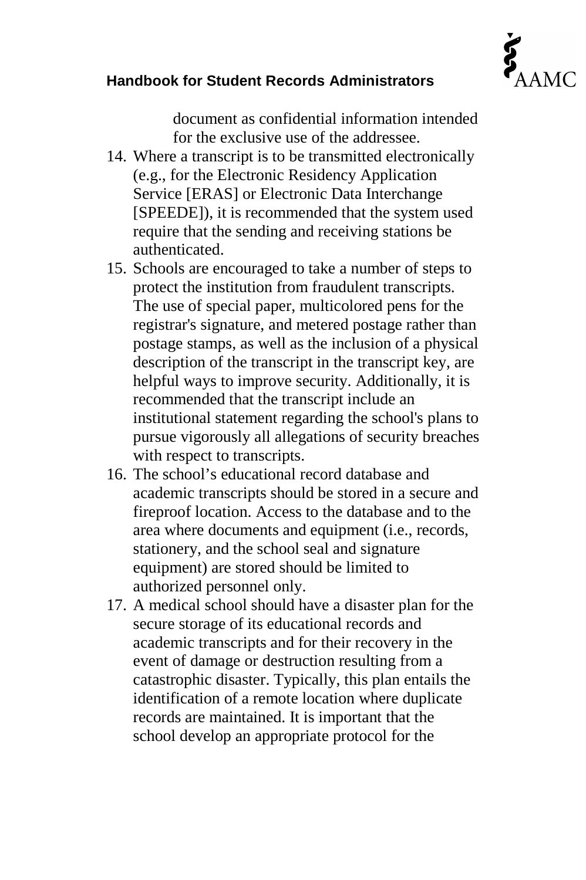document as confidential information intended for the exclusive use of the addressee.

14. Where a transcript is to be transmitted electronically (e.g., for the Electronic Residency Application Service [ERAS] or Electronic Data Interchange [SPEEDE]), it is recommended that the system used require that the sending and receiving stations be authenticated.
15. Schools are encouraged to take a number of steps to protect the institution from fraudulent transcripts. The use of special paper, multicolored pens for the registrar's signature, and metered postage rather than postage stamps, as well as the inclusion of a physical description of the transcript in the transcript key, are helpful ways to improve security. Additionally, it is recommended that the transcript include an institutional statement regarding the school's plans to pursue vigorously all allegations of security breaches with respect to transcripts.
16. The school's educational record database and academic transcripts should be stored in a secure and fireproof location. Access to the database and to the area where documents and equipment (i.e., records, stationery, and the school seal and signature equipment) are stored should be limited to authorized personnel only.
17. A medical school should have a disaster plan for the secure storage of its educational records and academic transcripts and for their recovery in the event of damage or destruction resulting from a catastrophic disaster. Typically, this plan entails the identification of a remote location where duplicate records are maintained. It is important that the school develop an appropriate protocol for the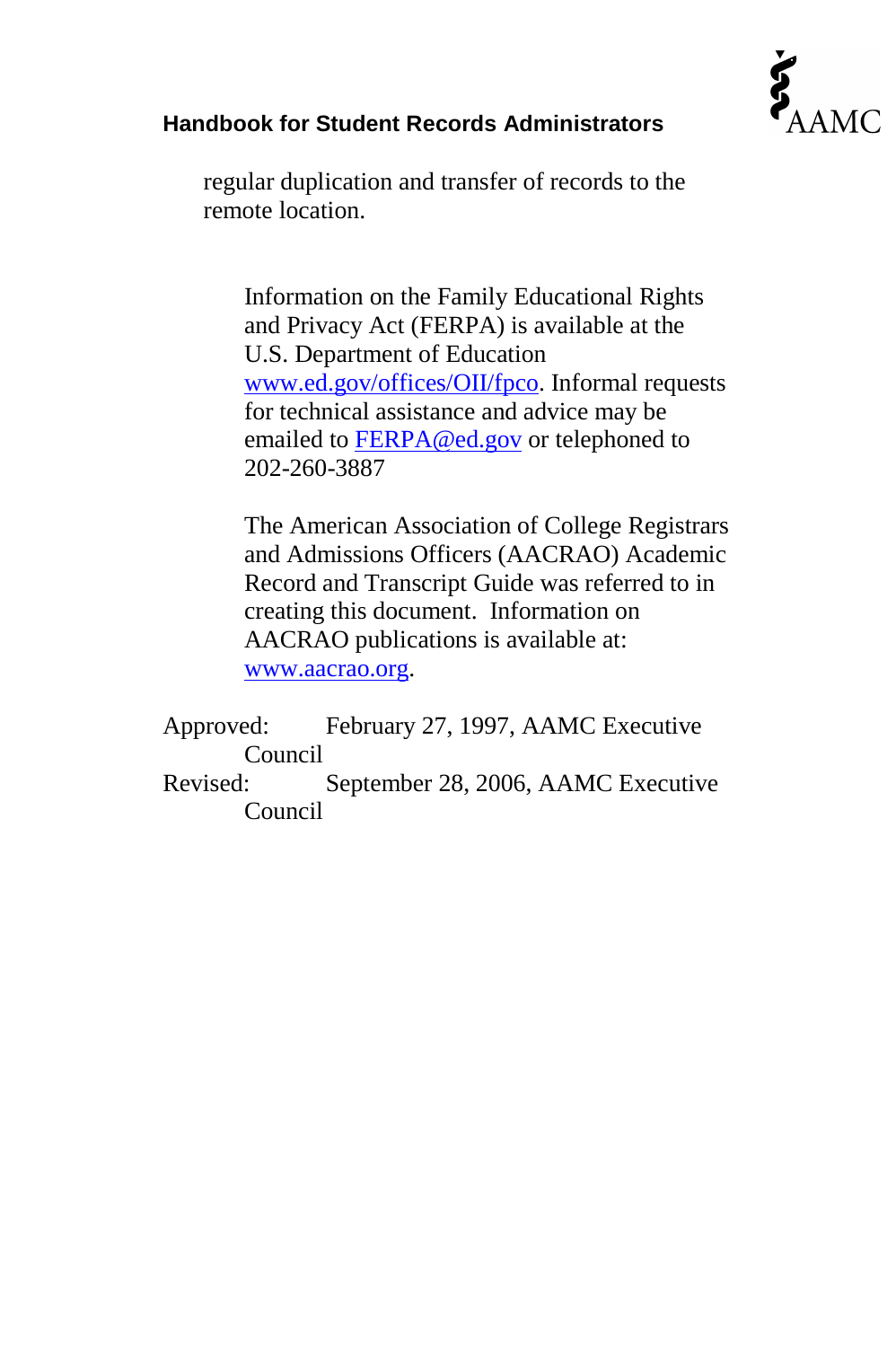regular duplication and transfer of records to the remote location.

Information on the Family Educational Rights and Privacy Act (FERPA) is available at the U.S. Department of Education www.ed.gov/offices/OII/fpco. Informal requests for technical assistance and advice may be emailed to FERPA@ed.gov or telephoned to 202-260-3887

The American Association of College Registrars and Admissions Officers (AACRAO) Academic Record and Transcript Guide was referred to in creating this document. Information on AACRAO publications is available at: www.aacrao.org.

Approved: February 27, 1997, AAMC Executive Council
Revised: September 28, 2006, AAMC Executive Council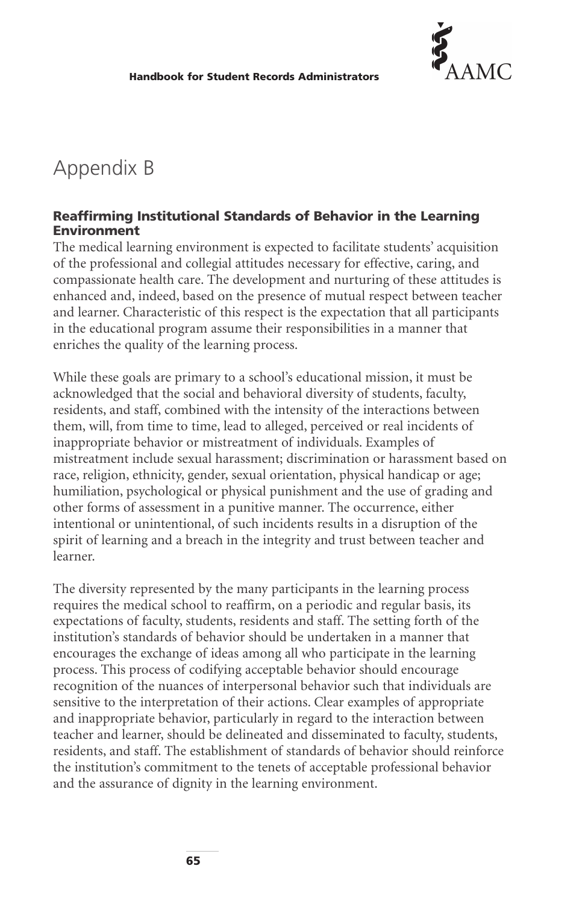# Appendix B

### Reaffirming Institutional Standards of Behavior in the Learning Environment

The medical learning environment is expected to facilitate students' acquisition of the professional and collegial attitudes necessary for effective, caring, and compassionate health care. The development and nurturing of these attitudes is enhanced and, indeed, based on the presence of mutual respect between teacher and learner. Characteristic of this respect is the expectation that all participants in the educational program assume their responsibilities in a manner that enriches the quality of the learning process.

While these goals are primary to a school's educational mission, it must be acknowledged that the social and behavioral diversity of students, faculty, residents, and staff, combined with the intensity of the interactions between them, will, from time to time, lead to alleged, perceived or real incidents of inappropriate behavior or mistreatment of individuals. Examples of mistreatment include sexual harassment; discrimination or harassment based on race, religion, ethnicity, gender, sexual orientation, physical handicap or age; humiliation, psychological or physical punishment and the use of grading and other forms of assessment in a punitive manner. The occurrence, either intentional or unintentional, of such incidents results in a disruption of the spirit of learning and a breach in the integrity and trust between teacher and learner.

The diversity represented by the many participants in the learning process requires the medical school to reaffirm, on a periodic and regular basis, its expectations of faculty, students, residents and staff. The setting forth of the institution's standards of behavior should be undertaken in a manner that encourages the exchange of ideas among all who participate in the learning process. This process of codifying acceptable behavior should encourage recognition of the nuances of interpersonal behavior such that individuals are sensitive to the interpretation of their actions. Clear examples of appropriate and inappropriate behavior, particularly in regard to the interaction between teacher and learner, should be delineated and disseminated to faculty, students, residents, and staff. The establishment of standards of behavior should reinforce the institution's commitment to the tenets of acceptable professional behavior and the assurance of dignity in the learning environment.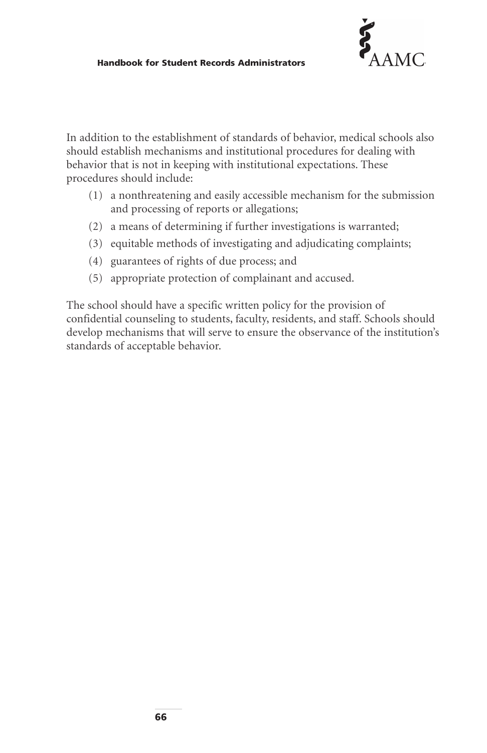In addition to the establishment of standards of behavior, medical schools also should establish mechanisms and institutional procedures for dealing with behavior that is not in keeping with institutional expectations. These procedures should include:

(1) a nonthreatening and easily accessible mechanism for the submission and processing of reports or allegations;

(2) a means of determining if further investigations is warranted;

(3) equitable methods of investigating and adjudicating complaints;

(4) guarantees of rights of due process; and

(5) appropriate protection of complainant and accused.

The school should have a specific written policy for the provision of confidential counseling to students, faculty, residents, and staff. Schools should develop mechanisms that will serve to ensure the observance of the institution's standards of acceptable behavior.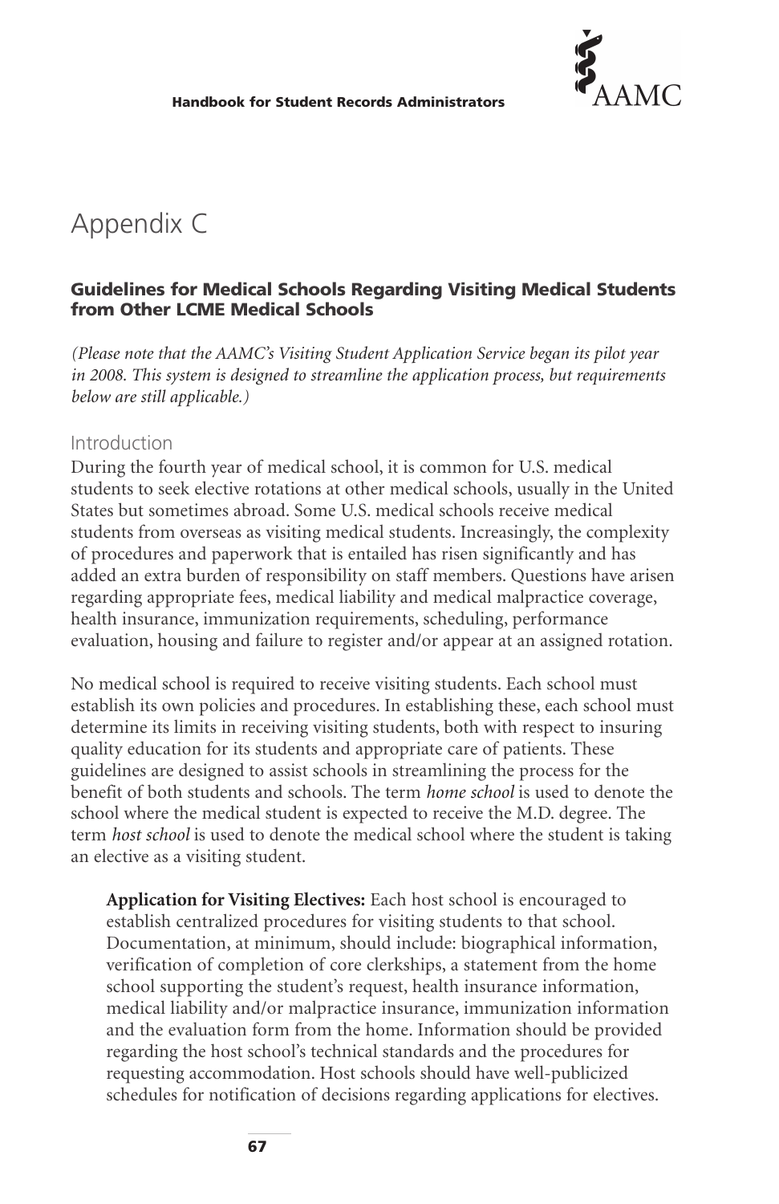# Appendix C

### Guidelines for Medical Schools Regarding Visiting Medical Students from Other LCME Medical Schools

*(Please note that the AAMC's Visiting Student Application Service began its pilot year in 2008. This system is designed to streamline the application process, but requirements below are still applicable.)*

## Introduction

During the fourth year of medical school, it is common for U.S. medical students to seek elective rotations at other medical schools, usually in the United States but sometimes abroad. Some U.S. medical schools receive medical students from overseas as visiting medical students. Increasingly, the complexity of procedures and paperwork that is entailed has risen significantly and has added an extra burden of responsibility on staff members. Questions have arisen regarding appropriate fees, medical liability and medical malpractice coverage, health insurance, immunization requirements, scheduling, performance evaluation, housing and failure to register and/or appear at an assigned rotation.

No medical school is required to receive visiting students. Each school must establish its own policies and procedures. In establishing these, each school must determine its limits in receiving visiting students, both with respect to insuring quality education for its students and appropriate care of patients. These guidelines are designed to assist schools in streamlining the process for the benefit of both students and schools. The term *home school* is used to denote the school where the medical student is expected to receive the M.D. degree. The term *host school* is used to denote the medical school where the student is taking an elective as a visiting student.

**Application for Visiting Electives:** Each host school is encouraged to establish centralized procedures for visiting students to that school. Documentation, at minimum, should include: biographical information, verification of completion of core clerkships, a statement from the home school supporting the student's request, health insurance information, medical liability and/or malpractice insurance, immunization information and the evaluation form from the home. Information should be provided regarding the host school's technical standards and the procedures for requesting accommodation. Host schools should have well-publicized schedules for notification of decisions regarding applications for electives.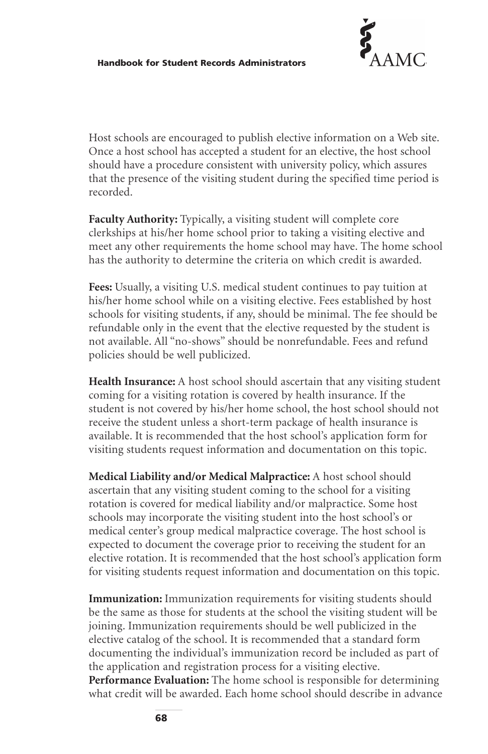Host schools are encouraged to publish elective information on a Web site. Once a host school has accepted a student for an elective, the host school should have a procedure consistent with university policy, which assures that the presence of the visiting student during the specified time period is recorded.

**Faculty Authority:** Typically, a visiting student will complete core clerkships at his/her home school prior to taking a visiting elective and meet any other requirements the home school may have. The home school has the authority to determine the criteria on which credit is awarded.

**Fees:** Usually, a visiting U.S. medical student continues to pay tuition at his/her home school while on a visiting elective. Fees established by host schools for visiting students, if any, should be minimal. The fee should be refundable only in the event that the elective requested by the student is not available. All "no-shows" should be nonrefundable. Fees and refund policies should be well publicized.

**Health Insurance:** A host school should ascertain that any visiting student coming for a visiting rotation is covered by health insurance. If the student is not covered by his/her home school, the host school should not receive the student unless a short-term package of health insurance is available. It is recommended that the host school's application form for visiting students request information and documentation on this topic.

**Medical Liability and/or Medical Malpractice:** A host school should ascertain that any visiting student coming to the school for a visiting rotation is covered for medical liability and/or malpractice. Some host schools may incorporate the visiting student into the host school's or medical center's group medical malpractice coverage. The host school is expected to document the coverage prior to receiving the student for an elective rotation. It is recommended that the host school's application form for visiting students request information and documentation on this topic.

**Immunization:** Immunization requirements for visiting students should be the same as those for students at the school the visiting student will be joining. Immunization requirements should be well publicized in the elective catalog of the school. It is recommended that a standard form documenting the individual's immunization record be included as part of the application and registration process for a visiting elective.

**Performance Evaluation:** The home school is responsible for determining what credit will be awarded. Each home school should describe in advance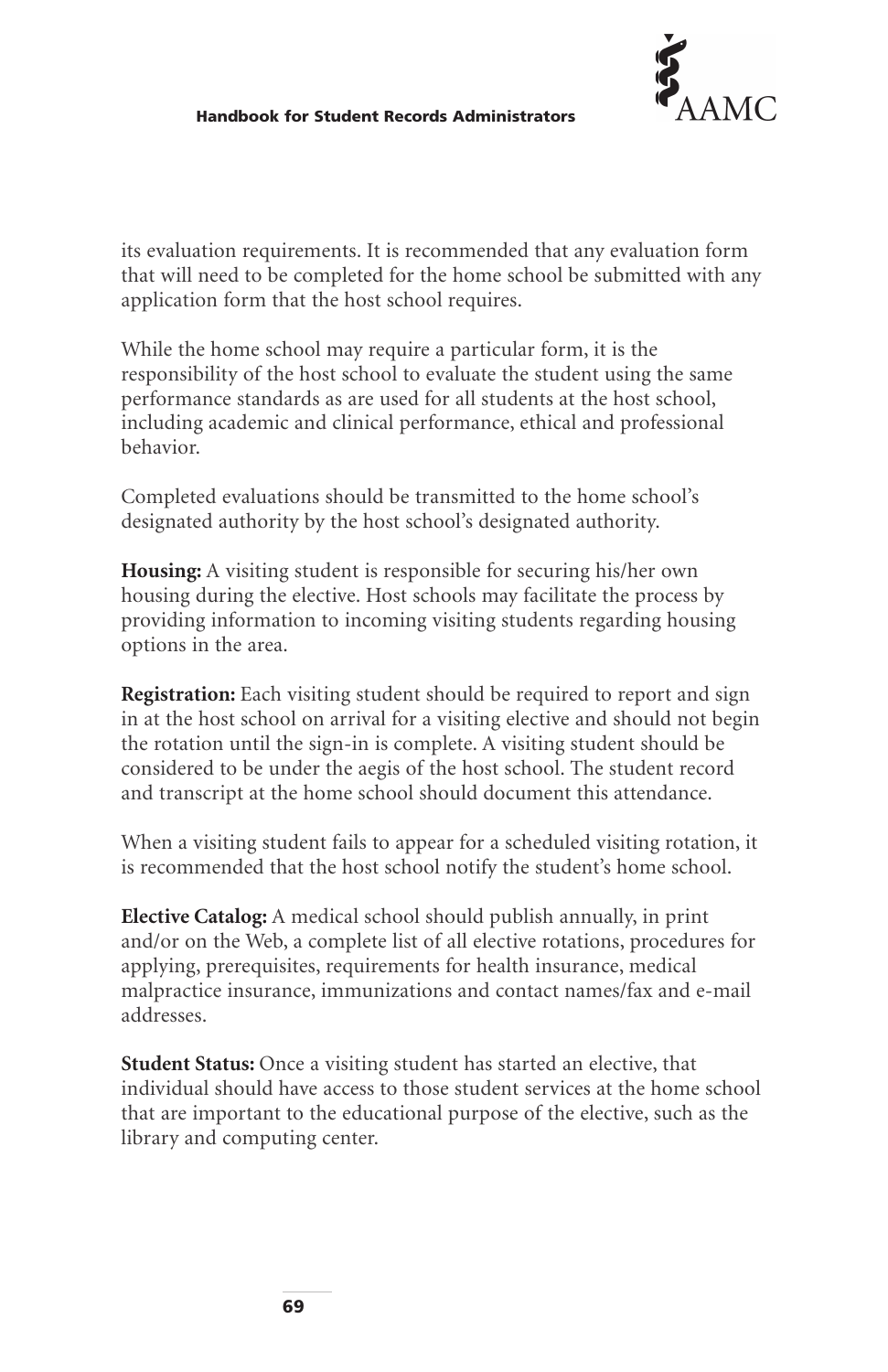its evaluation requirements. It is recommended that any evaluation form that will need to be completed for the home school be submitted with any application form that the host school requires.

While the home school may require a particular form, it is the responsibility of the host school to evaluate the student using the same performance standards as are used for all students at the host school, including academic and clinical performance, ethical and professional behavior.

Completed evaluations should be transmitted to the home school's designated authority by the host school's designated authority.

**Housing:** A visiting student is responsible for securing his/her own housing during the elective. Host schools may facilitate the process by providing information to incoming visiting students regarding housing options in the area.

**Registration:** Each visiting student should be required to report and sign in at the host school on arrival for a visiting elective and should not begin the rotation until the sign-in is complete. A visiting student should be considered to be under the aegis of the host school. The student record and transcript at the home school should document this attendance.

When a visiting student fails to appear for a scheduled visiting rotation, it is recommended that the host school notify the student's home school.

**Elective Catalog:** A medical school should publish annually, in print and/or on the Web, a complete list of all elective rotations, procedures for applying, prerequisites, requirements for health insurance, medical malpractice insurance, immunizations and contact names/fax and e-mail addresses.

**Student Status:** Once a visiting student has started an elective, that individual should have access to those student services at the home school that are important to the educational purpose of the elective, such as the library and computing center.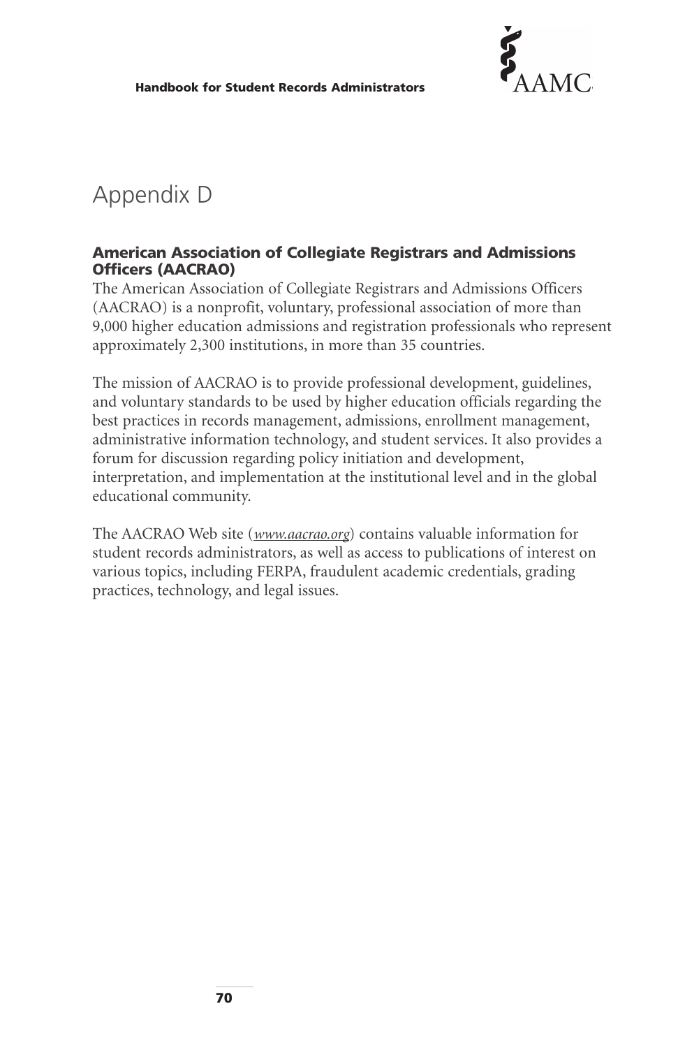# Appendix D

## American Association of Collegiate Registrars and Admissions Officers (AACRAO)

The American Association of Collegiate Registrars and Admissions Officers (AACRAO) is a nonprofit, voluntary, professional association of more than 9,000 higher education admissions and registration professionals who represent approximately 2,300 institutions, in more than 35 countries.

The mission of AACRAO is to provide professional development, guidelines, and voluntary standards to be used by higher education officials regarding the best practices in records management, admissions, enrollment management, administrative information technology, and student services. It also provides a forum for discussion regarding policy initiation and development, interpretation, and implementation at the institutional level and in the global educational community.

The AACRAO Web site (*www.aacrao.org*) contains valuable information for student records administrators, as well as access to publications of interest on various topics, including FERPA, fraudulent academic credentials, grading practices, technology, and legal issues.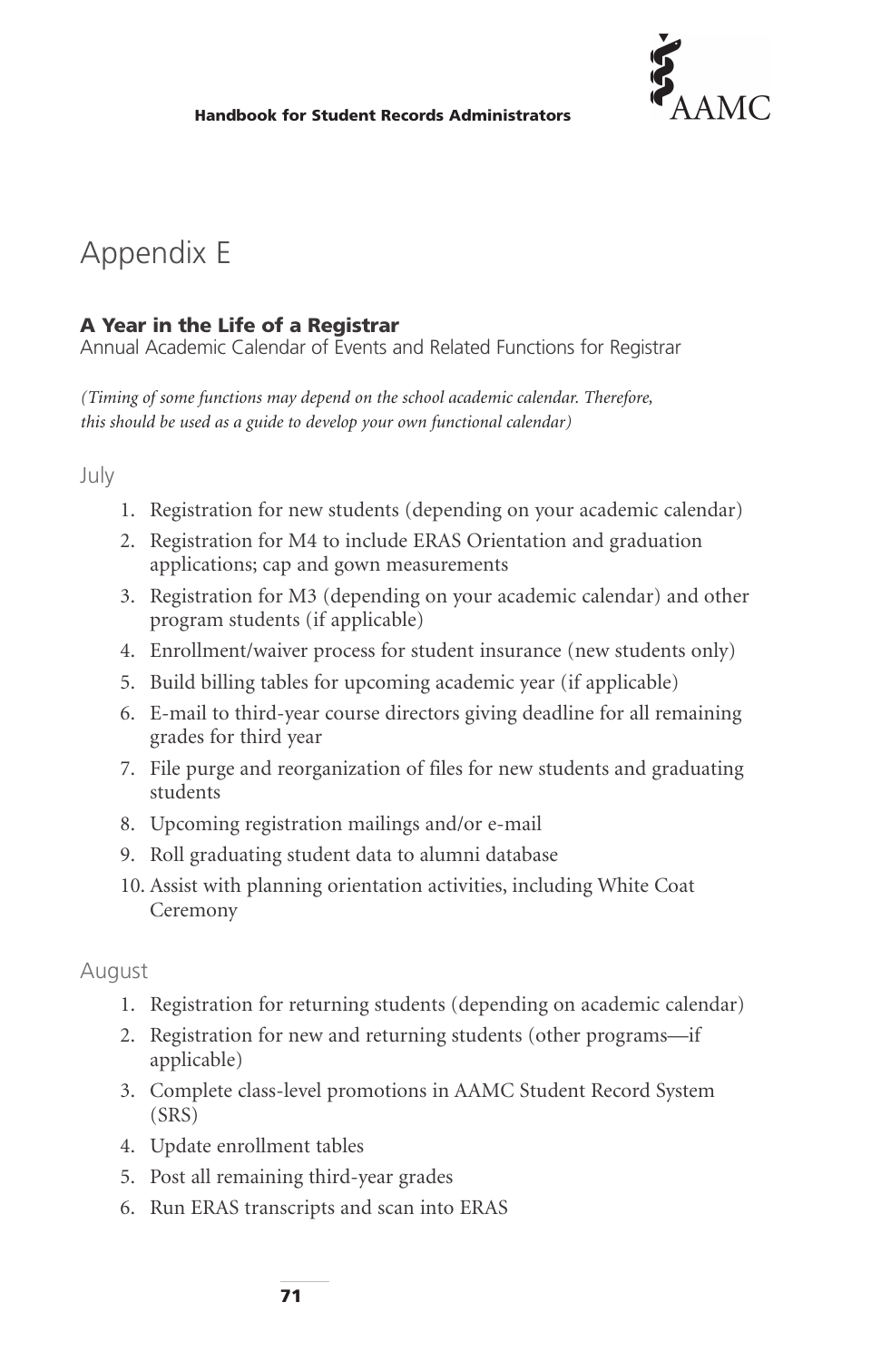# Appendix E

### A Year in the Life of a Registrar

Annual Academic Calendar of Events and Related Functions for Registrar

*(Timing of some functions may depend on the school academic calendar. Therefore, this should be used as a guide to develop your own functional calendar)*

## July

1. Registration for new students (depending on your academic calendar)
2. Registration for M4 to include ERAS Orientation and graduation applications; cap and gown measurements
3. Registration for M3 (depending on your academic calendar) and other program students (if applicable)
4. Enrollment/waiver process for student insurance (new students only)
5. Build billing tables for upcoming academic year (if applicable)
6. E-mail to third-year course directors giving deadline for all remaining grades for third year
7. File purge and reorganization of files for new students and graduating students
8. Upcoming registration mailings and/or e-mail
9. Roll graduating student data to alumni database
10. Assist with planning orientation activities, including White Coat Ceremony

## August

1. Registration for returning students (depending on academic calendar)
2. Registration for new and returning students (other programs—if applicable)
3. Complete class-level promotions in AAMC Student Record System (SRS)
4. Update enrollment tables
5. Post all remaining third-year grades
6. Run ERAS transcripts and scan into ERAS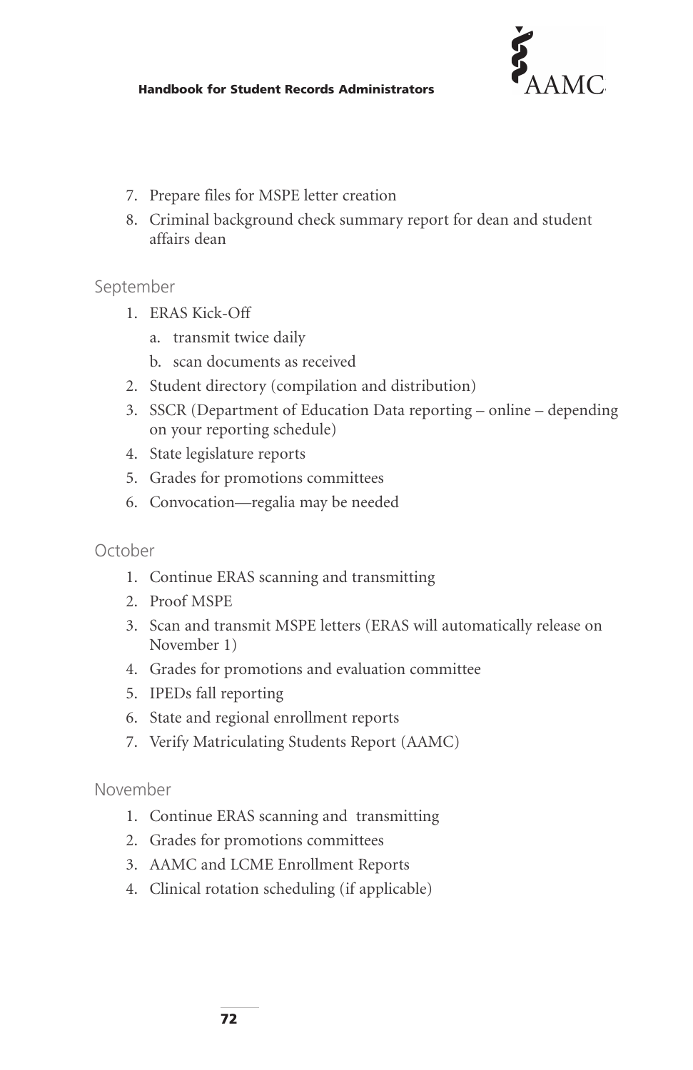7. Prepare files for MSPE letter creation
8. Criminal background check summary report for dean and student affairs dean

### September

1. ERAS Kick-Off
   a. transmit twice daily
   b. scan documents as received
2. Student directory (compilation and distribution)
3. SSCR (Department of Education Data reporting – online – depending on your reporting schedule)
4. State legislature reports
5. Grades for promotions committees
6. Convocation—regalia may be needed

### October

1. Continue ERAS scanning and transmitting
2. Proof MSPE
3. Scan and transmit MSPE letters (ERAS will automatically release on November 1)
4. Grades for promotions and evaluation committee
5. IPEDs fall reporting
6. State and regional enrollment reports
7. Verify Matriculating Students Report (AAMC)

### November

1. Continue ERAS scanning and transmitting
2. Grades for promotions committees
3. AAMC and LCME Enrollment Reports
4. Clinical rotation scheduling (if applicable)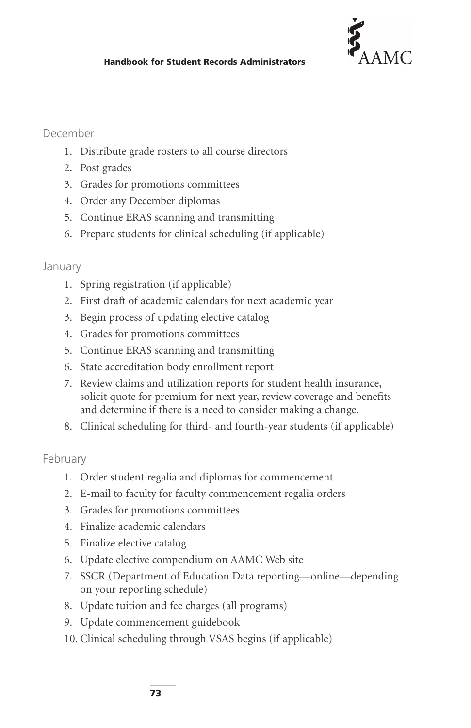### December

1. Distribute grade rosters to all course directors
2. Post grades
3. Grades for promotions committees
4. Order any December diplomas
5. Continue ERAS scanning and transmitting
6. Prepare students for clinical scheduling (if applicable)

### January

1. Spring registration (if applicable)
2. First draft of academic calendars for next academic year
3. Begin process of updating elective catalog
4. Grades for promotions committees
5. Continue ERAS scanning and transmitting
6. State accreditation body enrollment report
7. Review claims and utilization reports for student health insurance, solicit quote for premium for next year, review coverage and benefits and determine if there is a need to consider making a change.
8. Clinical scheduling for third- and fourth-year students (if applicable)

### February

1. Order student regalia and diplomas for commencement
2. E-mail to faculty for faculty commencement regalia orders
3. Grades for promotions committees
4. Finalize academic calendars
5. Finalize elective catalog
6. Update elective compendium on AAMC Web site
7. SSCR (Department of Education Data reporting—online—depending on your reporting schedule)
8. Update tuition and fee charges (all programs)
9. Update commencement guidebook
10. Clinical scheduling through VSAS begins (if applicable)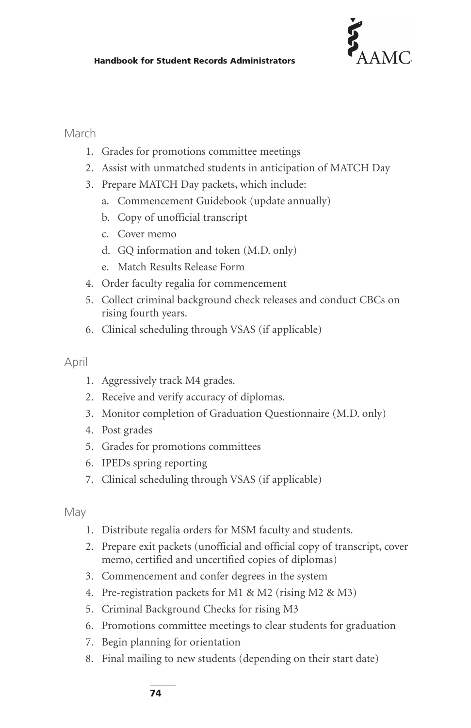## March

1. Grades for promotions committee meetings
2. Assist with unmatched students in anticipation of MATCH Day
3. Prepare MATCH Day packets, which include:
   a. Commencement Guidebook (update annually)
   b. Copy of unofficial transcript
   c. Cover memo
   d. GQ information and token (M.D. only)
   e. Match Results Release Form
4. Order faculty regalia for commencement
5. Collect criminal background check releases and conduct CBCs on rising fourth years.
6. Clinical scheduling through VSAS (if applicable)

## April

1. Aggressively track M4 grades.
2. Receive and verify accuracy of diplomas.
3. Monitor completion of Graduation Questionnaire (M.D. only)
4. Post grades
5. Grades for promotions committees
6. IPEDs spring reporting
7. Clinical scheduling through VSAS (if applicable)

## May

1. Distribute regalia orders for MSM faculty and students.
2. Prepare exit packets (unofficial and official copy of transcript, cover memo, certified and uncertified copies of diplomas)
3. Commencement and confer degrees in the system
4. Pre-registration packets for M1 & M2 (rising M2 & M3)
5. Criminal Background Checks for rising M3
6. Promotions committee meetings to clear students for graduation
7. Begin planning for orientation
8. Final mailing to new students (depending on their start date)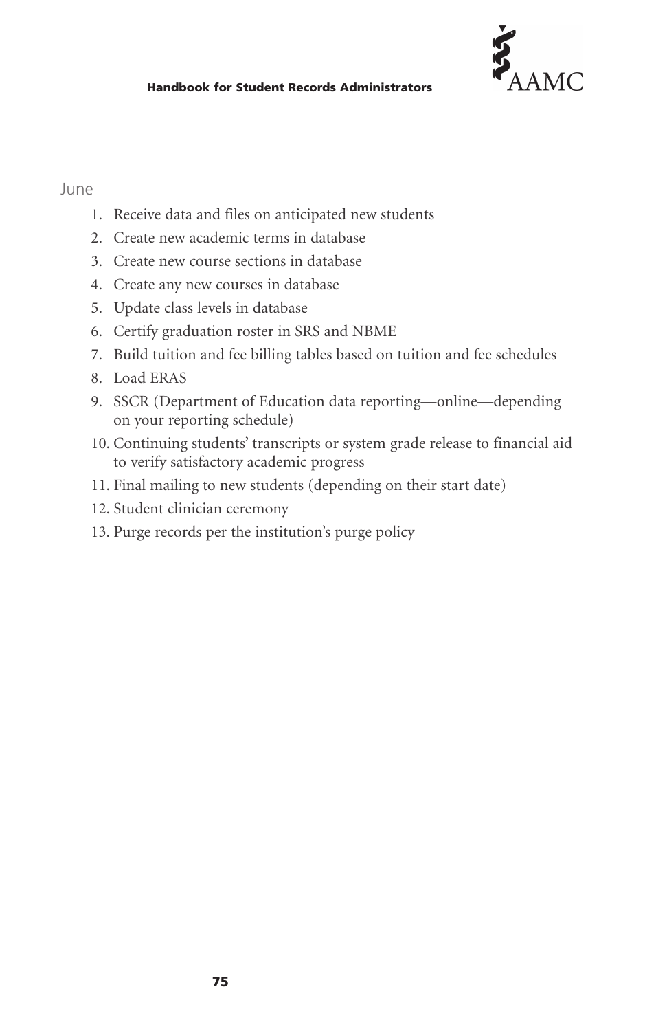June

1. Receive data and files on anticipated new students
2. Create new academic terms in database
3. Create new course sections in database
4. Create any new courses in database
5. Update class levels in database
6. Certify graduation roster in SRS and NBME
7. Build tuition and fee billing tables based on tuition and fee schedules
8. Load ERAS
9. SSCR (Department of Education data reporting—online—depending on your reporting schedule)
10. Continuing students' transcripts or system grade release to financial aid to verify satisfactory academic progress
11. Final mailing to new students (depending on their start date)
12. Student clinician ceremony
13. Purge records per the institution's purge policy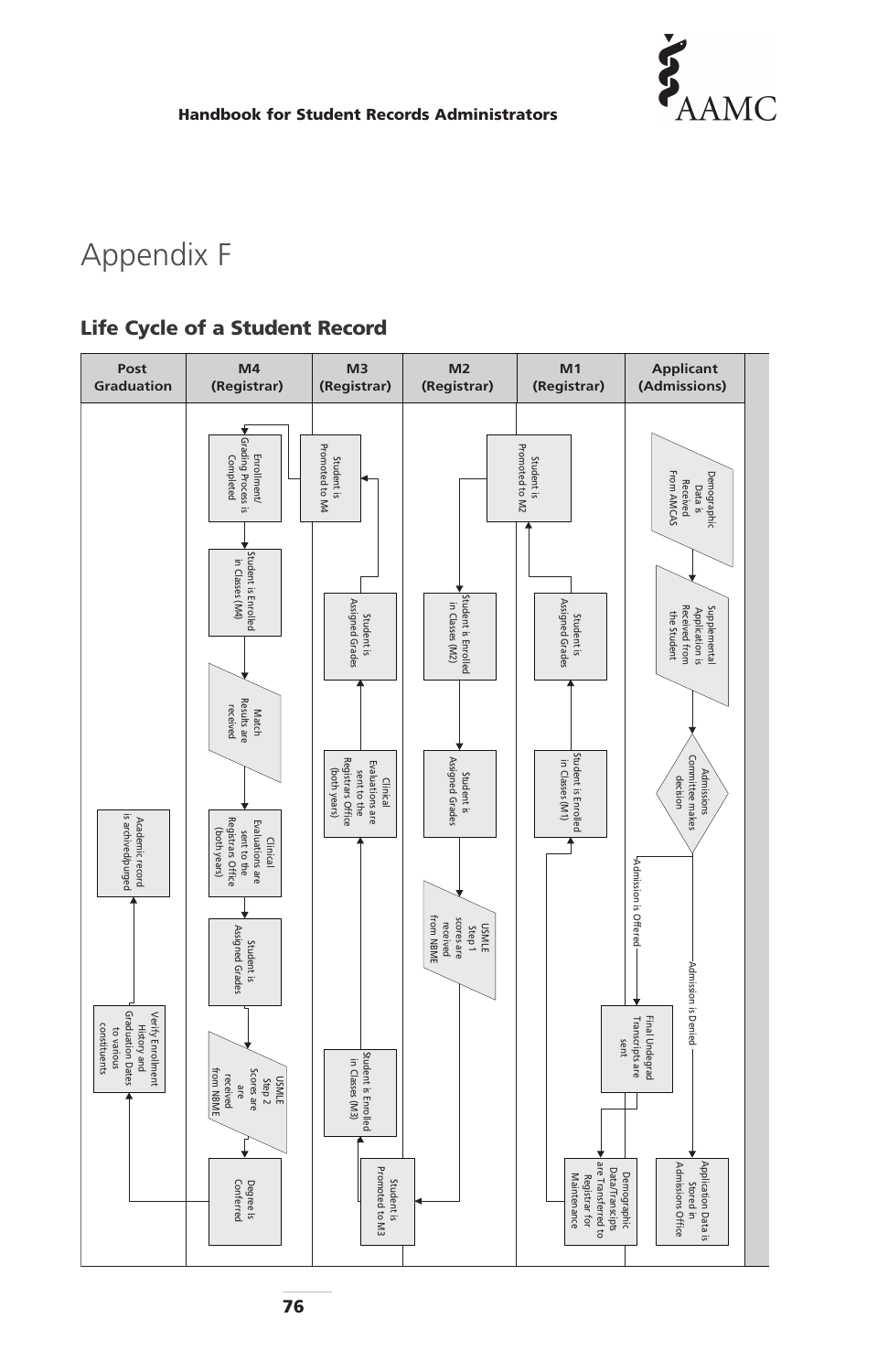# Appendix F

## Life Cycle of a Student Record

| Post Graduation | M4 (Registrar) | M3 (Registrar) | M2 (Registrar) | M1 (Registrar) | Applicant (Admissions) |
|---|---|---|---|---|---|
| Academic record is archived/purged | Enrollment/ Grading Process is Completed | Student is Promoted to M4 | Student is Enrolled in Classes (M2) | Student is Promoted to M2 | Demographic Data is Received From AMCAS |
| Verify Enrollment History and Graduation Dates to various constituents | Student is Enrolled in Classes (M4) | Student is Assigned Grades | Student is Assigned Grades | Student is Assigned Grades | Supplemental Application is Received from the Student |
| | Match Results are received | Clinical Evaluations are sent to the Registrars Office (both years) | USMLE Step 1 scores are received from NBME | Student is Enrolled in Classes (M1) | Admissions Committee makes decision |
| | Clinical Evaluations are sent to the Registrars Office (both years) | Student is Enrolled in Classes (M3) | | Demographic Data/Transcripts are Transferred to Registrar for Maintenance | Admission is Offered → Final Undegrad Transcripts are sent |
| | Student is Assigned Grades | Student is Promoted to M3 | | | Admission is Denied → Application Data is Stored in Admissions Office |
| | USMLE Step 2 Scores are received from NBME | | | | |
| | Degree is Conferred | | | | |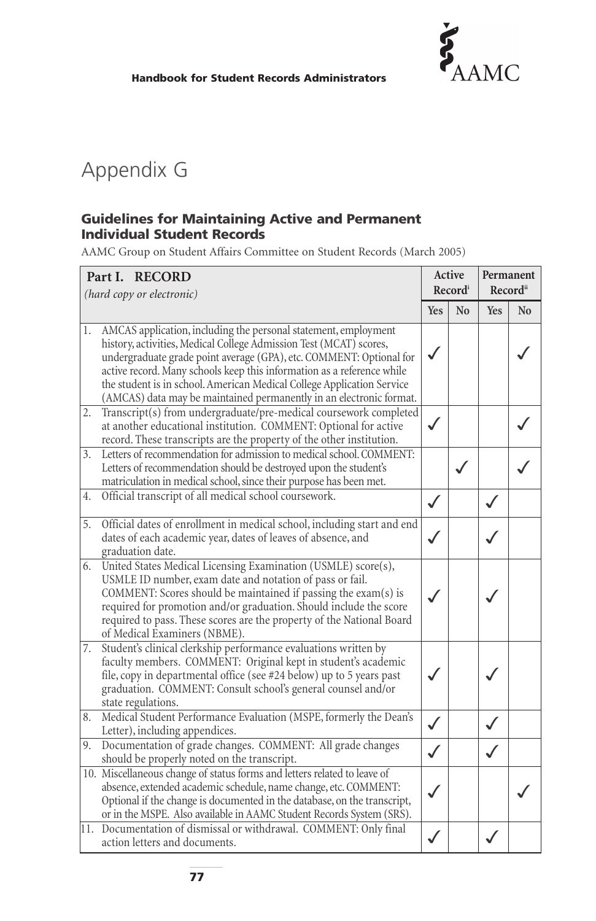# Appendix G

## Guidelines for Maintaining Active and Permanent Individual Student Records

AAMC Group on Student Affairs Committee on Student Records (March 2005)

| Part I. RECORD *(hard copy or electronic)* | Active Record[i] | | Permanent Record[ii] | |
|---|---|---|---|---|
| | Yes | No | Yes | No |
| 1. AMCAS application, including the personal statement, employment history, activities, Medical College Admission Test (MCAT) scores, undergraduate grade point average (GPA), etc. COMMENT: Optional for active record. Many schools keep this information as a reference while the student is in school. American Medical College Application Service (AMCAS) data may be maintained permanently in an electronic format. | ✓ | | | ✓ |
| 2. Transcript(s) from undergraduate/pre-medical coursework completed at another educational institution. COMMENT: Optional for active record. These transcripts are the property of the other institution. | ✓ | | | ✓ |
| 3. Letters of recommendation for admission to medical school. COMMENT: Letters of recommendation should be destroyed upon the student's matriculation in medical school, since their purpose has been met. | | ✓ | | ✓ |
| 4. Official transcript of all medical school coursework. | ✓ | | ✓ | |
| 5. Official dates of enrollment in medical school, including start and end dates of each academic year, dates of leaves of absence, and graduation date. | ✓ | | ✓ | |
| 6. United States Medical Licensing Examination (USMLE) score(s), USMLE ID number, exam date and notation of pass or fail. COMMENT: Scores should be maintained if passing the exam(s) is required for promotion and/or graduation. Should include the score required to pass. These scores are the property of the National Board of Medical Examiners (NBME). | ✓ | | ✓ | |
| 7. Student's clinical clerkship performance evaluations written by faculty members. COMMENT: Original kept in student's academic file, copy in departmental office (see #24 below) up to 5 years past graduation. COMMENT: Consult school's general counsel and/or state regulations. | ✓ | | ✓ | |
| 8. Medical Student Performance Evaluation (MSPE, formerly the Dean's Letter), including appendices. | ✓ | | ✓ | |
| 9. Documentation of grade changes. COMMENT: All grade changes should be properly noted on the transcript. | ✓ | | ✓ | |
| 10. Miscellaneous change of status forms and letters related to leave of absence, extended academic schedule, name change, etc. COMMENT: Optional if the change is documented in the database, on the transcript, or in the MSPE. Also available in AAMC Student Records System (SRS). | ✓ | | | ✓ |
| 11. Documentation of dismissal or withdrawal. COMMENT: Only final action letters and documents. | ✓ | | ✓ | |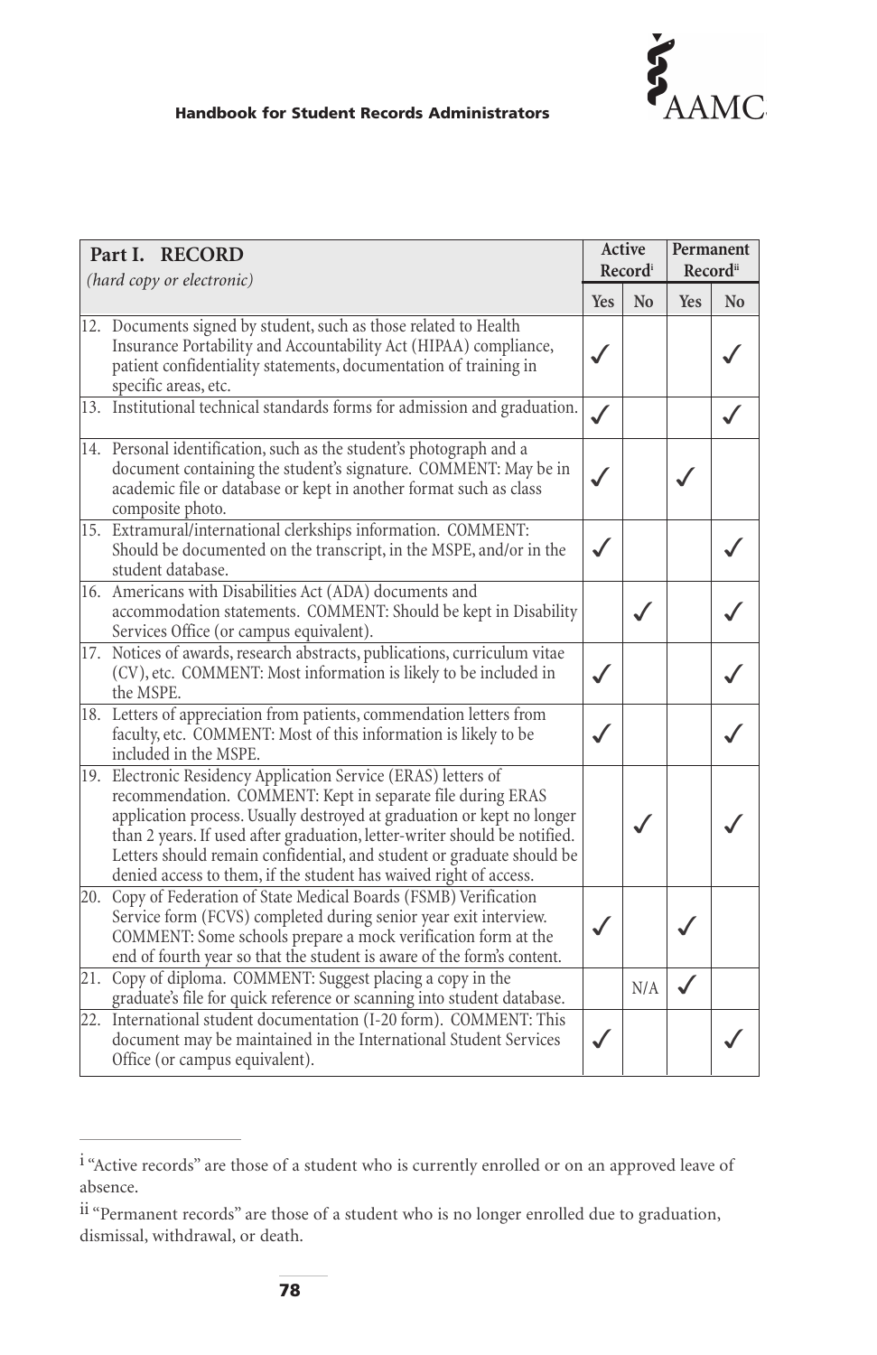| Part I. RECORD *(hard copy or electronic)* | Active Record[i] | | Permanent Record[ii] | |
|---|---|---|---|---|
| | Yes | No | Yes | No |
| 12. Documents signed by student, such as those related to Health Insurance Portability and Accountability Act (HIPAA) compliance, patient confidentiality statements, documentation of training in specific areas, etc. | ✓ | | | ✓ |
| 13. Institutional technical standards forms for admission and graduation. | ✓ | | | ✓ |
| 14. Personal identification, such as the student's photograph and a document containing the student's signature. COMMENT: May be in academic file or database or kept in another format such as class composite photo. | ✓ | | ✓ | |
| 15. Extramural/international clerkships information. COMMENT: Should be documented on the transcript, in the MSPE, and/or in the student database. | ✓ | | | ✓ |
| 16. Americans with Disabilities Act (ADA) documents and accommodation statements. COMMENT: Should be kept in Disability Services Office (or campus equivalent). | | ✓ | | ✓ |
| 17. Notices of awards, research abstracts, publications, curriculum vitae (CV), etc. COMMENT: Most information is likely to be included in the MSPE. | ✓ | | | ✓ |
| 18. Letters of appreciation from patients, commendation letters from faculty, etc. COMMENT: Most of this information is likely to be included in the MSPE. | ✓ | | | ✓ |
| 19. Electronic Residency Application Service (ERAS) letters of recommendation. COMMENT: Kept in separate file during ERAS application process. Usually destroyed at graduation or kept no longer than 2 years. If used after graduation, letter-writer should be notified. Letters should remain confidential, and student or graduate should be denied access to them, if the student has waived right of access. | | ✓ | | ✓ |
| 20. Copy of Federation of State Medical Boards (FSMB) Verification Service form (FCVS) completed during senior year exit interview. COMMENT: Some schools prepare a mock verification form at the end of fourth year so that the student is aware of the form's content. | ✓ | | ✓ | |
| 21. Copy of diploma. COMMENT: Suggest placing a copy in the graduate's file for quick reference or scanning into student database. | | N/A | ✓ | |
| 22. International student documentation (I-20 form). COMMENT: This document may be maintained in the International Student Services Office (or campus equivalent). | ✓ | | | ✓ |

[i] "Active records" are those of a student who is currently enrolled or on an approved leave of absence.

[ii] "Permanent records" are those of a student who is no longer enrolled due to graduation, dismissal, withdrawal, or death.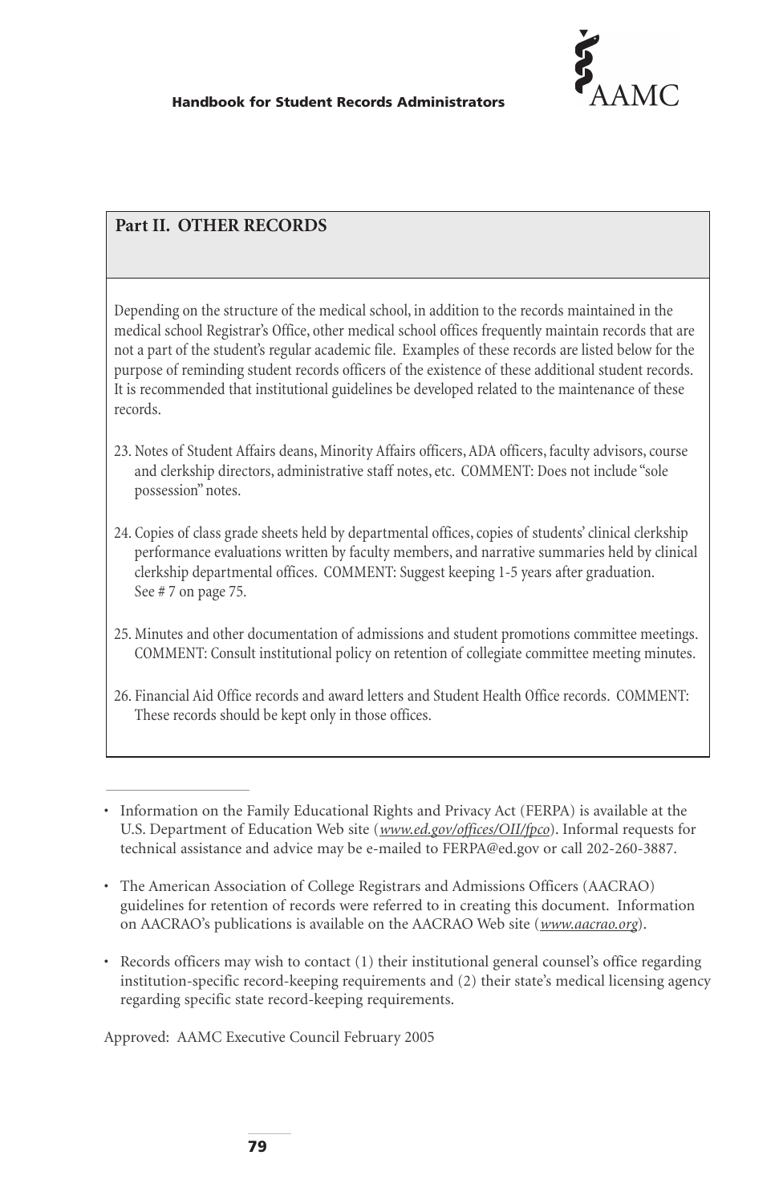## Part II. OTHER RECORDS

Depending on the structure of the medical school, in addition to the records maintained in the medical school Registrar's Office, other medical school offices frequently maintain records that are not a part of the student's regular academic file. Examples of these records are listed below for the purpose of reminding student records officers of the existence of these additional student records. It is recommended that institutional guidelines be developed related to the maintenance of these records.

23. Notes of Student Affairs deans, Minority Affairs officers, ADA officers, faculty advisors, course and clerkship directors, administrative staff notes, etc. COMMENT: Does not include "sole possession" notes.

24. Copies of class grade sheets held by departmental offices, copies of students' clinical clerkship performance evaluations written by faculty members, and narrative summaries held by clinical clerkship departmental offices. COMMENT: Suggest keeping 1-5 years after graduation. See # 7 on page 75.

25. Minutes and other documentation of admissions and student promotions committee meetings. COMMENT: Consult institutional policy on retention of collegiate committee meeting minutes.

26. Financial Aid Office records and award letters and Student Health Office records. COMMENT: These records should be kept only in those offices.

---

- Information on the Family Educational Rights and Privacy Act (FERPA) is available at the U.S. Department of Education Web site (*www.ed.gov/offices/OII/fpco*). Informal requests for technical assistance and advice may be e-mailed to FERPA@ed.gov or call 202-260-3887.

- The American Association of College Registrars and Admissions Officers (AACRAO) guidelines for retention of records were referred to in creating this document. Information on AACRAO's publications is available on the AACRAO Web site (*www.aacrao.org*).

- Records officers may wish to contact (1) their institutional general counsel's office regarding institution-specific record-keeping requirements and (2) their state's medical licensing agency regarding specific state record-keeping requirements.

Approved: AAMC Executive Council February 2005